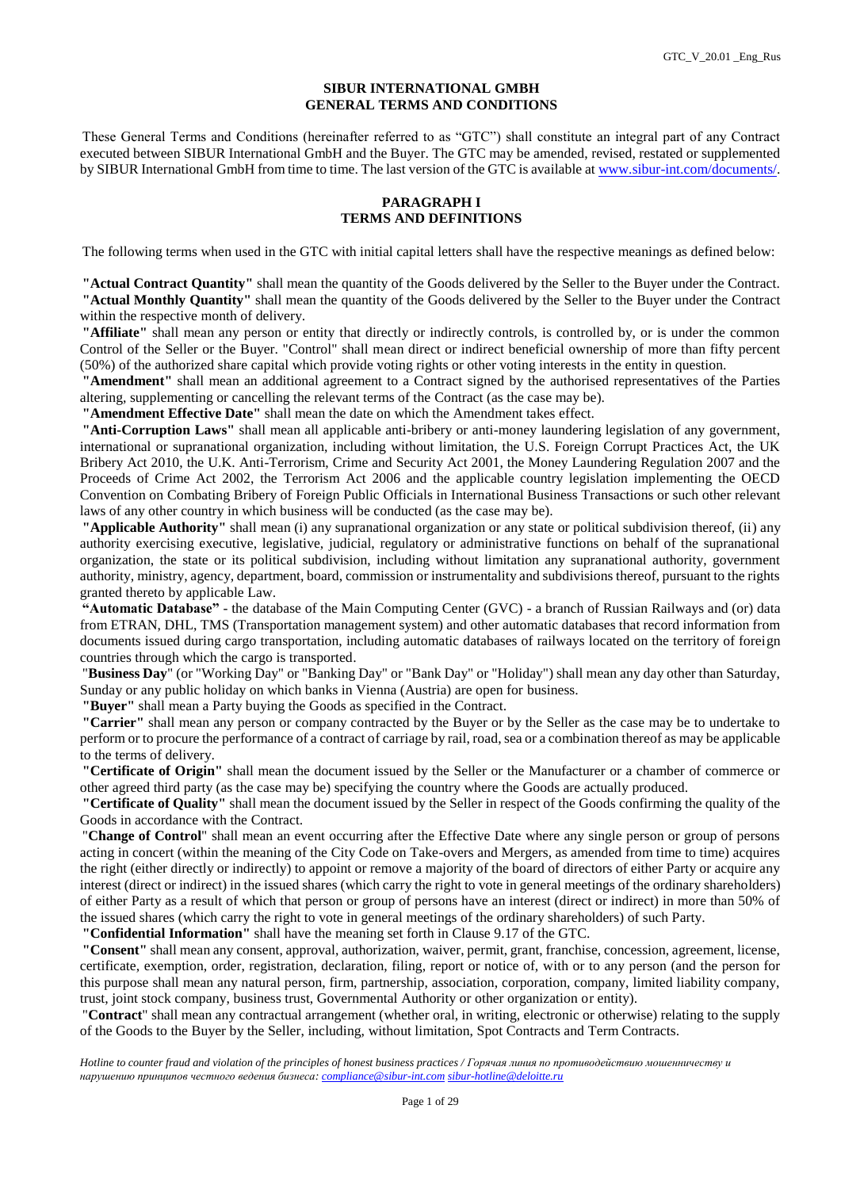# SIBUR INTERNATIONAL GMBH
# GENERAL TERMS AND CONDITIONS

These General Terms and Conditions (hereinafter referred to as "GTC") shall constitute an integral part of any Contract executed between SIBUR International GmbH and the Buyer. The GTC may be amended, revised, restated or supplemented by SIBUR International GmbH from time to time. The last version of the GTC is available at www.sibur-int.com/documents/.

## PARAGRAPH I
## TERMS AND DEFINITIONS

The following terms when used in the GTC with initial capital letters shall have the respective meanings as defined below:

**"Actual Contract Quantity"** shall mean the quantity of the Goods delivered by the Seller to the Buyer under the Contract.

**"Actual Monthly Quantity"** shall mean the quantity of the Goods delivered by the Seller to the Buyer under the Contract within the respective month of delivery.

**"Affiliate"** shall mean any person or entity that directly or indirectly controls, is controlled by, or is under the common Control of the Seller or the Buyer. "Control" shall mean direct or indirect beneficial ownership of more than fifty percent (50%) of the authorized share capital which provide voting rights or other voting interests in the entity in question.

**"Amendment"** shall mean an additional agreement to a Contract signed by the authorised representatives of the Parties altering, supplementing or cancelling the relevant terms of the Contract (as the case may be).

**"Amendment Effective Date"** shall mean the date on which the Amendment takes effect.

**"Anti-Corruption Laws"** shall mean all applicable anti-bribery or anti-money laundering legislation of any government, international or supranational organization, including without limitation, the U.S. Foreign Corrupt Practices Act, the UK Bribery Act 2010, the U.K. Anti-Terrorism, Crime and Security Act 2001, the Money Laundering Regulation 2007 and the Proceeds of Crime Act 2002, the Terrorism Act 2006 and the applicable country legislation implementing the OECD Convention on Combating Bribery of Foreign Public Officials in International Business Transactions or such other relevant laws of any other country in which business will be conducted (as the case may be).

**"Applicable Authority"** shall mean (i) any supranational organization or any state or political subdivision thereof, (ii) any authority exercising executive, legislative, judicial, regulatory or administrative functions on behalf of the supranational organization, the state or its political subdivision, including without limitation any supranational authority, government authority, ministry, agency, department, board, commission or instrumentality and subdivisions thereof, pursuant to the rights granted thereto by applicable Law.

**"Automatic Database"** - the database of the Main Computing Center (GVC) - a branch of Russian Railways and (or) data from ETRAN, DHL, TMS (Transportation management system) and other automatic databases that record information from documents issued during cargo transportation, including automatic databases of railways located on the territory of foreign countries through which the cargo is transported.

"**Business Day**" (or "Working Day" or "Banking Day" or "Bank Day" or "Holiday") shall mean any day other than Saturday, Sunday or any public holiday on which banks in Vienna (Austria) are open for business.

**"Buyer"** shall mean a Party buying the Goods as specified in the Contract.

**"Carrier"** shall mean any person or company contracted by the Buyer or by the Seller as the case may be to undertake to perform or to procure the performance of a contract of carriage by rail, road, sea or a combination thereof as may be applicable to the terms of delivery.

**"Certificate of Origin"** shall mean the document issued by the Seller or the Manufacturer or a chamber of commerce or other agreed third party (as the case may be) specifying the country where the Goods are actually produced.

**"Certificate of Quality"** shall mean the document issued by the Seller in respect of the Goods confirming the quality of the Goods in accordance with the Contract.

"**Change of Control**" shall mean an event occurring after the Effective Date where any single person or group of persons acting in concert (within the meaning of the City Code on Take-overs and Mergers, as amended from time to time) acquires the right (either directly or indirectly) to appoint or remove a majority of the board of directors of either Party or acquire any interest (direct or indirect) in the issued shares (which carry the right to vote in general meetings of the ordinary shareholders) of either Party as a result of which that person or group of persons have an interest (direct or indirect) in more than 50% of the issued shares (which carry the right to vote in general meetings of the ordinary shareholders) of such Party.

**"Confidential Information"** shall have the meaning set forth in Clause 9.17 of the GTC.

**"Consent"** shall mean any consent, approval, authorization, waiver, permit, grant, franchise, concession, agreement, license, certificate, exemption, order, registration, declaration, filing, report or notice of, with or to any person (and the person for this purpose shall mean any natural person, firm, partnership, association, corporation, company, limited liability company, trust, joint stock company, business trust, Governmental Authority or other organization or entity).

"**Contract**" shall mean any contractual arrangement (whether oral, in writing, electronic or otherwise) relating to the supply of the Goods to the Buyer by the Seller, including, without limitation, Spot Contracts and Term Contracts.

*Hotline to counter fraud and violation of the principles of honest business practices / Горячая линия по противодействию мошенничеству и нарушению принципов честного ведения бизнеса: compliance@sibur-int.com sibur-hotline@deloitte.ru*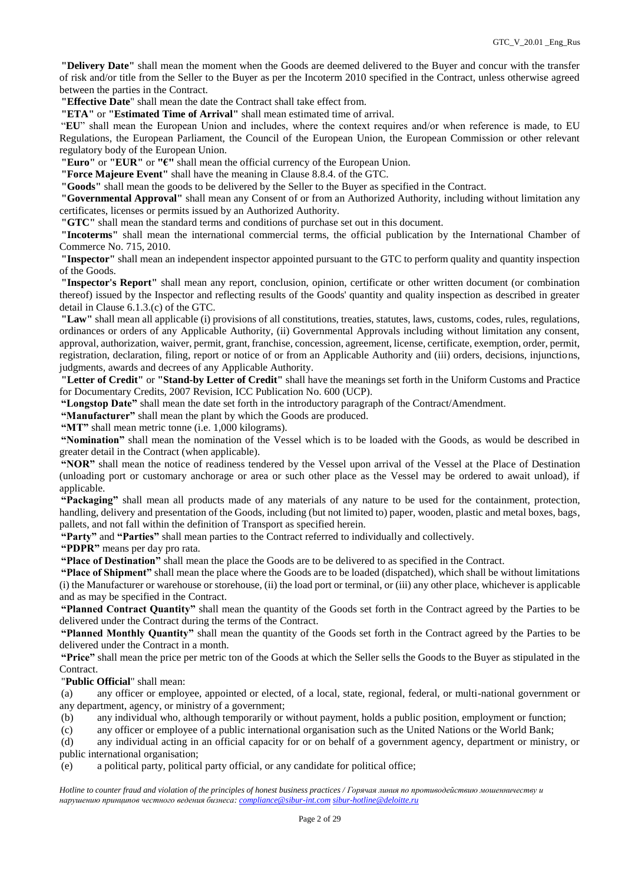**"Delivery Date"** shall mean the moment when the Goods are deemed delivered to the Buyer and concur with the transfer of risk and/or title from the Seller to the Buyer as per the Incoterm 2010 specified in the Contract, unless otherwise agreed between the parties in the Contract.

**"Effective Date"** shall mean the date the Contract shall take effect from.

**"ETA"** or **"Estimated Time of Arrival"** shall mean estimated time of arrival.

"**EU**" shall mean the European Union and includes, where the context requires and/or when reference is made, to EU Regulations, the European Parliament, the Council of the European Union, the European Commission or other relevant regulatory body of the European Union.

**"Euro"** or **"EUR"** or **"€"** shall mean the official currency of the European Union.

**"Force Majeure Event"** shall have the meaning in Clause 8.8.4. of the GTC.

**"Goods"** shall mean the goods to be delivered by the Seller to the Buyer as specified in the Contract.

**"Governmental Approval"** shall mean any Consent of or from an Authorized Authority, including without limitation any certificates, licenses or permits issued by an Authorized Authority.

**"GTC"** shall mean the standard terms and conditions of purchase set out in this document.

**"Incoterms"** shall mean the international commercial terms, the official publication by the International Chamber of Commerce No. 715, 2010.

**"Inspector"** shall mean an independent inspector appointed pursuant to the GTC to perform quality and quantity inspection of the Goods.

**"Inspector's Report"** shall mean any report, conclusion, opinion, certificate or other written document (or combination thereof) issued by the Inspector and reflecting results of the Goods' quantity and quality inspection as described in greater detail in Clause 6.1.3.(c) of the GTC.

**"Law"** shall mean all applicable (i) provisions of all constitutions, treaties, statutes, laws, customs, codes, rules, regulations, ordinances or orders of any Applicable Authority, (ii) Governmental Approvals including without limitation any consent, approval, authorization, waiver, permit, grant, franchise, concession, agreement, license, certificate, exemption, order, permit, registration, declaration, filing, report or notice of or from an Applicable Authority and (iii) orders, decisions, injunctions, judgments, awards and decrees of any Applicable Authority.

**"Letter of Credit"** or **"Stand-by Letter of Credit"** shall have the meanings set forth in the Uniform Customs and Practice for Documentary Credits, 2007 Revision, ICC Publication No. 600 (UCP).

**"Longstop Date"** shall mean the date set forth in the introductory paragraph of the Contract/Amendment.

**"Manufacturer"** shall mean the plant by which the Goods are produced.

**"MT"** shall mean metric tonne (i.e. 1,000 kilograms).

**"Nomination"** shall mean the nomination of the Vessel which is to be loaded with the Goods, as would be described in greater detail in the Contract (when applicable).

**"NOR"** shall mean the notice of readiness tendered by the Vessel upon arrival of the Vessel at the Place of Destination (unloading port or customary anchorage or area or such other place as the Vessel may be ordered to await unload), if applicable.

**"Packaging"** shall mean all products made of any materials of any nature to be used for the containment, protection, handling, delivery and presentation of the Goods, including (but not limited to) paper, wooden, plastic and metal boxes, bags, pallets, and not fall within the definition of Transport as specified herein.

**"Party"** and **"Parties"** shall mean parties to the Contract referred to individually and collectively.

**"PDPR"** means per day pro rata.

**"Place of Destination"** shall mean the place the Goods are to be delivered to as specified in the Contract.

**"Place of Shipment"** shall mean the place where the Goods are to be loaded (dispatched), which shall be without limitations (i) the Manufacturer or warehouse or storehouse, (ii) the load port or terminal, or (iii) any other place, whichever is applicable and as may be specified in the Contract.

**"Planned Contract Quantity"** shall mean the quantity of the Goods set forth in the Contract agreed by the Parties to be delivered under the Contract during the terms of the Contract.

**"Planned Monthly Quantity"** shall mean the quantity of the Goods set forth in the Contract agreed by the Parties to be delivered under the Contract in a month.

**"Price"** shall mean the price per metric ton of the Goods at which the Seller sells the Goods to the Buyer as stipulated in the Contract.

"**Public Official**" shall mean:

(a) any officer or employee, appointed or elected, of a local, state, regional, federal, or multi-national government or any department, agency, or ministry of a government;

(b) any individual who, although temporarily or without payment, holds a public position, employment or function;

(c) any officer or employee of a public international organisation such as the United Nations or the World Bank;

(d) any individual acting in an official capacity for or on behalf of a government agency, department or ministry, or public international organisation;

(e) a political party, political party official, or any candidate for political office;

*Hotline to counter fraud and violation of the principles of honest business practices / Горячая линия по противодействию мошенничеству и нарушению принципов честного ведения бизнеса: compliance@sibur-int.com sibur-hotline@deloitte.ru*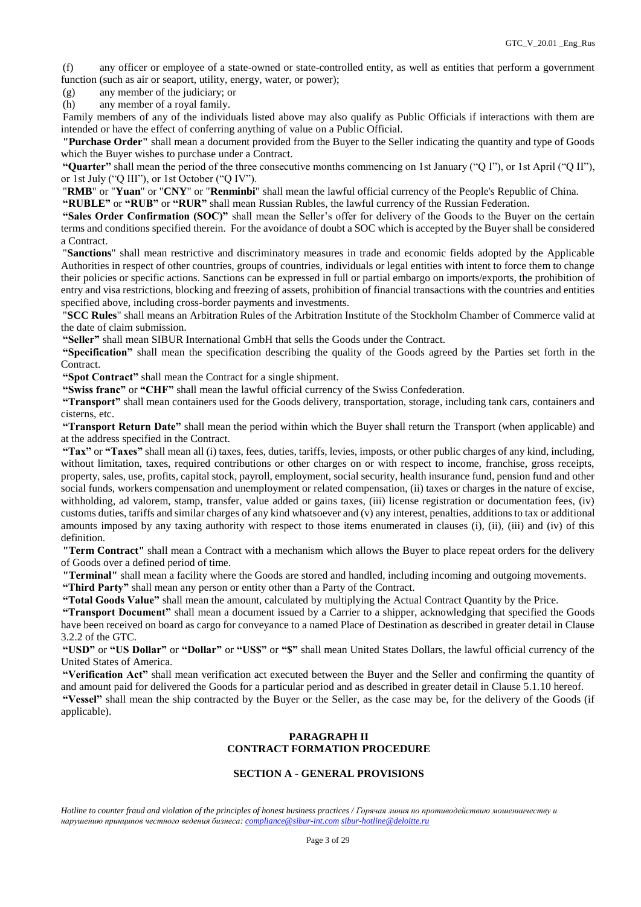(f) any officer or employee of a state-owned or state-controlled entity, as well as entities that perform a government function (such as air or seaport, utility, energy, water, or power);

(g) any member of the judiciary; or

(h) any member of a royal family.

Family members of any of the individuals listed above may also qualify as Public Officials if interactions with them are intended or have the effect of conferring anything of value on a Public Official.

**"Purchase Order"** shall mean a document provided from the Buyer to the Seller indicating the quantity and type of Goods which the Buyer wishes to purchase under a Contract.

**"Quarter"** shall mean the period of the three consecutive months commencing on 1st January ("Q I"), or 1st April ("Q II"), or 1st July ("Q III"), or 1st October ("Q IV").

"**RMB**" or "**Yuan**" or "**CNY**" or "**Renminbi**" shall mean the lawful official currency of the People's Republic of China.

**"RUBLE"** or **"RUB"** or **"RUR"** shall mean Russian Rubles, the lawful currency of the Russian Federation.

**"Sales Order Confirmation (SOC)"** shall mean the Seller's offer for delivery of the Goods to the Buyer on the certain terms and conditions specified therein. For the avoidance of doubt a SOC which is accepted by the Buyer shall be considered a Contract.

"**Sanctions**" shall mean restrictive and discriminatory measures in trade and economic fields adopted by the Applicable Authorities in respect of other countries, groups of countries, individuals or legal entities with intent to force them to change their policies or specific actions. Sanctions can be expressed in full or partial embargo on imports/exports, the prohibition of entry and visa restrictions, blocking and freezing of assets, prohibition of financial transactions with the countries and entities specified above, including cross-border payments and investments.

"**SCC Rules**" shall means an Arbitration Rules of the Arbitration Institute of the Stockholm Chamber of Commerce valid at the date of claim submission.

**"Seller"** shall mean SIBUR International GmbH that sells the Goods under the Contract.

**"Specification"** shall mean the specification describing the quality of the Goods agreed by the Parties set forth in the Contract.

**"Spot Contract"** shall mean the Contract for a single shipment.

**"Swiss franc"** or **"CHF"** shall mean the lawful official currency of the Swiss Confederation.

**"Transport"** shall mean containers used for the Goods delivery, transportation, storage, including tank cars, containers and cisterns, etc.

**"Transport Return Date"** shall mean the period within which the Buyer shall return the Transport (when applicable) and at the address specified in the Contract.

**"Tax"** or **"Taxes"** shall mean all (i) taxes, fees, duties, tariffs, levies, imposts, or other public charges of any kind, including, without limitation, taxes, required contributions or other charges on or with respect to income, franchise, gross receipts, property, sales, use, profits, capital stock, payroll, employment, social security, health insurance fund, pension fund and other social funds, workers compensation and unemployment or related compensation, (ii) taxes or charges in the nature of excise, withholding, ad valorem, stamp, transfer, value added or gains taxes, (iii) license registration or documentation fees, (iv) customs duties, tariffs and similar charges of any kind whatsoever and (v) any interest, penalties, additions to tax or additional amounts imposed by any taxing authority with respect to those items enumerated in clauses (i), (ii), (iii) and (iv) of this definition.

**"Term Contract"** shall mean a Contract with a mechanism which allows the Buyer to place repeat orders for the delivery of Goods over a defined period of time.

**"Terminal"** shall mean a facility where the Goods are stored and handled, including incoming and outgoing movements.

**"Third Party"** shall mean any person or entity other than a Party of the Contract.

**"Total Goods Value"** shall mean the amount, calculated by multiplying the Actual Contract Quantity by the Price.

**"Transport Document"** shall mean a document issued by a Carrier to a shipper, acknowledging that specified the Goods have been received on board as cargo for conveyance to a named Place of Destination as described in greater detail in Clause 3.2.2 of the GTC.

**"USD"** or **"US Dollar"** or **"Dollar"** or **"US$"** or **"$"** shall mean United States Dollars, the lawful official currency of the United States of America.

**"Verification Act"** shall mean verification act executed between the Buyer and the Seller and confirming the quantity of and amount paid for delivered the Goods for a particular period and as described in greater detail in Clause 5.1.10 hereof.

**"Vessel"** shall mean the ship contracted by the Buyer or the Seller, as the case may be, for the delivery of the Goods (if applicable).

## PARAGRAPH II
## CONTRACT FORMATION PROCEDURE

### SECTION A - GENERAL PROVISIONS

*Hotline to counter fraud and violation of the principles of honest business practices / Горячая линия по противодействию мошенничеству и нарушению принципов честного ведения бизнеса: compliance@sibur-int.com sibur-hotline@deloitte.ru*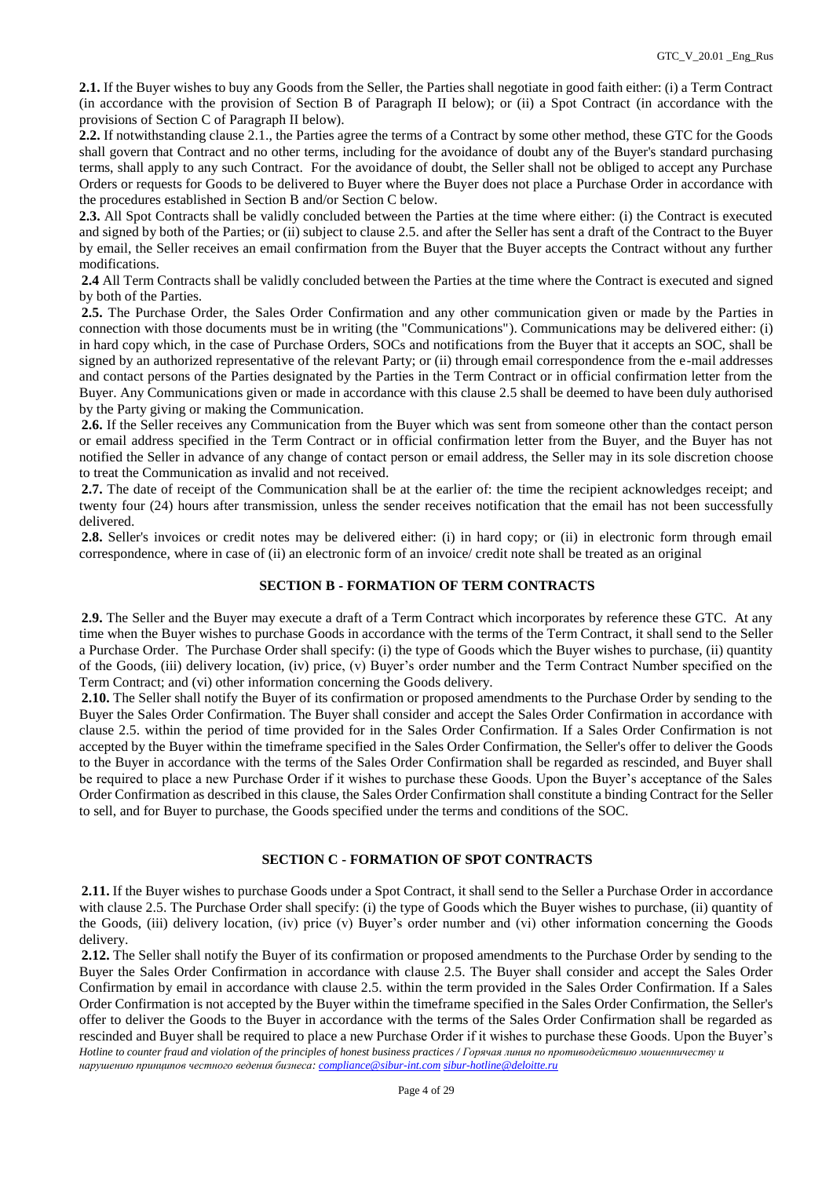**2.1.** If the Buyer wishes to buy any Goods from the Seller, the Parties shall negotiate in good faith either: (i) a Term Contract (in accordance with the provision of Section B of Paragraph II below); or (ii) a Spot Contract (in accordance with the provisions of Section C of Paragraph II below).

**2.2.** If notwithstanding clause 2.1., the Parties agree the terms of a Contract by some other method, these GTC for the Goods shall govern that Contract and no other terms, including for the avoidance of doubt any of the Buyer's standard purchasing terms, shall apply to any such Contract. For the avoidance of doubt, the Seller shall not be obliged to accept any Purchase Orders or requests for Goods to be delivered to Buyer where the Buyer does not place a Purchase Order in accordance with the procedures established in Section B and/or Section C below.

**2.3.** All Spot Contracts shall be validly concluded between the Parties at the time where either: (i) the Contract is executed and signed by both of the Parties; or (ii) subject to clause 2.5. and after the Seller has sent a draft of the Contract to the Buyer by email, the Seller receives an email confirmation from the Buyer that the Buyer accepts the Contract without any further modifications.

**2.4** All Term Contracts shall be validly concluded between the Parties at the time where the Contract is executed and signed by both of the Parties.

**2.5.** The Purchase Order, the Sales Order Confirmation and any other communication given or made by the Parties in connection with those documents must be in writing (the "Communications"). Communications may be delivered either: (i) in hard copy which, in the case of Purchase Orders, SOCs and notifications from the Buyer that it accepts an SOC, shall be signed by an authorized representative of the relevant Party; or (ii) through email correspondence from the e-mail addresses and contact persons of the Parties designated by the Parties in the Term Contract or in official confirmation letter from the Buyer. Any Communications given or made in accordance with this clause 2.5 shall be deemed to have been duly authorised by the Party giving or making the Communication.

**2.6.** If the Seller receives any Communication from the Buyer which was sent from someone other than the contact person or email address specified in the Term Contract or in official confirmation letter from the Buyer, and the Buyer has not notified the Seller in advance of any change of contact person or email address, the Seller may in its sole discretion choose to treat the Communication as invalid and not received.

**2.7.** The date of receipt of the Communication shall be at the earlier of: the time the recipient acknowledges receipt; and twenty four (24) hours after transmission, unless the sender receives notification that the email has not been successfully delivered.

**2.8.** Seller's invoices or credit notes may be delivered either: (i) in hard copy; or (ii) in electronic form through email correspondence, where in case of (ii) an electronic form of an invoice/ credit note shall be treated as an original

## SECTION B - FORMATION OF TERM CONTRACTS

**2.9.** The Seller and the Buyer may execute a draft of a Term Contract which incorporates by reference these GTC. At any time when the Buyer wishes to purchase Goods in accordance with the terms of the Term Contract, it shall send to the Seller a Purchase Order. The Purchase Order shall specify: (i) the type of Goods which the Buyer wishes to purchase, (ii) quantity of the Goods, (iii) delivery location, (iv) price, (v) Buyer's order number and the Term Contract Number specified on the Term Contract; and (vi) other information concerning the Goods delivery.

**2.10.** The Seller shall notify the Buyer of its confirmation or proposed amendments to the Purchase Order by sending to the Buyer the Sales Order Confirmation. The Buyer shall consider and accept the Sales Order Confirmation in accordance with clause 2.5. within the period of time provided for in the Sales Order Confirmation. If a Sales Order Confirmation is not accepted by the Buyer within the timeframe specified in the Sales Order Confirmation, the Seller's offer to deliver the Goods to the Buyer in accordance with the terms of the Sales Order Confirmation shall be regarded as rescinded, and Buyer shall be required to place a new Purchase Order if it wishes to purchase these Goods. Upon the Buyer's acceptance of the Sales Order Confirmation as described in this clause, the Sales Order Confirmation shall constitute a binding Contract for the Seller to sell, and for Buyer to purchase, the Goods specified under the terms and conditions of the SOC.

## SECTION C - FORMATION OF SPOT CONTRACTS

**2.11.** If the Buyer wishes to purchase Goods under a Spot Contract, it shall send to the Seller a Purchase Order in accordance with clause 2.5. The Purchase Order shall specify: (i) the type of Goods which the Buyer wishes to purchase, (ii) quantity of the Goods, (iii) delivery location, (iv) price (v) Buyer's order number and (vi) other information concerning the Goods delivery.

**2.12.** The Seller shall notify the Buyer of its confirmation or proposed amendments to the Purchase Order by sending to the Buyer the Sales Order Confirmation in accordance with clause 2.5. The Buyer shall consider and accept the Sales Order Confirmation by email in accordance with clause 2.5. within the term provided in the Sales Order Confirmation. If a Sales Order Confirmation is not accepted by the Buyer within the timeframe specified in the Sales Order Confirmation, the Seller's offer to deliver the Goods to the Buyer in accordance with the terms of the Sales Order Confirmation shall be regarded as rescinded and Buyer shall be required to place a new Purchase Order if it wishes to purchase these Goods. Upon the Buyer's

*Hotline to counter fraud and violation of the principles of honest business practices / Горячая линия по противодействию мошенничеству и нарушению принципов честного ведения бизнеса: compliance@sibur-int.com sibur-hotline@deloitte.ru*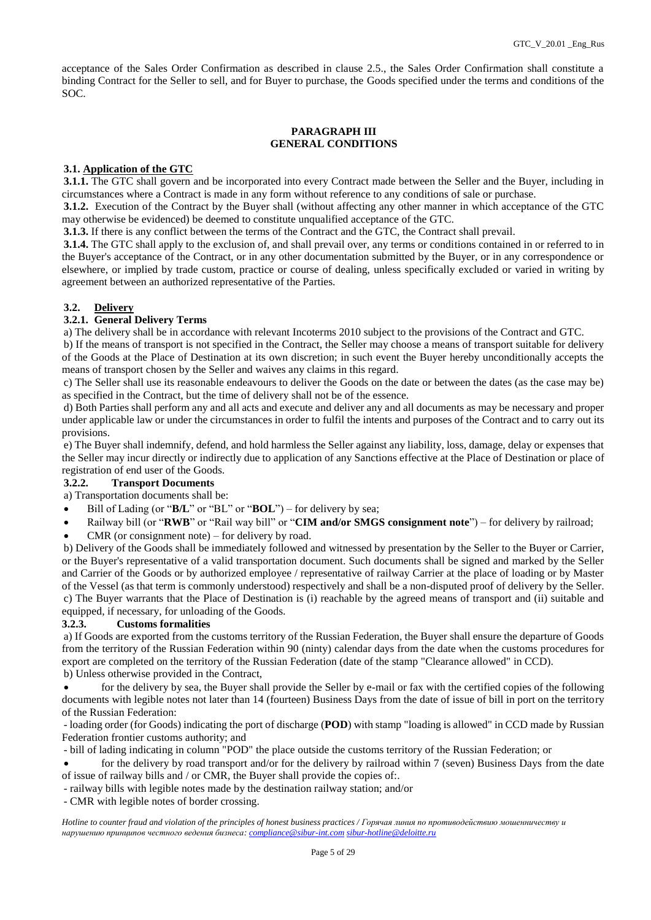acceptance of the Sales Order Confirmation as described in clause 2.5., the Sales Order Confirmation shall constitute a binding Contract for the Seller to sell, and for Buyer to purchase, the Goods specified under the terms and conditions of the SOC.

## PARAGRAPH III
## GENERAL CONDITIONS

**3.1. Application of the GTC**

**3.1.1.** The GTC shall govern and be incorporated into every Contract made between the Seller and the Buyer, including in circumstances where a Contract is made in any form without reference to any conditions of sale or purchase.

**3.1.2.** Execution of the Contract by the Buyer shall (without affecting any other manner in which acceptance of the GTC may otherwise be evidenced) be deemed to constitute unqualified acceptance of the GTC.

**3.1.3.** If there is any conflict between the terms of the Contract and the GTC, the Contract shall prevail.

**3.1.4.** The GTC shall apply to the exclusion of, and shall prevail over, any terms or conditions contained in or referred to in the Buyer's acceptance of the Contract, or in any other documentation submitted by the Buyer, or in any correspondence or elsewhere, or implied by trade custom, practice or course of dealing, unless specifically excluded or varied in writing by agreement between an authorized representative of the Parties.

**3.2. Delivery**

**3.2.1. General Delivery Terms**

a) The delivery shall be in accordance with relevant Incoterms 2010 subject to the provisions of the Contract and GTC.

b) If the means of transport is not specified in the Contract, the Seller may choose a means of transport suitable for delivery of the Goods at the Place of Destination at its own discretion; in such event the Buyer hereby unconditionally accepts the means of transport chosen by the Seller and waives any claims in this regard.

c) The Seller shall use its reasonable endeavours to deliver the Goods on the date or between the dates (as the case may be) as specified in the Contract, but the time of delivery shall not be of the essence.

d) Both Parties shall perform any and all acts and execute and deliver any and all documents as may be necessary and proper under applicable law or under the circumstances in order to fulfil the intents and purposes of the Contract and to carry out its provisions.

e) The Buyer shall indemnify, defend, and hold harmless the Seller against any liability, loss, damage, delay or expenses that the Seller may incur directly or indirectly due to application of any Sanctions effective at the Place of Destination or place of registration of end user of the Goods.

**3.2.2. Transport Documents**

a) Transportation documents shall be:

- Bill of Lading (or "**B/L**" or "BL" or "**BOL**") – for delivery by sea;
- Railway bill (or "**RWB**" or "Rail way bill" or "**CIM and/or SMGS consignment note**") – for delivery by railroad;
- CMR (or consignment note) – for delivery by road.

b) Delivery of the Goods shall be immediately followed and witnessed by presentation by the Seller to the Buyer or Carrier, or the Buyer's representative of a valid transportation document. Such documents shall be signed and marked by the Seller and Carrier of the Goods or by authorized employee / representative of railway Carrier at the place of loading or by Master of the Vessel (as that term is commonly understood) respectively and shall be a non-disputed proof of delivery by the Seller.

c) The Buyer warrants that the Place of Destination is (i) reachable by the agreed means of transport and (ii) suitable and equipped, if necessary, for unloading of the Goods.

**3.2.3. Customs formalities**

a) If Goods are exported from the customs territory of the Russian Federation, the Buyer shall ensure the departure of Goods from the territory of the Russian Federation within 90 (ninty) calendar days from the date when the customs procedures for export are completed on the territory of the Russian Federation (date of the stamp "Clearance allowed" in CCD).

b) Unless otherwise provided in the Contract,

- for the delivery by sea, the Buyer shall provide the Seller by e-mail or fax with the certified copies of the following documents with legible notes not later than 14 (fourteen) Business Days from the date of issue of bill in port on the territory of the Russian Federation:

- loading order (for Goods) indicating the port of discharge (**POD**) with stamp "loading is allowed" in CCD made by Russian Federation frontier customs authority; and

- bill of lading indicating in column "POD" the place outside the customs territory of the Russian Federation; or

- for the delivery by road transport and/or for the delivery by railroad within 7 (seven) Business Days from the date of issue of railway bills and / or CMR, the Buyer shall provide the copies of:.

- railway bills with legible notes made by the destination railway station; and/or

- CMR with legible notes of border crossing.

*Hotline to counter fraud and violation of the principles of honest business practices / Горячая линия по противодействию мошенничеству и нарушению принципов честного ведения бизнеса: compliance@sibur-int.com sibur-hotline@deloitte.ru*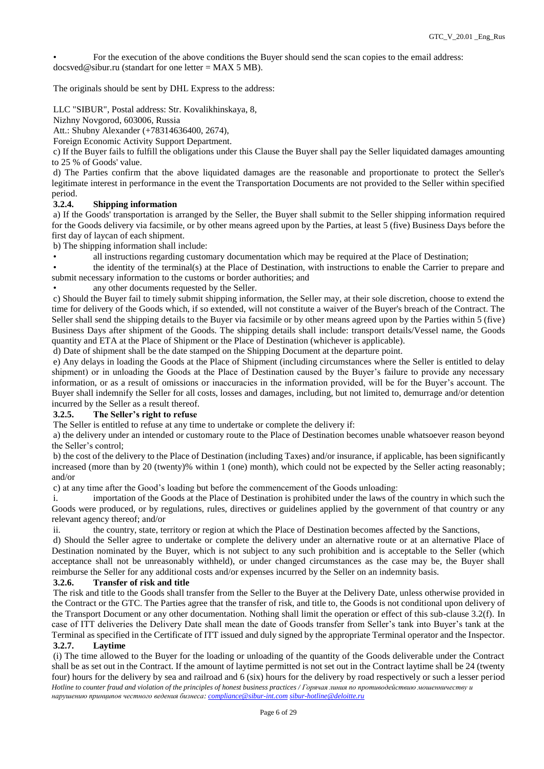- For the execution of the above conditions the Buyer should send the scan copies to the email address: docsved@sibur.ru (standart for one letter = MAX 5 MB).

The originals should be sent by DHL Express to the address:

LLC "SIBUR", Postal address: Str. Kovalikhinskaya, 8,
Nizhny Novgorod, 603006, Russia
Att.: Shubny Alexander (+78314636400, 2674),
Foreign Economic Activity Support Department.

c) If the Buyer fails to fulfill the obligations under this Clause the Buyer shall pay the Seller liquidated damages amounting to 25 % of Goods' value.

d) The Parties confirm that the above liquidated damages are the reasonable and proportionate to protect the Seller's legitimate interest in performance in the event the Transportation Documents are not provided to the Seller within specified period.

### 3.2.4. Shipping information

a) If the Goods' transportation is arranged by the Seller, the Buyer shall submit to the Seller shipping information required for the Goods delivery via facsimile, or by other means agreed upon by the Parties, at least 5 (five) Business Days before the first day of laycan of each shipment.

b) The shipping information shall include:

- all instructions regarding customary documentation which may be required at the Place of Destination;
- the identity of the terminal(s) at the Place of Destination, with instructions to enable the Carrier to prepare and submit necessary information to the customs or border authorities; and
- any other documents requested by the Seller.

c) Should the Buyer fail to timely submit shipping information, the Seller may, at their sole discretion, choose to extend the time for delivery of the Goods which, if so extended, will not constitute a waiver of the Buyer's breach of the Contract. The Seller shall send the shipping details to the Buyer via facsimile or by other means agreed upon by the Parties within 5 (five) Business Days after shipment of the Goods. The shipping details shall include: transport details/Vessel name, the Goods quantity and ETA at the Place of Shipment or the Place of Destination (whichever is applicable).

d) Date of shipment shall be the date stamped on the Shipping Document at the departure point.

e) Any delays in loading the Goods at the Place of Shipment (including circumstances where the Seller is entitled to delay shipment) or in unloading the Goods at the Place of Destination caused by the Buyer's failure to provide any necessary information, or as a result of omissions or inaccuracies in the information provided, will be for the Buyer's account. The Buyer shall indemnify the Seller for all costs, losses and damages, including, but not limited to, demurrage and/or detention incurred by the Seller as a result thereof.

### 3.2.5. The Seller's right to refuse

The Seller is entitled to refuse at any time to undertake or complete the delivery if:

a) the delivery under an intended or customary route to the Place of Destination becomes unable whatsoever reason beyond the Seller's control;

b) the cost of the delivery to the Place of Destination (including Taxes) and/or insurance, if applicable, has been significantly increased (more than by 20 (twenty)% within 1 (one) month), which could not be expected by the Seller acting reasonably; and/or

c) at any time after the Good's loading but before the commencement of the Goods unloading:

i. importation of the Goods at the Place of Destination is prohibited under the laws of the country in which such the Goods were produced, or by regulations, rules, directives or guidelines applied by the government of that country or any relevant agency thereof; and/or

ii. the country, state, territory or region at which the Place of Destination becomes affected by the Sanctions,

d) Should the Seller agree to undertake or complete the delivery under an alternative route or at an alternative Place of Destination nominated by the Buyer, which is not subject to any such prohibition and is acceptable to the Seller (which acceptance shall not be unreasonably withheld), or under changed circumstances as the case may be, the Buyer shall reimburse the Seller for any additional costs and/or expenses incurred by the Seller on an indemnity basis.

### 3.2.6. Transfer of risk and title

The risk and title to the Goods shall transfer from the Seller to the Buyer at the Delivery Date, unless otherwise provided in the Contract or the GTC. The Parties agree that the transfer of risk, and title to, the Goods is not conditional upon delivery of the Transport Document or any other documentation. Nothing shall limit the operation or effect of this sub-clause 3.2(f). In case of ITT deliveries the Delivery Date shall mean the date of Goods transfer from Seller's tank into Buyer's tank at the Terminal as specified in the Certificate of ITT issued and duly signed by the appropriate Terminal operator and the Inspector.

### 3.2.7. Laytime

(i) The time allowed to the Buyer for the loading or unloading of the quantity of the Goods deliverable under the Contract shall be as set out in the Contract. If the amount of laytime permitted is not set out in the Contract laytime shall be 24 (twenty four) hours for the delivery by sea and railroad and 6 (six) hours for the delivery by road respectively or such a lesser period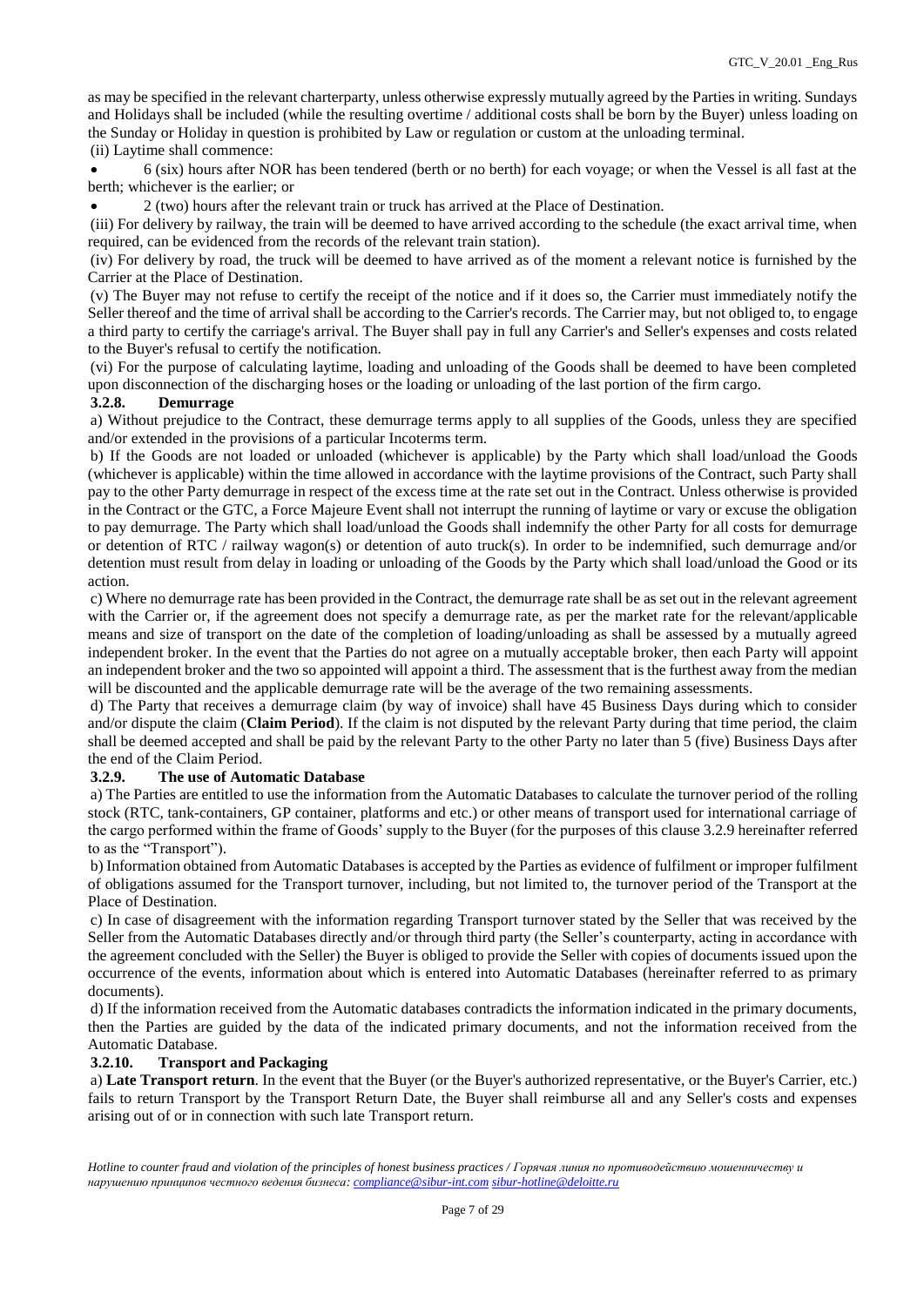as may be specified in the relevant charterparty, unless otherwise expressly mutually agreed by the Parties in writing. Sundays and Holidays shall be included (while the resulting overtime / additional costs shall be born by the Buyer) unless loading on the Sunday or Holiday in question is prohibited by Law or regulation or custom at the unloading terminal.

(ii) Laytime shall commence:

- 6 (six) hours after NOR has been tendered (berth or no berth) for each voyage; or when the Vessel is all fast at the berth; whichever is the earlier; or
- 2 (two) hours after the relevant train or truck has arrived at the Place of Destination.

(iii) For delivery by railway, the train will be deemed to have arrived according to the schedule (the exact arrival time, when required, can be evidenced from the records of the relevant train station).

(iv) For delivery by road, the truck will be deemed to have arrived as of the moment a relevant notice is furnished by the Carrier at the Place of Destination.

(v) The Buyer may not refuse to certify the receipt of the notice and if it does so, the Carrier must immediately notify the Seller thereof and the time of arrival shall be according to the Carrier's records. The Carrier may, but not obliged to, to engage a third party to certify the carriage's arrival. The Buyer shall pay in full any Carrier's and Seller's expenses and costs related to the Buyer's refusal to certify the notification.

(vi) For the purpose of calculating laytime, loading and unloading of the Goods shall be deemed to have been completed upon disconnection of the discharging hoses or the loading or unloading of the last portion of the firm cargo.

### 3.2.8. Demurrage

a) Without prejudice to the Contract, these demurrage terms apply to all supplies of the Goods, unless they are specified and/or extended in the provisions of a particular Incoterms term.

b) If the Goods are not loaded or unloaded (whichever is applicable) by the Party which shall load/unload the Goods (whichever is applicable) within the time allowed in accordance with the laytime provisions of the Contract, such Party shall pay to the other Party demurrage in respect of the excess time at the rate set out in the Contract. Unless otherwise is provided in the Contract or the GTC, a Force Majeure Event shall not interrupt the running of laytime or vary or excuse the obligation to pay demurrage. The Party which shall load/unload the Goods shall indemnify the other Party for all costs for demurrage or detention of RTC / railway wagon(s) or detention of auto truck(s). In order to be indemnified, such demurrage and/or detention must result from delay in loading or unloading of the Goods by the Party which shall load/unload the Good or its action.

c) Where no demurrage rate has been provided in the Contract, the demurrage rate shall be as set out in the relevant agreement with the Carrier or, if the agreement does not specify a demurrage rate, as per the market rate for the relevant/applicable means and size of transport on the date of the completion of loading/unloading as shall be assessed by a mutually agreed independent broker. In the event that the Parties do not agree on a mutually acceptable broker, then each Party will appoint an independent broker and the two so appointed will appoint a third. The assessment that is the furthest away from the median will be discounted and the applicable demurrage rate will be the average of the two remaining assessments.

d) The Party that receives a demurrage claim (by way of invoice) shall have 45 Business Days during which to consider and/or dispute the claim (**Claim Period**). If the claim is not disputed by the relevant Party during that time period, the claim shall be deemed accepted and shall be paid by the relevant Party to the other Party no later than 5 (five) Business Days after the end of the Claim Period.

### 3.2.9. The use of Automatic Database

a) The Parties are entitled to use the information from the Automatic Databases to calculate the turnover period of the rolling stock (RTC, tank-containers, GP container, platforms and etc.) or other means of transport used for international carriage of the cargo performed within the frame of Goods' supply to the Buyer (for the purposes of this clause 3.2.9 hereinafter referred to as the "Transport").

b) Information obtained from Automatic Databases is accepted by the Parties as evidence of fulfilment or improper fulfilment of obligations assumed for the Transport turnover, including, but not limited to, the turnover period of the Transport at the Place of Destination.

c) In case of disagreement with the information regarding Transport turnover stated by the Seller that was received by the Seller from the Automatic Databases directly and/or through third party (the Seller's counterparty, acting in accordance with the agreement concluded with the Seller) the Buyer is obliged to provide the Seller with copies of documents issued upon the occurrence of the events, information about which is entered into Automatic Databases (hereinafter referred to as primary documents).

d) If the information received from the Automatic databases contradicts the information indicated in the primary documents, then the Parties are guided by the data of the indicated primary documents, and not the information received from the Automatic Database.

### 3.2.10. Transport and Packaging

a) **Late Transport return**. In the event that the Buyer (or the Buyer's authorized representative, or the Buyer's Carrier, etc.) fails to return Transport by the Transport Return Date, the Buyer shall reimburse all and any Seller's costs and expenses arising out of or in connection with such late Transport return.

*Hotline to counter fraud and violation of the principles of honest business practices / Горячая линия по противодействию мошенничеству и нарушению принципов честного ведения бизнеса: compliance@sibur-int.com sibur-hotline@deloitte.ru*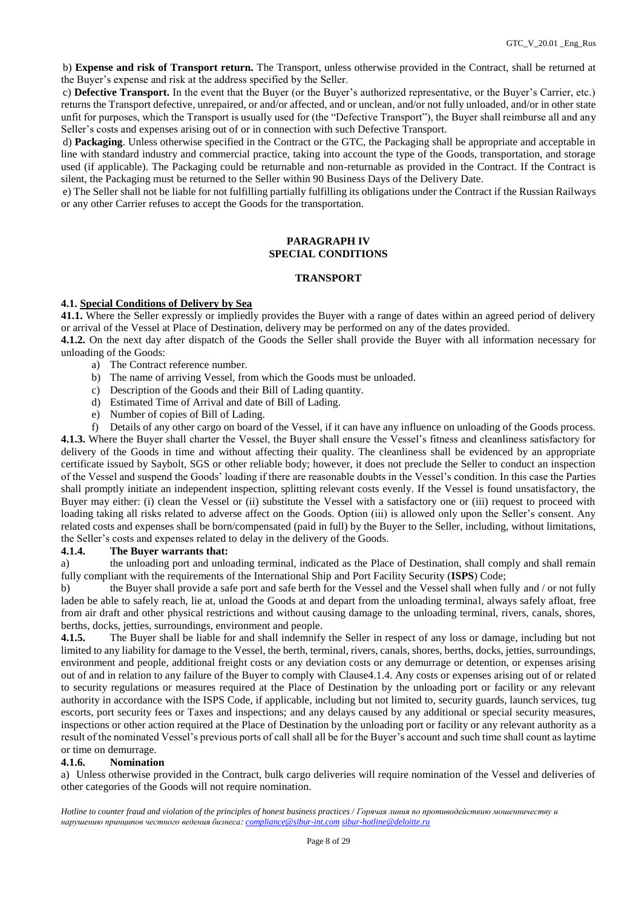b) **Expense and risk of Transport return.** The Transport, unless otherwise provided in the Contract, shall be returned at the Buyer's expense and risk at the address specified by the Seller.

c) **Defective Transport.** In the event that the Buyer (or the Buyer's authorized representative, or the Buyer's Carrier, etc.) returns the Transport defective, unrepaired, or and/or affected, and or unclean, and/or not fully unloaded, and/or in other state unfit for purposes, which the Transport is usually used for (the "Defective Transport"), the Buyer shall reimburse all and any Seller's costs and expenses arising out of or in connection with such Defective Transport.

d) **Packaging**. Unless otherwise specified in the Contract or the GTC, the Packaging shall be appropriate and acceptable in line with standard industry and commercial practice, taking into account the type of the Goods, transportation, and storage used (if applicable). The Packaging could be returnable and non-returnable as provided in the Contract. If the Contract is silent, the Packaging must be returned to the Seller within 90 Business Days of the Delivery Date.

e) The Seller shall not be liable for not fulfilling partially fulfilling its obligations under the Contract if the Russian Railways or any other Carrier refuses to accept the Goods for the transportation.

## PARAGRAPH IV
## SPECIAL CONDITIONS

### TRANSPORT

**4.1. Special Conditions of Delivery by Sea**

**41.1.** Where the Seller expressly or impliedly provides the Buyer with a range of dates within an agreed period of delivery or arrival of the Vessel at Place of Destination, delivery may be performed on any of the dates provided.

**4.1.2.** On the next day after dispatch of the Goods the Seller shall provide the Buyer with all information necessary for unloading of the Goods:

a) The Contract reference number.
b) The name of arriving Vessel, from which the Goods must be unloaded.
c) Description of the Goods and their Bill of Lading quantity.
d) Estimated Time of Arrival and date of Bill of Lading.
e) Number of copies of Bill of Lading.
f) Details of any other cargo on board of the Vessel, if it can have any influence on unloading of the Goods process.

**4.1.3.** Where the Buyer shall charter the Vessel, the Buyer shall ensure the Vessel's fitness and cleanliness satisfactory for delivery of the Goods in time and without affecting their quality. The cleanliness shall be evidenced by an appropriate certificate issued by Saybolt, SGS or other reliable body; however, it does not preclude the Seller to conduct an inspection of the Vessel and suspend the Goods' loading if there are reasonable doubts in the Vessel's condition. In this case the Parties shall promptly initiate an independent inspection, splitting relevant costs evenly. If the Vessel is found unsatisfactory, the Buyer may either: (i) clean the Vessel or (ii) substitute the Vessel with a satisfactory one or (iii) request to proceed with loading taking all risks related to adverse affect on the Goods. Option (iii) is allowed only upon the Seller's consent. Any related costs and expenses shall be born/compensated (paid in full) by the Buyer to the Seller, including, without limitations, the Seller's costs and expenses related to delay in the delivery of the Goods.

**4.1.4. The Buyer warrants that:**

a) the unloading port and unloading terminal, indicated as the Place of Destination, shall comply and shall remain fully compliant with the requirements of the International Ship and Port Facility Security (**ISPS**) Code;

b) the Buyer shall provide a safe port and safe berth for the Vessel and the Vessel shall when fully and / or not fully laden be able to safely reach, lie at, unload the Goods at and depart from the unloading terminal, always safely afloat, free from air draft and other physical restrictions and without causing damage to the unloading terminal, rivers, canals, shores, berths, docks, jetties, surroundings, environment and people.

**4.1.5.** The Buyer shall be liable for and shall indemnify the Seller in respect of any loss or damage, including but not limited to any liability for damage to the Vessel, the berth, terminal, rivers, canals, shores, berths, docks, jetties, surroundings, environment and people, additional freight costs or any deviation costs or any demurrage or detention, or expenses arising out of and in relation to any failure of the Buyer to comply with Clause4.1.4. Any costs or expenses arising out of or related to security regulations or measures required at the Place of Destination by the unloading port or facility or any relevant authority in accordance with the ISPS Code, if applicable, including but not limited to, security guards, launch services, tug escorts, port security fees or Taxes and inspections; and any delays caused by any additional or special security measures, inspections or other action required at the Place of Destination by the unloading port or facility or any relevant authority as a result of the nominated Vessel's previous ports of call shall all be for the Buyer's account and such time shall count as laytime or time on demurrage.

**4.1.6. Nomination**

a) Unless otherwise provided in the Contract, bulk cargo deliveries will require nomination of the Vessel and deliveries of other categories of the Goods will not require nomination.

*Hotline to counter fraud and violation of the principles of honest business practices / Горячая линия по противодействию мошенничеству и нарушению принципов честного ведения бизнеса: compliance@sibur-int.com sibur-hotline@deloitte.ru*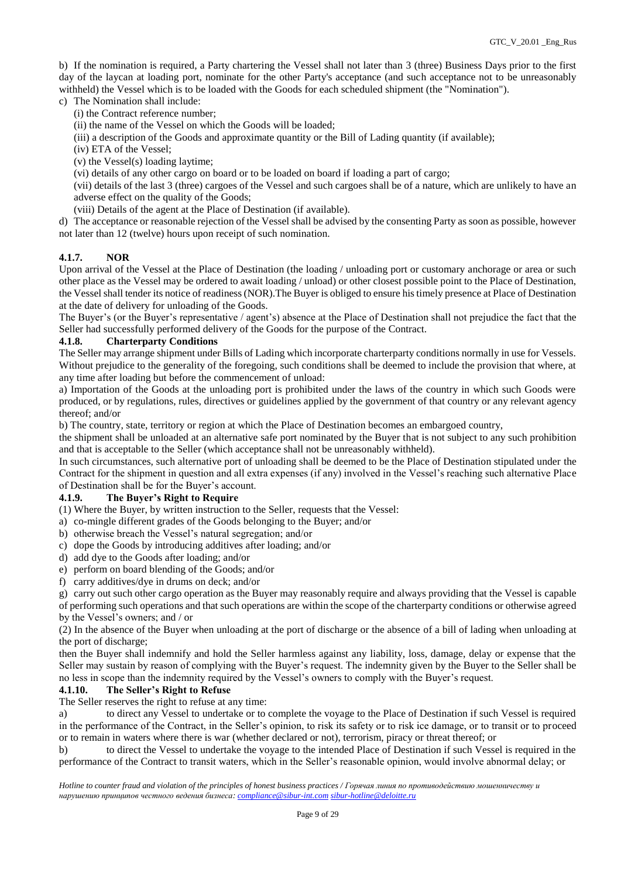b) If the nomination is required, a Party chartering the Vessel shall not later than 3 (three) Business Days prior to the first day of the laycan at loading port, nominate for the other Party's acceptance (and such acceptance not to be unreasonably withheld) the Vessel which is to be loaded with the Goods for each scheduled shipment (the "Nomination").

c) The Nomination shall include:

(i) the Contract reference number;

(ii) the name of the Vessel on which the Goods will be loaded;

(iii) a description of the Goods and approximate quantity or the Bill of Lading quantity (if available);

(iv) ETA of the Vessel;

(v) the Vessel(s) loading laytime;

(vi) details of any other cargo on board or to be loaded on board if loading a part of cargo;

(vii) details of the last 3 (three) cargoes of the Vessel and such cargoes shall be of a nature, which are unlikely to have an adverse effect on the quality of the Goods;

(viii) Details of the agent at the Place of Destination (if available).

d) The acceptance or reasonable rejection of the Vessel shall be advised by the consenting Party as soon as possible, however not later than 12 (twelve) hours upon receipt of such nomination.

#### 4.1.7. NOR

Upon arrival of the Vessel at the Place of Destination (the loading / unloading port or customary anchorage or area or such other place as the Vessel may be ordered to await loading / unload) or other closest possible point to the Place of Destination, the Vessel shall tender its notice of readiness (NOR).The Buyer is obliged to ensure his timely presence at Place of Destination at the date of delivery for unloading of the Goods.

The Buyer's (or the Buyer's representative / agent's) absence at the Place of Destination shall not prejudice the fact that the Seller had successfully performed delivery of the Goods for the purpose of the Contract.

#### 4.1.8. Charterparty Conditions

The Seller may arrange shipment under Bills of Lading which incorporate charterparty conditions normally in use for Vessels. Without prejudice to the generality of the foregoing, such conditions shall be deemed to include the provision that where, at any time after loading but before the commencement of unload:

a) Importation of the Goods at the unloading port is prohibited under the laws of the country in which such Goods were produced, or by regulations, rules, directives or guidelines applied by the government of that country or any relevant agency thereof; and/or

b) The country, state, territory or region at which the Place of Destination becomes an embargoed country,

the shipment shall be unloaded at an alternative safe port nominated by the Buyer that is not subject to any such prohibition and that is acceptable to the Seller (which acceptance shall not be unreasonably withheld).

In such circumstances, such alternative port of unloading shall be deemed to be the Place of Destination stipulated under the Contract for the shipment in question and all extra expenses (if any) involved in the Vessel's reaching such alternative Place of Destination shall be for the Buyer's account.

#### 4.1.9. The Buyer's Right to Require

(1) Where the Buyer, by written instruction to the Seller, requests that the Vessel:

a) co-mingle different grades of the Goods belonging to the Buyer; and/or

b) otherwise breach the Vessel's natural segregation; and/or

c) dope the Goods by introducing additives after loading; and/or

d) add dye to the Goods after loading; and/or

e) perform on board blending of the Goods; and/or

f) carry additives/dye in drums on deck; and/or

g) carry out such other cargo operation as the Buyer may reasonably require and always providing that the Vessel is capable of performing such operations and that such operations are within the scope of the charterparty conditions or otherwise agreed by the Vessel's owners; and / or

(2) In the absence of the Buyer when unloading at the port of discharge or the absence of a bill of lading when unloading at the port of discharge;

then the Buyer shall indemnify and hold the Seller harmless against any liability, loss, damage, delay or expense that the Seller may sustain by reason of complying with the Buyer's request. The indemnity given by the Buyer to the Seller shall be no less in scope than the indemnity required by the Vessel's owners to comply with the Buyer's request.

#### 4.1.10. The Seller's Right to Refuse

The Seller reserves the right to refuse at any time:

a) to direct any Vessel to undertake or to complete the voyage to the Place of Destination if such Vessel is required in the performance of the Contract, in the Seller's opinion, to risk its safety or to risk ice damage, or to transit or to proceed or to remain in waters where there is war (whether declared or not), terrorism, piracy or threat thereof; or

b) to direct the Vessel to undertake the voyage to the intended Place of Destination if such Vessel is required in the performance of the Contract to transit waters, which in the Seller's reasonable opinion, would involve abnormal delay; or

*Hotline to counter fraud and violation of the principles of honest business practices / Горячая линия по противодействию мошенничеству и нарушению принципов честного ведения бизнеса: compliance@sibur-int.com sibur-hotline@deloitte.ru*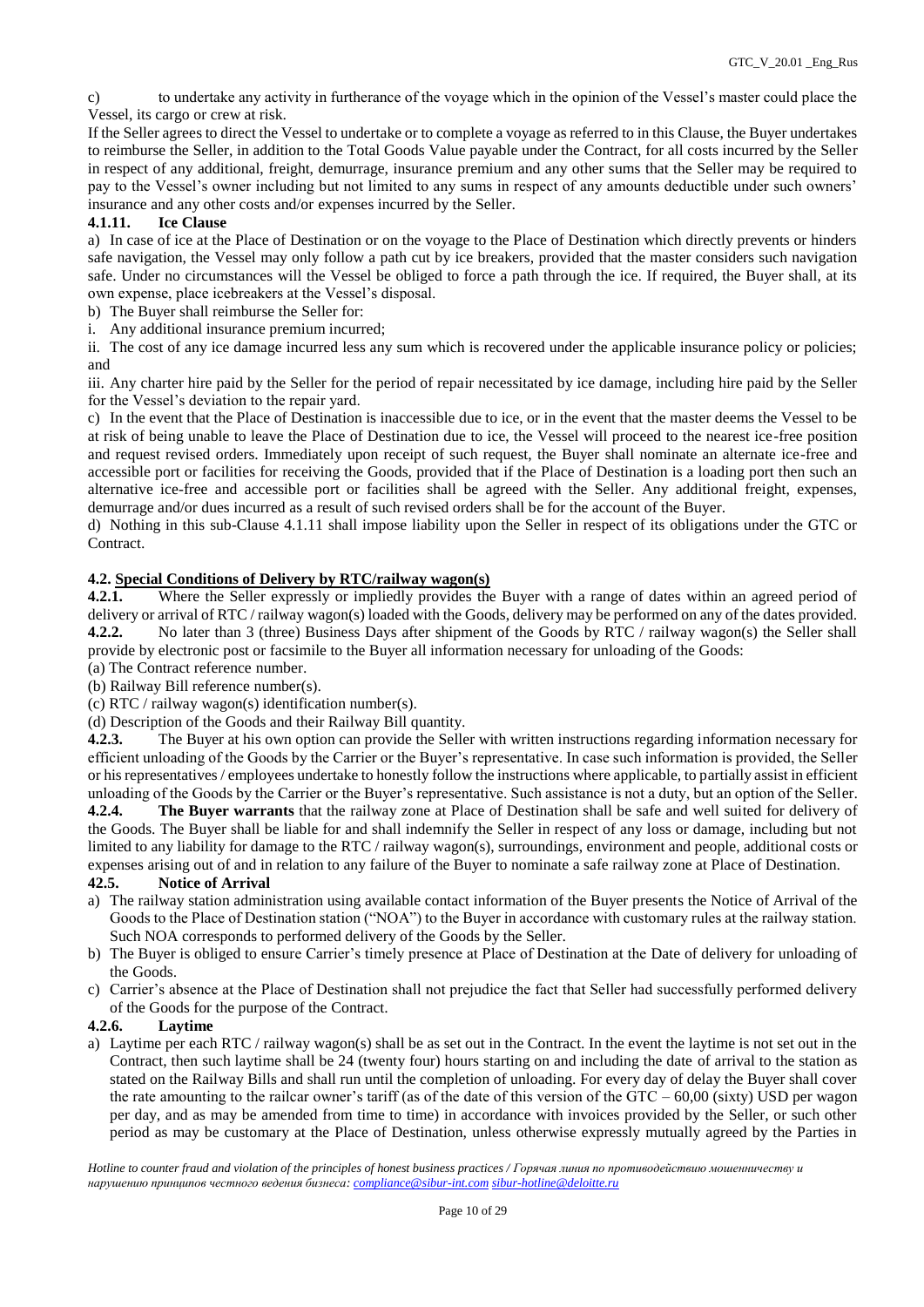c) to undertake any activity in furtherance of the voyage which in the opinion of the Vessel's master could place the Vessel, its cargo or crew at risk.

If the Seller agrees to direct the Vessel to undertake or to complete a voyage as referred to in this Clause, the Buyer undertakes to reimburse the Seller, in addition to the Total Goods Value payable under the Contract, for all costs incurred by the Seller in respect of any additional, freight, demurrage, insurance premium and any other sums that the Seller may be required to pay to the Vessel's owner including but not limited to any sums in respect of any amounts deductible under such owners' insurance and any other costs and/or expenses incurred by the Seller.

**4.1.11. Ice Clause**

a) In case of ice at the Place of Destination or on the voyage to the Place of Destination which directly prevents or hinders safe navigation, the Vessel may only follow a path cut by ice breakers, provided that the master considers such navigation safe. Under no circumstances will the Vessel be obliged to force a path through the ice. If required, the Buyer shall, at its own expense, place icebreakers at the Vessel's disposal.

b) The Buyer shall reimburse the Seller for:

i. Any additional insurance premium incurred;

ii. The cost of any ice damage incurred less any sum which is recovered under the applicable insurance policy or policies; and

iii. Any charter hire paid by the Seller for the period of repair necessitated by ice damage, including hire paid by the Seller for the Vessel's deviation to the repair yard.

c) In the event that the Place of Destination is inaccessible due to ice, or in the event that the master deems the Vessel to be at risk of being unable to leave the Place of Destination due to ice, the Vessel will proceed to the nearest ice-free position and request revised orders. Immediately upon receipt of such request, the Buyer shall nominate an alternate ice-free and accessible port or facilities for receiving the Goods, provided that if the Place of Destination is a loading port then such an alternative ice-free and accessible port or facilities shall be agreed with the Seller. Any additional freight, expenses, demurrage and/or dues incurred as a result of such revised orders shall be for the account of the Buyer.

d) Nothing in this sub-Clause 4.1.11 shall impose liability upon the Seller in respect of its obligations under the GTC or Contract.

**4.2. Special Conditions of Delivery by RTC/railway wagon(s)**

**4.2.1.** Where the Seller expressly or impliedly provides the Buyer with a range of dates within an agreed period of delivery or arrival of RTC / railway wagon(s) loaded with the Goods, delivery may be performed on any of the dates provided.

**4.2.2.** No later than 3 (three) Business Days after shipment of the Goods by RTC / railway wagon(s) the Seller shall provide by electronic post or facsimile to the Buyer all information necessary for unloading of the Goods:

(a) The Contract reference number.

(b) Railway Bill reference number(s).

(c) RTC / railway wagon(s) identification number(s).

(d) Description of the Goods and their Railway Bill quantity.

**4.2.3.** The Buyer at his own option can provide the Seller with written instructions regarding information necessary for efficient unloading of the Goods by the Carrier or the Buyer's representative. In case such information is provided, the Seller or his representatives / employees undertake to honestly follow the instructions where applicable, to partially assist in efficient unloading of the Goods by the Carrier or the Buyer's representative. Such assistance is not a duty, but an option of the Seller.

**4.2.4.** **The Buyer warrants** that the railway zone at Place of Destination shall be safe and well suited for delivery of the Goods. The Buyer shall be liable for and shall indemnify the Seller in respect of any loss or damage, including but not limited to any liability for damage to the RTC / railway wagon(s), surroundings, environment and people, additional costs or expenses arising out of and in relation to any failure of the Buyer to nominate a safe railway zone at Place of Destination.

**42.5. Notice of Arrival**

a) The railway station administration using available contact information of the Buyer presents the Notice of Arrival of the Goods to the Place of Destination station ("NOA") to the Buyer in accordance with customary rules at the railway station. Such NOA corresponds to performed delivery of the Goods by the Seller.

b) The Buyer is obliged to ensure Carrier's timely presence at Place of Destination at the Date of delivery for unloading of the Goods.

c) Carrier's absence at the Place of Destination shall not prejudice the fact that Seller had successfully performed delivery of the Goods for the purpose of the Contract.

**4.2.6. Laytime**

a) Laytime per each RTC / railway wagon(s) shall be as set out in the Contract. In the event the laytime is not set out in the Contract, then such laytime shall be 24 (twenty four) hours starting on and including the date of arrival to the station as stated on the Railway Bills and shall run until the completion of unloading. For every day of delay the Buyer shall cover the rate amounting to the railcar owner's tariff (as of the date of this version of the GTC – 60,00 (sixty) USD per wagon per day, and as may be amended from time to time) in accordance with invoices provided by the Seller, or such other period as may be customary at the Place of Destination, unless otherwise expressly mutually agreed by the Parties in

*Hotline to counter fraud and violation of the principles of honest business practices / Горячая линия по противодействию мошенничеству и нарушению принципов честного ведения бизнеса: compliance@sibur-int.com sibur-hotline@deloitte.ru*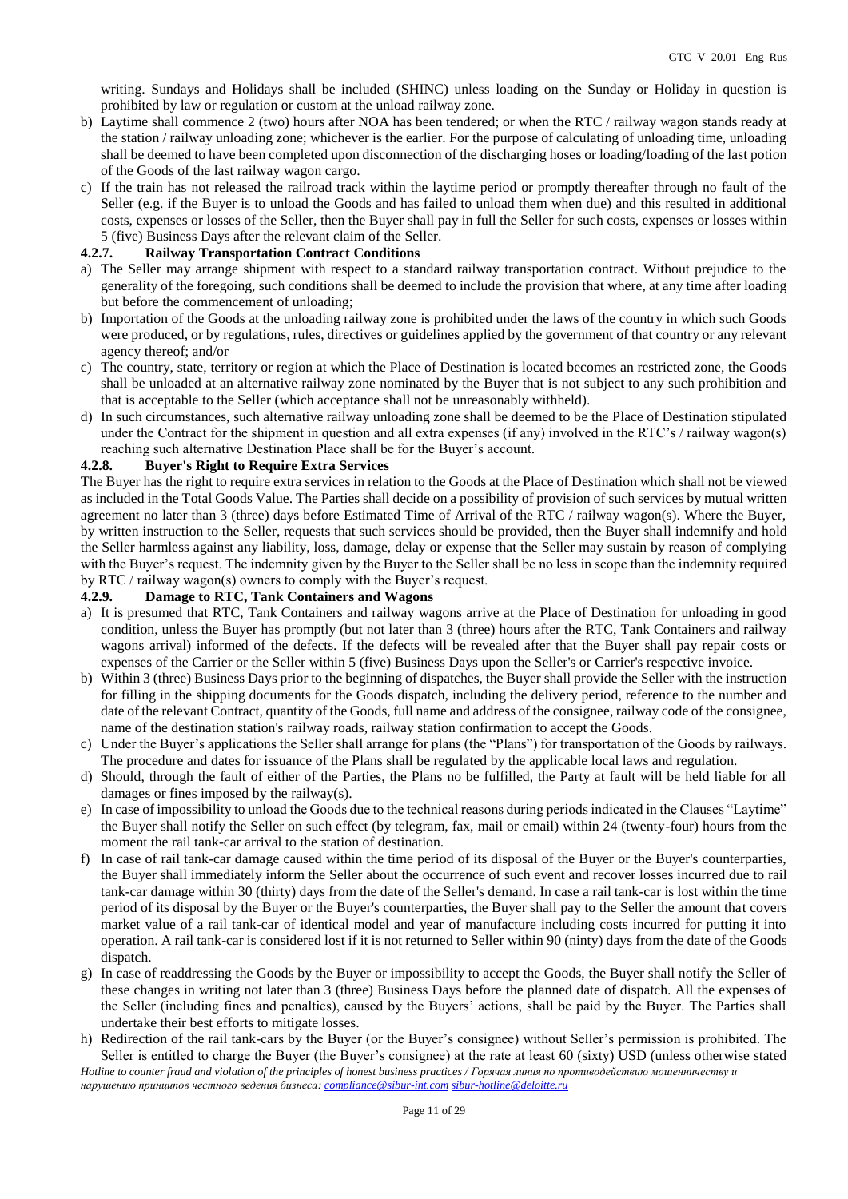writing. Sundays and Holidays shall be included (SHINC) unless loading on the Sunday or Holiday in question is prohibited by law or regulation or custom at the unload railway zone.

b) Laytime shall commence 2 (two) hours after NOA has been tendered; or when the RTC / railway wagon stands ready at the station / railway unloading zone; whichever is the earlier. For the purpose of calculating of unloading time, unloading shall be deemed to have been completed upon disconnection of the discharging hoses or loading/loading of the last potion of the Goods of the last railway wagon cargo.

c) If the train has not released the railroad track within the laytime period or promptly thereafter through no fault of the Seller (e.g. if the Buyer is to unload the Goods and has failed to unload them when due) and this resulted in additional costs, expenses or losses of the Seller, then the Buyer shall pay in full the Seller for such costs, expenses or losses within 5 (five) Business Days after the relevant claim of the Seller.

#### 4.2.7. Railway Transportation Contract Conditions

a) The Seller may arrange shipment with respect to a standard railway transportation contract. Without prejudice to the generality of the foregoing, such conditions shall be deemed to include the provision that where, at any time after loading but before the commencement of unloading;

b) Importation of the Goods at the unloading railway zone is prohibited under the laws of the country in which such Goods were produced, or by regulations, rules, directives or guidelines applied by the government of that country or any relevant agency thereof; and/or

c) The country, state, territory or region at which the Place of Destination is located becomes an restricted zone, the Goods shall be unloaded at an alternative railway zone nominated by the Buyer that is not subject to any such prohibition and that is acceptable to the Seller (which acceptance shall not be unreasonably withheld).

d) In such circumstances, such alternative railway unloading zone shall be deemed to be the Place of Destination stipulated under the Contract for the shipment in question and all extra expenses (if any) involved in the RTC's / railway wagon(s) reaching such alternative Destination Place shall be for the Buyer's account.

#### 4.2.8. Buyer's Right to Require Extra Services

The Buyer has the right to require extra services in relation to the Goods at the Place of Destination which shall not be viewed as included in the Total Goods Value. The Parties shall decide on a possibility of provision of such services by mutual written agreement no later than 3 (three) days before Estimated Time of Arrival of the RTC / railway wagon(s). Where the Buyer, by written instruction to the Seller, requests that such services should be provided, then the Buyer shall indemnify and hold the Seller harmless against any liability, loss, damage, delay or expense that the Seller may sustain by reason of complying with the Buyer's request. The indemnity given by the Buyer to the Seller shall be no less in scope than the indemnity required by RTC / railway wagon(s) owners to comply with the Buyer's request.

#### 4.2.9. Damage to RTC, Tank Containers and Wagons

a) It is presumed that RTC, Tank Containers and railway wagons arrive at the Place of Destination for unloading in good condition, unless the Buyer has promptly (but not later than 3 (three) hours after the RTC, Tank Containers and railway wagons arrival) informed of the defects. If the defects will be revealed after that the Buyer shall pay repair costs or expenses of the Carrier or the Seller within 5 (five) Business Days upon the Seller's or Carrier's respective invoice.

b) Within 3 (three) Business Days prior to the beginning of dispatches, the Buyer shall provide the Seller with the instruction for filling in the shipping documents for the Goods dispatch, including the delivery period, reference to the number and date of the relevant Contract, quantity of the Goods, full name and address of the consignee, railway code of the consignee, name of the destination station's railway roads, railway station confirmation to accept the Goods.

c) Under the Buyer's applications the Seller shall arrange for plans (the "Plans") for transportation of the Goods by railways. The procedure and dates for issuance of the Plans shall be regulated by the applicable local laws and regulation.

d) Should, through the fault of either of the Parties, the Plans no be fulfilled, the Party at fault will be held liable for all damages or fines imposed by the railway(s).

e) In case of impossibility to unload the Goods due to the technical reasons during periods indicated in the Clauses "Laytime" the Buyer shall notify the Seller on such effect (by telegram, fax, mail or email) within 24 (twenty-four) hours from the moment the rail tank-car arrival to the station of destination.

f) In case of rail tank-car damage caused within the time period of its disposal of the Buyer or the Buyer's counterparties, the Buyer shall immediately inform the Seller about the occurrence of such event and recover losses incurred due to rail tank-car damage within 30 (thirty) days from the date of the Seller's demand. In case a rail tank-car is lost within the time period of its disposal by the Buyer or the Buyer's counterparties, the Buyer shall pay to the Seller the amount that covers market value of a rail tank-car of identical model and year of manufacture including costs incurred for putting it into operation. A rail tank-car is considered lost if it is not returned to Seller within 90 (ninty) days from the date of the Goods dispatch.

g) In case of readdressing the Goods by the Buyer or impossibility to accept the Goods, the Buyer shall notify the Seller of these changes in writing not later than 3 (three) Business Days before the planned date of dispatch. All the expenses of the Seller (including fines and penalties), caused by the Buyers' actions, shall be paid by the Buyer. The Parties shall undertake their best efforts to mitigate losses.

h) Redirection of the rail tank-cars by the Buyer (or the Buyer's consignee) without Seller's permission is prohibited. The Seller is entitled to charge the Buyer (the Buyer's consignee) at the rate at least 60 (sixty) USD (unless otherwise stated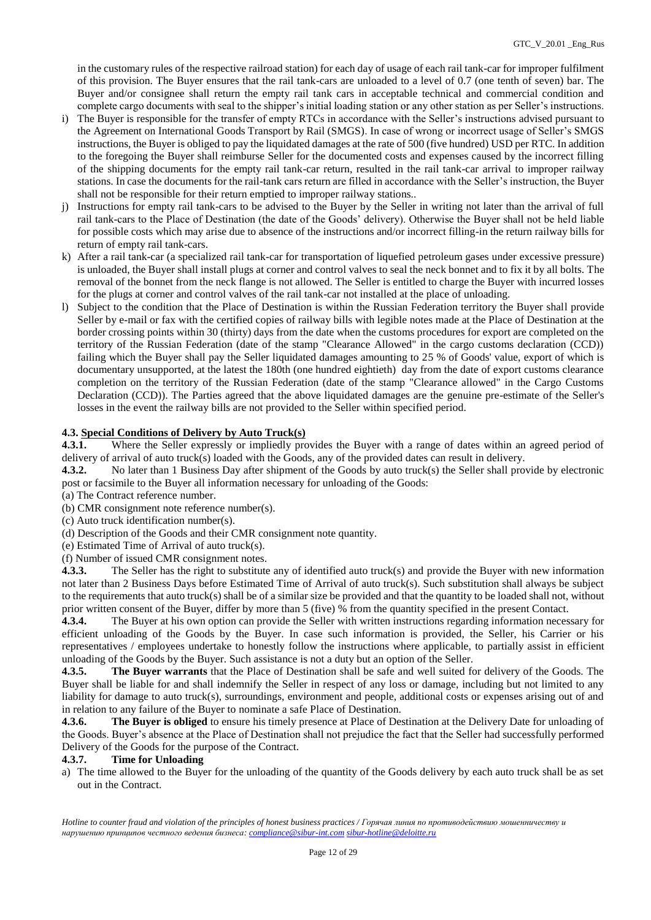in the customary rules of the respective railroad station) for each day of usage of each rail tank-car for improper fulfilment of this provision. The Buyer ensures that the rail tank-cars are unloaded to a level of 0.7 (one tenth of seven) bar. The Buyer and/or consignee shall return the empty rail tank cars in acceptable technical and commercial condition and complete cargo documents with seal to the shipper's initial loading station or any other station as per Seller's instructions.

i) The Buyer is responsible for the transfer of empty RTCs in accordance with the Seller's instructions advised pursuant to the Agreement on International Goods Transport by Rail (SMGS). In case of wrong or incorrect usage of Seller's SMGS instructions, the Buyer is obliged to pay the liquidated damages at the rate of 500 (five hundred) USD per RTC. In addition to the foregoing the Buyer shall reimburse Seller for the documented costs and expenses caused by the incorrect filling of the shipping documents for the empty rail tank-car return, resulted in the rail tank-car arrival to improper railway stations. In case the documents for the rail-tank cars return are filled in accordance with the Seller's instruction, the Buyer shall not be responsible for their return emptied to improper railway stations..

j) Instructions for empty rail tank-cars to be advised to the Buyer by the Seller in writing not later than the arrival of full rail tank-cars to the Place of Destination (the date of the Goods' delivery). Otherwise the Buyer shall not be held liable for possible costs which may arise due to absence of the instructions and/or incorrect filling-in the return railway bills for return of empty rail tank-cars.

k) After a rail tank-car (a specialized rail tank-car for transportation of liquefied petroleum gases under excessive pressure) is unloaded, the Buyer shall install plugs at corner and control valves to seal the neck bonnet and to fix it by all bolts. The removal of the bonnet from the neck flange is not allowed. The Seller is entitled to charge the Buyer with incurred losses for the plugs at corner and control valves of the rail tank-car not installed at the place of unloading.

l) Subject to the condition that the Place of Destination is within the Russian Federation territory the Buyer shall provide Seller by e-mail or fax with the certified copies of railway bills with legible notes made at the Place of Destination at the border crossing points within 30 (thirty) days from the date when the customs procedures for export are completed on the territory of the Russian Federation (date of the stamp "Clearance Allowed" in the cargo customs declaration (CCD)) failing which the Buyer shall pay the Seller liquidated damages amounting to 25 % of Goods' value, export of which is documentary unsupported, at the latest the 180th (one hundred eightieth) day from the date of export customs clearance completion on the territory of the Russian Federation (date of the stamp "Clearance allowed" in the Cargo Customs Declaration (CCD)). The Parties agreed that the above liquidated damages are the genuine pre-estimate of the Seller's losses in the event the railway bills are not provided to the Seller within specified period.

### 4.3. Special Conditions of Delivery by Auto Truck(s)

**4.3.1.** Where the Seller expressly or impliedly provides the Buyer with a range of dates within an agreed period of delivery of arrival of auto truck(s) loaded with the Goods, any of the provided dates can result in delivery.

**4.3.2.** No later than 1 Business Day after shipment of the Goods by auto truck(s) the Seller shall provide by electronic post or facsimile to the Buyer all information necessary for unloading of the Goods:

(a) The Contract reference number.

(b) CMR consignment note reference number(s).

(c) Auto truck identification number(s).

(d) Description of the Goods and their CMR consignment note quantity.

(e) Estimated Time of Arrival of auto truck(s).

(f) Number of issued CMR consignment notes.

**4.3.3.** The Seller has the right to substitute any of identified auto truck(s) and provide the Buyer with new information not later than 2 Business Days before Estimated Time of Arrival of auto truck(s). Such substitution shall always be subject to the requirements that auto truck(s) shall be of a similar size be provided and that the quantity to be loaded shall not, without prior written consent of the Buyer, differ by more than 5 (five) % from the quantity specified in the present Contact.

**4.3.4.** The Buyer at his own option can provide the Seller with written instructions regarding information necessary for efficient unloading of the Goods by the Buyer. In case such information is provided, the Seller, his Carrier or his representatives / employees undertake to honestly follow the instructions where applicable, to partially assist in efficient unloading of the Goods by the Buyer. Such assistance is not a duty but an option of the Seller.

**4.3.5. The Buyer warrants** that the Place of Destination shall be safe and well suited for delivery of the Goods. The Buyer shall be liable for and shall indemnify the Seller in respect of any loss or damage, including but not limited to any liability for damage to auto truck(s), surroundings, environment and people, additional costs or expenses arising out of and in relation to any failure of the Buyer to nominate a safe Place of Destination.

**4.3.6. The Buyer is obliged** to ensure his timely presence at Place of Destination at the Delivery Date for unloading of the Goods. Buyer's absence at the Place of Destination shall not prejudice the fact that the Seller had successfully performed Delivery of the Goods for the purpose of the Contract.

**4.3.7. Time for Unloading**

a) The time allowed to the Buyer for the unloading of the quantity of the Goods delivery by each auto truck shall be as set out in the Contract.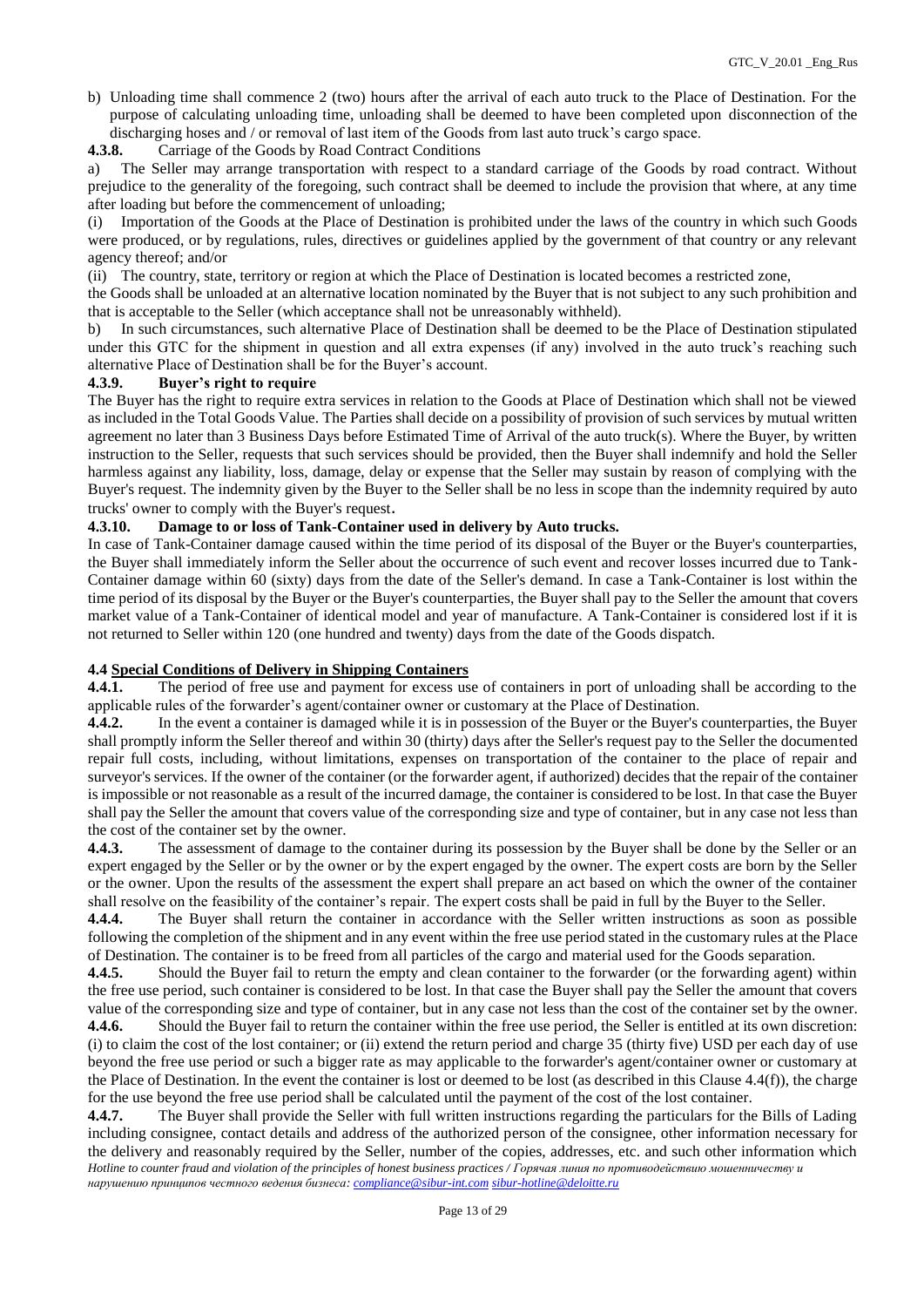b) Unloading time shall commence 2 (two) hours after the arrival of each auto truck to the Place of Destination. For the purpose of calculating unloading time, unloading shall be deemed to have been completed upon disconnection of the discharging hoses and / or removal of last item of the Goods from last auto truck's cargo space.

**4.3.8.** Carriage of the Goods by Road Contract Conditions

a) The Seller may arrange transportation with respect to a standard carriage of the Goods by road contract. Without prejudice to the generality of the foregoing, such contract shall be deemed to include the provision that where, at any time after loading but before the commencement of unloading;

(i) Importation of the Goods at the Place of Destination is prohibited under the laws of the country in which such Goods were produced, or by regulations, rules, directives or guidelines applied by the government of that country or any relevant agency thereof; and/or

(ii) The country, state, territory or region at which the Place of Destination is located becomes a restricted zone,

the Goods shall be unloaded at an alternative location nominated by the Buyer that is not subject to any such prohibition and that is acceptable to the Seller (which acceptance shall not be unreasonably withheld).

b) In such circumstances, such alternative Place of Destination shall be deemed to be the Place of Destination stipulated under this GTC for the shipment in question and all extra expenses (if any) involved in the auto truck's reaching such alternative Place of Destination shall be for the Buyer's account.

**4.3.9. Buyer's right to require**

The Buyer has the right to require extra services in relation to the Goods at Place of Destination which shall not be viewed as included in the Total Goods Value. The Parties shall decide on a possibility of provision of such services by mutual written agreement no later than 3 Business Days before Estimated Time of Arrival of the auto truck(s). Where the Buyer, by written instruction to the Seller, requests that such services should be provided, then the Buyer shall indemnify and hold the Seller harmless against any liability, loss, damage, delay or expense that the Seller may sustain by reason of complying with the Buyer's request. The indemnity given by the Buyer to the Seller shall be no less in scope than the indemnity required by auto trucks' owner to comply with the Buyer's request.

**4.3.10. Damage to or loss of Tank-Container used in delivery by Auto trucks.**

In case of Tank-Container damage caused within the time period of its disposal of the Buyer or the Buyer's counterparties, the Buyer shall immediately inform the Seller about the occurrence of such event and recover losses incurred due to Tank-Container damage within 60 (sixty) days from the date of the Seller's demand. In case a Tank-Container is lost within the time period of its disposal by the Buyer or the Buyer's counterparties, the Buyer shall pay to the Seller the amount that covers market value of a Tank-Container of identical model and year of manufacture. A Tank-Container is considered lost if it is not returned to Seller within 120 (one hundred and twenty) days from the date of the Goods dispatch.

**4.4 Special Conditions of Delivery in Shipping Containers**

**4.4.1.** The period of free use and payment for excess use of containers in port of unloading shall be according to the applicable rules of the forwarder's agent/container owner or customary at the Place of Destination.

**4.4.2.** In the event a container is damaged while it is in possession of the Buyer or the Buyer's counterparties, the Buyer shall promptly inform the Seller thereof and within 30 (thirty) days after the Seller's request pay to the Seller the documented repair full costs, including, without limitations, expenses on transportation of the container to the place of repair and surveyor's services. If the owner of the container (or the forwarder agent, if authorized) decides that the repair of the container is impossible or not reasonable as a result of the incurred damage, the container is considered to be lost. In that case the Buyer shall pay the Seller the amount that covers value of the corresponding size and type of container, but in any case not less than the cost of the container set by the owner.

**4.4.3.** The assessment of damage to the container during its possession by the Buyer shall be done by the Seller or an expert engaged by the Seller or by the owner or by the expert engaged by the owner. The expert costs are born by the Seller or the owner. Upon the results of the assessment the expert shall prepare an act based on which the owner of the container shall resolve on the feasibility of the container's repair. The expert costs shall be paid in full by the Buyer to the Seller.

**4.4.4.** The Buyer shall return the container in accordance with the Seller written instructions as soon as possible following the completion of the shipment and in any event within the free use period stated in the customary rules at the Place of Destination. The container is to be freed from all particles of the cargo and material used for the Goods separation.

**4.4.5.** Should the Buyer fail to return the empty and clean container to the forwarder (or the forwarding agent) within the free use period, such container is considered to be lost. In that case the Buyer shall pay the Seller the amount that covers value of the corresponding size and type of container, but in any case not less than the cost of the container set by the owner.

**4.4.6.** Should the Buyer fail to return the container within the free use period, the Seller is entitled at its own discretion: (i) to claim the cost of the lost container; or (ii) extend the return period and charge 35 (thirty five) USD per each day of use beyond the free use period or such a bigger rate as may applicable to the forwarder's agent/container owner or customary at the Place of Destination. In the event the container is lost or deemed to be lost (as described in this Clause 4.4(f)), the charge for the use beyond the free use period shall be calculated until the payment of the cost of the lost container.

**4.4.7.** The Buyer shall provide the Seller with full written instructions regarding the particulars for the Bills of Lading including consignee, contact details and address of the authorized person of the consignee, other information necessary for the delivery and reasonably required by the Seller, number of the copies, addresses, etc. and such other information which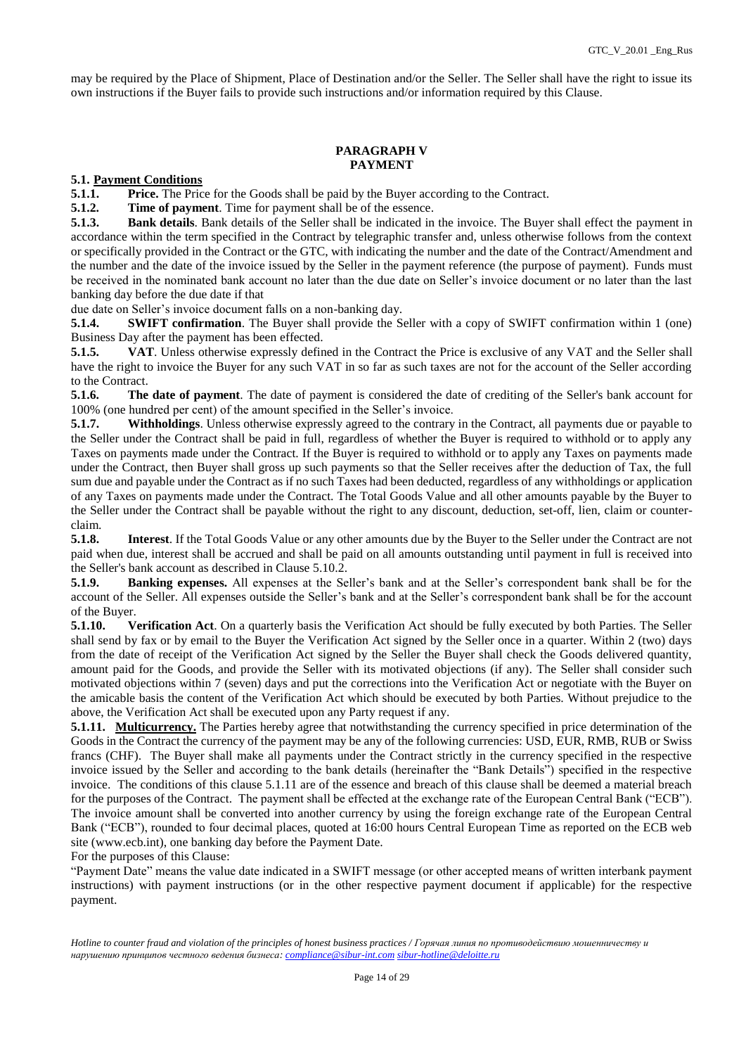may be required by the Place of Shipment, Place of Destination and/or the Seller. The Seller shall have the right to issue its own instructions if the Buyer fails to provide such instructions and/or information required by this Clause.

## PARAGRAPH V
## PAYMENT

**5.1. Payment Conditions**

**5.1.1. Price.** The Price for the Goods shall be paid by the Buyer according to the Contract.

**5.1.2. Time of payment**. Time for payment shall be of the essence.

**5.1.3. Bank details**. Bank details of the Seller shall be indicated in the invoice. The Buyer shall effect the payment in accordance within the term specified in the Contract by telegraphic transfer and, unless otherwise follows from the context or specifically provided in the Contract or the GTC, with indicating the number and the date of the Contract/Amendment and the number and the date of the invoice issued by the Seller in the payment reference (the purpose of payment). Funds must be received in the nominated bank account no later than the due date on Seller's invoice document or no later than the last banking day before the due date if that due date on Seller's invoice document falls on a non-banking day.

**5.1.4. SWIFT confirmation**. The Buyer shall provide the Seller with a copy of SWIFT confirmation within 1 (one) Business Day after the payment has been effected.

**5.1.5. VAT**. Unless otherwise expressly defined in the Contract the Price is exclusive of any VAT and the Seller shall have the right to invoice the Buyer for any such VAT in so far as such taxes are not for the account of the Seller according to the Contract.

**5.1.6. The date of payment**. The date of payment is considered the date of crediting of the Seller's bank account for 100% (one hundred per cent) of the amount specified in the Seller's invoice.

**5.1.7. Withholdings**. Unless otherwise expressly agreed to the contrary in the Contract, all payments due or payable to the Seller under the Contract shall be paid in full, regardless of whether the Buyer is required to withhold or to apply any Taxes on payments made under the Contract. If the Buyer is required to withhold or to apply any Taxes on payments made under the Contract, then Buyer shall gross up such payments so that the Seller receives after the deduction of Tax, the full sum due and payable under the Contract as if no such Taxes had been deducted, regardless of any withholdings or application of any Taxes on payments made under the Contract. The Total Goods Value and all other amounts payable by the Buyer to the Seller under the Contract shall be payable without the right to any discount, deduction, set-off, lien, claim or counter-claim.

**5.1.8. Interest**. If the Total Goods Value or any other amounts due by the Buyer to the Seller under the Contract are not paid when due, interest shall be accrued and shall be paid on all amounts outstanding until payment in full is received into the Seller's bank account as described in Clause 5.10.2.

**5.1.9. Banking expenses.** All expenses at the Seller's bank and at the Seller's correspondent bank shall be for the account of the Seller. All expenses outside the Seller's bank and at the Seller's correspondent bank shall be for the account of the Buyer.

**5.1.10. Verification Act**. On a quarterly basis the Verification Act should be fully executed by both Parties. The Seller shall send by fax or by email to the Buyer the Verification Act signed by the Seller once in a quarter. Within 2 (two) days from the date of receipt of the Verification Act signed by the Seller the Buyer shall check the Goods delivered quantity, amount paid for the Goods, and provide the Seller with its motivated objections (if any). The Seller shall consider such motivated objections within 7 (seven) days and put the corrections into the Verification Act or negotiate with the Buyer on the amicable basis the content of the Verification Act which should be executed by both Parties. Without prejudice to the above, the Verification Act shall be executed upon any Party request if any.

**5.1.11. <u>Multicurrency.</u>** The Parties hereby agree that notwithstanding the currency specified in price determination of the Goods in the Contract the currency of the payment may be any of the following currencies: USD, EUR, RMB, RUB or Swiss francs (CHF). The Buyer shall make all payments under the Contract strictly in the currency specified in the respective invoice issued by the Seller and according to the bank details (hereinafter the "Bank Details") specified in the respective invoice. The conditions of this clause 5.1.11 are of the essence and breach of this clause shall be deemed a material breach for the purposes of the Contract. The payment shall be effected at the exchange rate of the European Central Bank ("ECB"). The invoice amount shall be converted into another currency by using the foreign exchange rate of the European Central Bank ("ECB"), rounded to four decimal places, quoted at 16:00 hours Central European Time as reported on the ECB web site (www.ecb.int), one banking day before the Payment Date.

For the purposes of this Clause:

"Payment Date" means the value date indicated in a SWIFT message (or other accepted means of written interbank payment instructions) with payment instructions (or in the other respective payment document if applicable) for the respective payment.

*Hotline to counter fraud and violation of the principles of honest business practices / Горячая линия по противодействию мошенничеству и нарушению принципов честного ведения бизнеса: compliance@sibur-int.com sibur-hotline@deloitte.ru*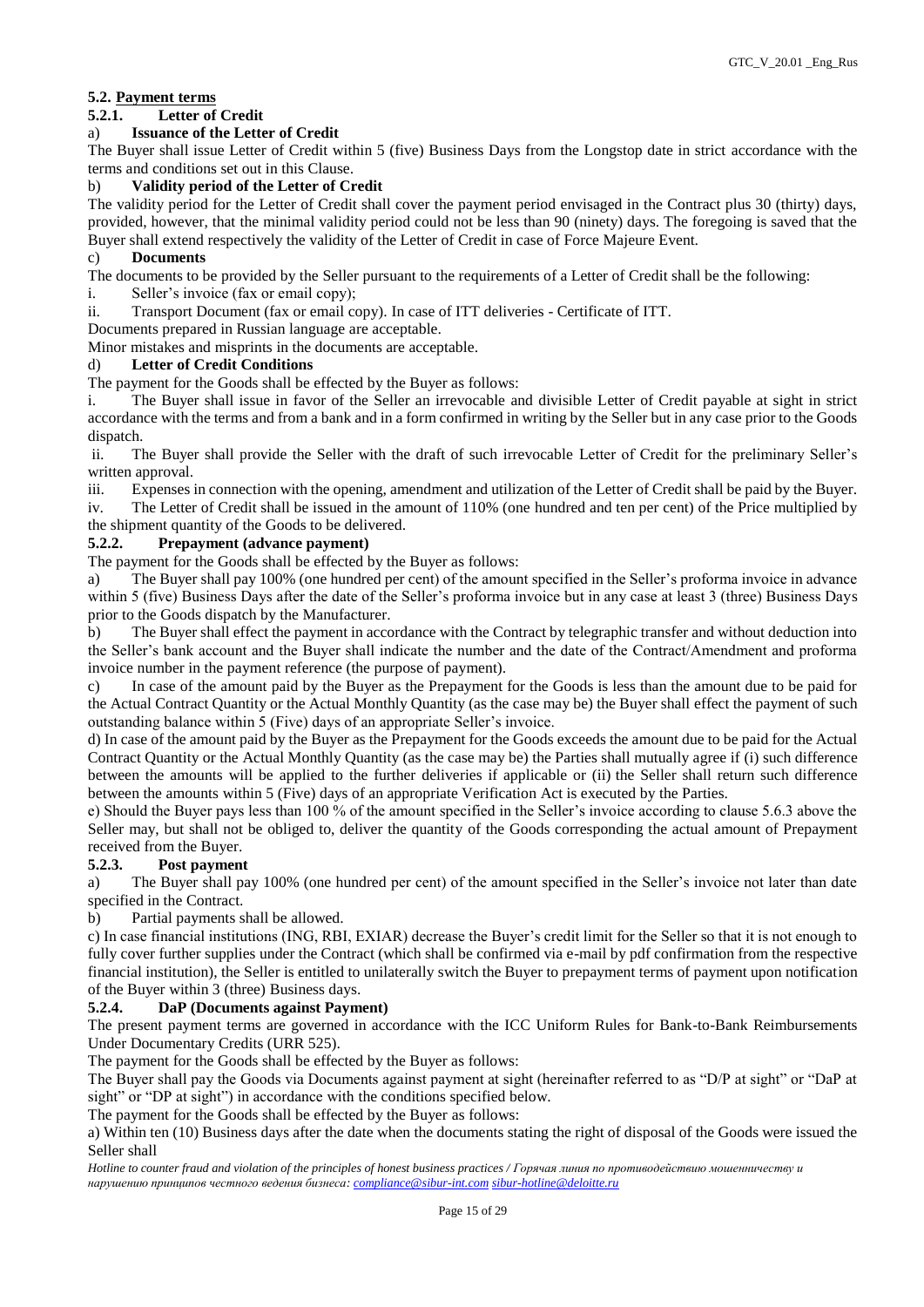### 5.2. Payment terms

#### 5.2.1. Letter of Credit

a) **Issuance of the Letter of Credit**

The Buyer shall issue Letter of Credit within 5 (five) Business Days from the Longstop date in strict accordance with the terms and conditions set out in this Clause.

b) **Validity period of the Letter of Credit**

The validity period for the Letter of Credit shall cover the payment period envisaged in the Contract plus 30 (thirty) days, provided, however, that the minimal validity period could not be less than 90 (ninety) days. The foregoing is saved that the Buyer shall extend respectively the validity of the Letter of Credit in case of Force Majeure Event.

c) **Documents**

The documents to be provided by the Seller pursuant to the requirements of a Letter of Credit shall be the following:

i. Seller's invoice (fax or email copy);

ii. Transport Document (fax or email copy). In case of ITT deliveries - Certificate of ITT.

Documents prepared in Russian language are acceptable.

Minor mistakes and misprints in the documents are acceptable.

d) **Letter of Credit Conditions**

The payment for the Goods shall be effected by the Buyer as follows:

i. The Buyer shall issue in favor of the Seller an irrevocable and divisible Letter of Credit payable at sight in strict accordance with the terms and from a bank and in a form confirmed in writing by the Seller but in any case prior to the Goods dispatch.

ii. The Buyer shall provide the Seller with the draft of such irrevocable Letter of Credit for the preliminary Seller's written approval.

iii. Expenses in connection with the opening, amendment and utilization of the Letter of Credit shall be paid by the Buyer.

iv. The Letter of Credit shall be issued in the amount of 110% (one hundred and ten per cent) of the Price multiplied by the shipment quantity of the Goods to be delivered.

#### 5.2.2. Prepayment (advance payment)

The payment for the Goods shall be effected by the Buyer as follows:

a) The Buyer shall pay 100% (one hundred per cent) of the amount specified in the Seller's proforma invoice in advance within 5 (five) Business Days after the date of the Seller's proforma invoice but in any case at least 3 (three) Business Days prior to the Goods dispatch by the Manufacturer.

b) The Buyer shall effect the payment in accordance with the Contract by telegraphic transfer and without deduction into the Seller's bank account and the Buyer shall indicate the number and the date of the Contract/Amendment and proforma invoice number in the payment reference (the purpose of payment).

c) In case of the amount paid by the Buyer as the Prepayment for the Goods is less than the amount due to be paid for the Actual Contract Quantity or the Actual Monthly Quantity (as the case may be) the Buyer shall effect the payment of such outstanding balance within 5 (Five) days of an appropriate Seller's invoice.

d) In case of the amount paid by the Buyer as the Prepayment for the Goods exceeds the amount due to be paid for the Actual Contract Quantity or the Actual Monthly Quantity (as the case may be) the Parties shall mutually agree if (i) such difference between the amounts will be applied to the further deliveries if applicable or (ii) the Seller shall return such difference between the amounts within 5 (Five) days of an appropriate Verification Act is executed by the Parties.

e) Should the Buyer pays less than 100 % of the amount specified in the Seller's invoice according to clause 5.6.3 above the Seller may, but shall not be obliged to, deliver the quantity of the Goods corresponding the actual amount of Prepayment received from the Buyer.

#### 5.2.3. Post payment

a) The Buyer shall pay 100% (one hundred per cent) of the amount specified in the Seller's invoice not later than date specified in the Contract.

b) Partial payments shall be allowed.

c) In case financial institutions (ING, RBI, EXIAR) decrease the Buyer's credit limit for the Seller so that it is not enough to fully cover further supplies under the Contract (which shall be confirmed via e-mail by pdf confirmation from the respective financial institution), the Seller is entitled to unilaterally switch the Buyer to prepayment terms of payment upon notification of the Buyer within 3 (three) Business days.

#### 5.2.4. DaP (Documents against Payment)

The present payment terms are governed in accordance with the ICC Uniform Rules for Bank-to-Bank Reimbursements Under Documentary Credits (URR 525).

The payment for the Goods shall be effected by the Buyer as follows:

The Buyer shall pay the Goods via Documents against payment at sight (hereinafter referred to as "D/P at sight" or "DaP at sight" or "DP at sight") in accordance with the conditions specified below.

The payment for the Goods shall be effected by the Buyer as follows:

a) Within ten (10) Business days after the date when the documents stating the right of disposal of the Goods were issued the Seller shall

*Hotline to counter fraud and violation of the principles of honest business practices / Горячая линия по противодействию мошенничеству и нарушению принципов честного ведения бизнеса: compliance@sibur-int.com sibur-hotline@deloitte.ru*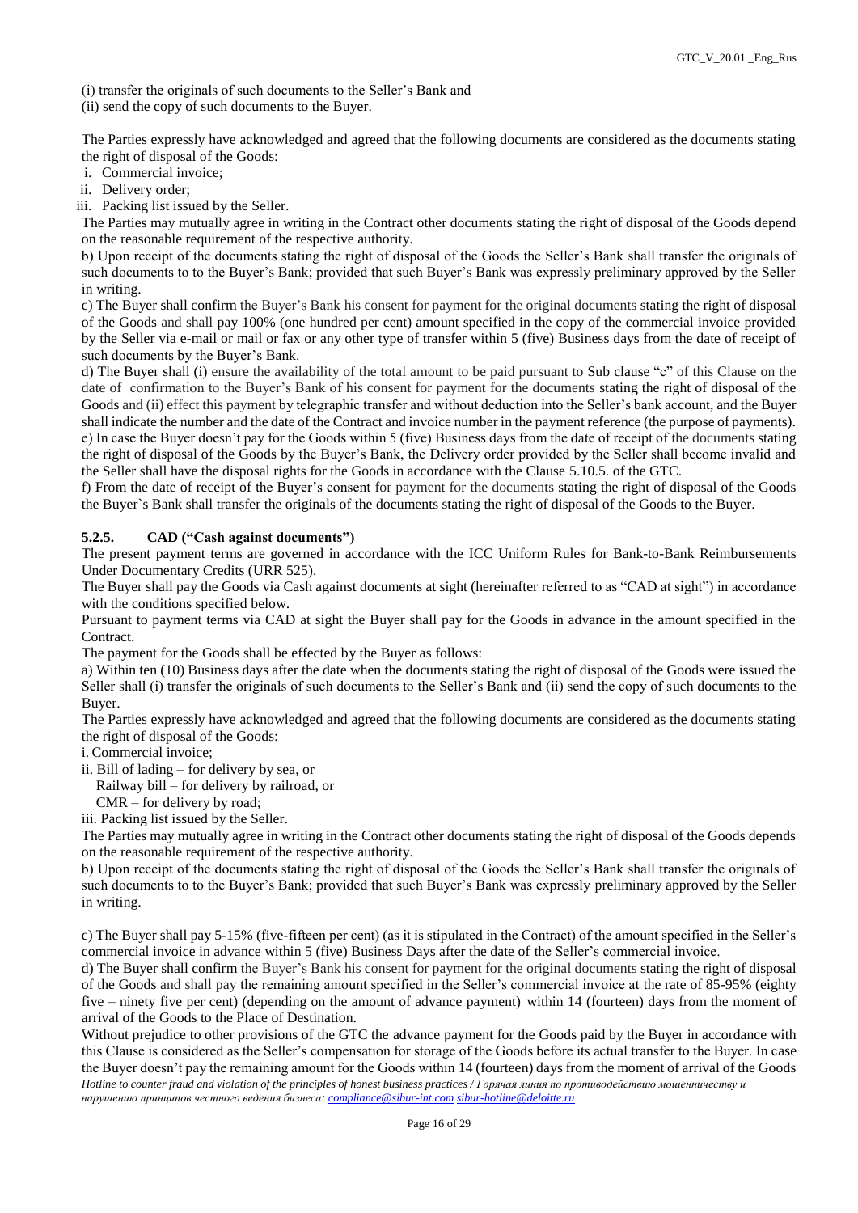(i) transfer the originals of such documents to the Seller's Bank and
(ii) send the copy of such documents to the Buyer.

The Parties expressly have acknowledged and agreed that the following documents are considered as the documents stating the right of disposal of the Goods:

i. Commercial invoice;
ii. Delivery order;
iii. Packing list issued by the Seller.

The Parties may mutually agree in writing in the Contract other documents stating the right of disposal of the Goods depend on the reasonable requirement of the respective authority.

b) Upon receipt of the documents stating the right of disposal of the Goods the Seller's Bank shall transfer the originals of such documents to to the Buyer's Bank; provided that such Buyer's Bank was expressly preliminary approved by the Seller in writing.

c) The Buyer shall confirm the Buyer's Bank his consent for payment for the original documents stating the right of disposal of the Goods and shall pay 100% (one hundred per cent) amount specified in the copy of the commercial invoice provided by the Seller via e-mail or mail or fax or any other type of transfer within 5 (five) Business days from the date of receipt of such documents by the Buyer's Bank.

d) The Buyer shall (i) ensure the availability of the total amount to be paid pursuant to Sub clause "c" of this Clause on the date of confirmation to the Buyer's Bank of his consent for payment for the documents stating the right of disposal of the Goods and (ii) effect this payment by telegraphic transfer and without deduction into the Seller's bank account, and the Buyer shall indicate the number and the date of the Contract and invoice number in the payment reference (the purpose of payments).

e) In case the Buyer doesn't pay for the Goods within 5 (five) Business days from the date of receipt of the documents stating the right of disposal of the Goods by the Buyer's Bank, the Delivery order provided by the Seller shall become invalid and the Seller shall have the disposal rights for the Goods in accordance with the Clause 5.10.5. of the GTC.

f) From the date of receipt of the Buyer's consent for payment for the documents stating the right of disposal of the Goods the Buyer`s Bank shall transfer the originals of the documents stating the right of disposal of the Goods to the Buyer.

#### 5.2.5. CAD ("Cash against documents")

The present payment terms are governed in accordance with the ICC Uniform Rules for Bank-to-Bank Reimbursements Under Documentary Credits (URR 525).

The Buyer shall pay the Goods via Cash against documents at sight (hereinafter referred to as "CAD at sight") in accordance with the conditions specified below.

Pursuant to payment terms via CAD at sight the Buyer shall pay for the Goods in advance in the amount specified in the Contract.

The payment for the Goods shall be effected by the Buyer as follows:

a) Within ten (10) Business days after the date when the documents stating the right of disposal of the Goods were issued the Seller shall (i) transfer the originals of such documents to the Seller's Bank and (ii) send the copy of such documents to the Buyer.

The Parties expressly have acknowledged and agreed that the following documents are considered as the documents stating the right of disposal of the Goods:

i. Commercial invoice;
ii. Bill of lading – for delivery by sea, or
   Railway bill – for delivery by railroad, or
   CMR – for delivery by road;
iii. Packing list issued by the Seller.

The Parties may mutually agree in writing in the Contract other documents stating the right of disposal of the Goods depends on the reasonable requirement of the respective authority.

b) Upon receipt of the documents stating the right of disposal of the Goods the Seller's Bank shall transfer the originals of such documents to to the Buyer's Bank; provided that such Buyer's Bank was expressly preliminary approved by the Seller in writing.

c) The Buyer shall pay 5-15% (five-fifteen per cent) (as it is stipulated in the Contract) of the amount specified in the Seller's commercial invoice in advance within 5 (five) Business Days after the date of the Seller's commercial invoice.

d) The Buyer shall confirm the Buyer's Bank his consent for payment for the original documents stating the right of disposal of the Goods and shall pay the remaining amount specified in the Seller's commercial invoice at the rate of 85-95% (eighty five – ninety five per cent) (depending on the amount of advance payment) within 14 (fourteen) days from the moment of arrival of the Goods to the Place of Destination.

Without prejudice to other provisions of the GTC the advance payment for the Goods paid by the Buyer in accordance with this Clause is considered as the Seller's compensation for storage of the Goods before its actual transfer to the Buyer. In case the Buyer doesn't pay the remaining amount for the Goods within 14 (fourteen) days from the moment of arrival of the Goods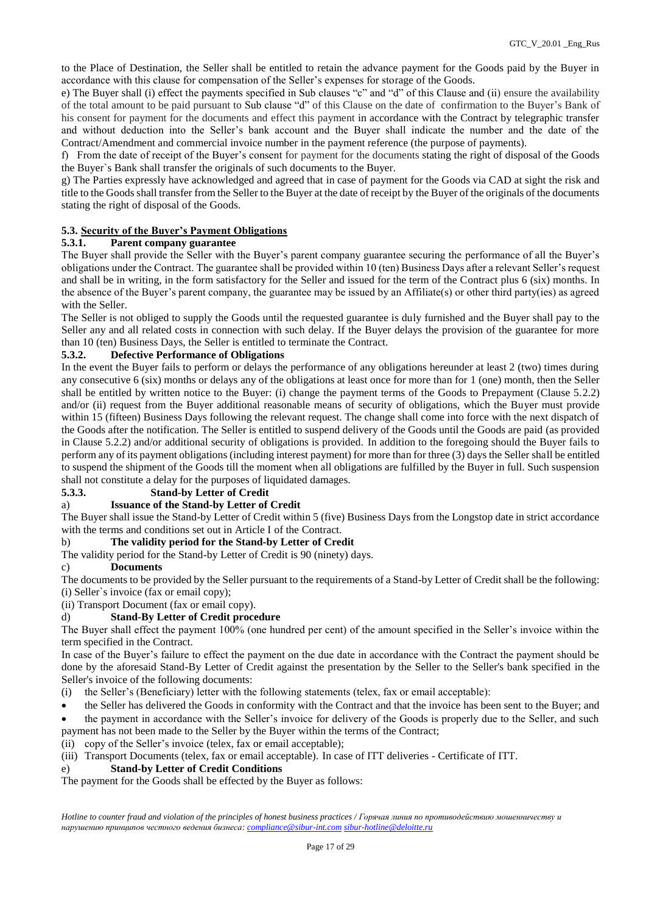to the Place of Destination, the Seller shall be entitled to retain the advance payment for the Goods paid by the Buyer in accordance with this clause for compensation of the Seller's expenses for storage of the Goods.

e) The Buyer shall (i) effect the payments specified in Sub clauses "c" and "d" of this Clause and (ii) ensure the availability of the total amount to be paid pursuant to Sub clause "d" of this Clause on the date of confirmation to the Buyer's Bank of his consent for payment for the documents and effect this payment in accordance with the Contract by telegraphic transfer and without deduction into the Seller's bank account and the Buyer shall indicate the number and the date of the Contract/Amendment and commercial invoice number in the payment reference (the purpose of payments).

f) From the date of receipt of the Buyer's consent for payment for the documents stating the right of disposal of the Goods the Buyer`s Bank shall transfer the originals of such documents to the Buyer.

g) The Parties expressly have acknowledged and agreed that in case of payment for the Goods via CAD at sight the risk and title to the Goods shall transfer from the Seller to the Buyer at the date of receipt by the Buyer of the originals of the documents stating the right of disposal of the Goods.

### 5.3. Security of the Buyer's Payment Obligations

#### 5.3.1. Parent company guarantee

The Buyer shall provide the Seller with the Buyer's parent company guarantee securing the performance of all the Buyer's obligations under the Contract. The guarantee shall be provided within 10 (ten) Business Days after a relevant Seller's request and shall be in writing, in the form satisfactory for the Seller and issued for the term of the Contract plus 6 (six) months. In the absence of the Buyer's parent company, the guarantee may be issued by an Affiliate(s) or other third party(ies) as agreed with the Seller.

The Seller is not obliged to supply the Goods until the requested guarantee is duly furnished and the Buyer shall pay to the Seller any and all related costs in connection with such delay. If the Buyer delays the provision of the guarantee for more than 10 (ten) Business Days, the Seller is entitled to terminate the Contract.

#### 5.3.2. Defective Performance of Obligations

In the event the Buyer fails to perform or delays the performance of any obligations hereunder at least 2 (two) times during any consecutive 6 (six) months or delays any of the obligations at least once for more than for 1 (one) month, then the Seller shall be entitled by written notice to the Buyer: (i) change the payment terms of the Goods to Prepayment (Clause 5.2.2) and/or (ii) request from the Buyer additional reasonable means of security of obligations, which the Buyer must provide within 15 (fifteen) Business Days following the relevant request. The change shall come into force with the next dispatch of the Goods after the notification. The Seller is entitled to suspend delivery of the Goods until the Goods are paid (as provided in Clause 5.2.2) and/or additional security of obligations is provided. In addition to the foregoing should the Buyer fails to perform any of its payment obligations (including interest payment) for more than for three (3) days the Seller shall be entitled to suspend the shipment of the Goods till the moment when all obligations are fulfilled by the Buyer in full. Such suspension shall not constitute a delay for the purposes of liquidated damages.

#### 5.3.3. Stand-by Letter of Credit

a) **Issuance of the Stand-by Letter of Credit**

The Buyer shall issue the Stand-by Letter of Credit within 5 (five) Business Days from the Longstop date in strict accordance with the terms and conditions set out in Article I of the Contract.

b) **The validity period for the Stand-by Letter of Credit**

The validity period for the Stand-by Letter of Credit is 90 (ninety) days.

c) **Documents**

The documents to be provided by the Seller pursuant to the requirements of a Stand-by Letter of Credit shall be the following:
(i) Seller`s invoice (fax or email copy);
(ii) Transport Document (fax or email copy).

d) **Stand-By Letter of Credit procedure**

The Buyer shall effect the payment 100% (one hundred per cent) of the amount specified in the Seller's invoice within the term specified in the Contract.

In case of the Buyer's failure to effect the payment on the due date in accordance with the Contract the payment should be done by the aforesaid Stand-By Letter of Credit against the presentation by the Seller to the Seller's bank specified in the Seller's invoice of the following documents:

(i) the Seller's (Beneficiary) letter with the following statements (telex, fax or email acceptable):
- the Seller has delivered the Goods in conformity with the Contract and that the invoice has been sent to the Buyer; and
- the payment in accordance with the Seller's invoice for delivery of the Goods is properly due to the Seller, and such payment has not been made to the Seller by the Buyer within the terms of the Contract;

(ii) copy of the Seller's invoice (telex, fax or email acceptable);
(iii) Transport Documents (telex, fax or email acceptable). In case of ITT deliveries - Certificate of ITT.

e) **Stand-by Letter of Credit Conditions**

The payment for the Goods shall be effected by the Buyer as follows:

*Hotline to counter fraud and violation of the principles of honest business practices / Горячая линия по противодействию мошенничеству и нарушению принципов честного ведения бизнеса: compliance@sibur-int.com sibur-hotline@deloitte.ru*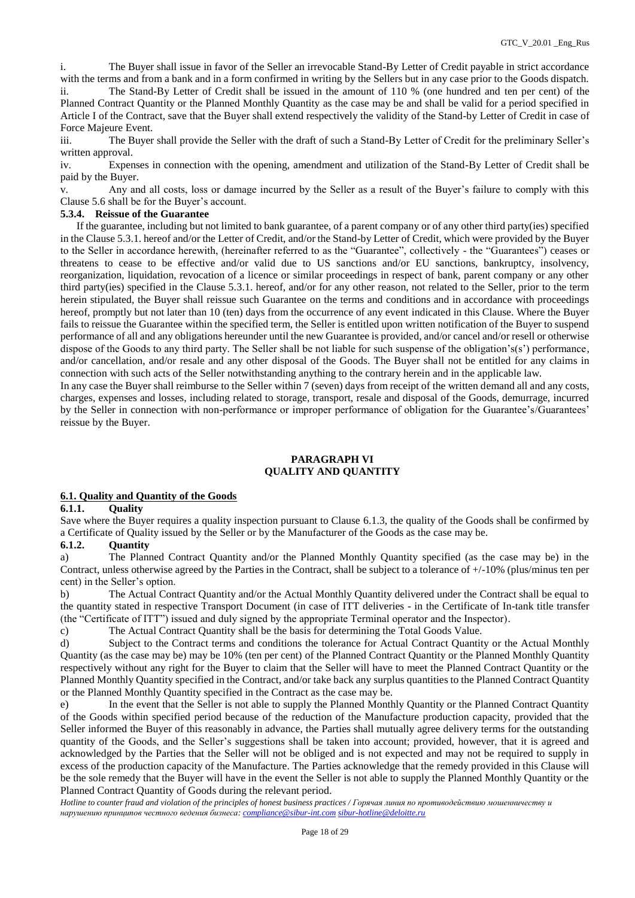i. The Buyer shall issue in favor of the Seller an irrevocable Stand-By Letter of Credit payable in strict accordance with the terms and from a bank and in a form confirmed in writing by the Sellers but in any case prior to the Goods dispatch.

ii. The Stand-By Letter of Credit shall be issued in the amount of 110 % (one hundred and ten per cent) of the Planned Contract Quantity or the Planned Monthly Quantity as the case may be and shall be valid for a period specified in Article I of the Contract, save that the Buyer shall extend respectively the validity of the Stand-by Letter of Credit in case of Force Majeure Event.

iii. The Buyer shall provide the Seller with the draft of such a Stand-By Letter of Credit for the preliminary Seller's written approval.

iv. Expenses in connection with the opening, amendment and utilization of the Stand-By Letter of Credit shall be paid by the Buyer.

v. Any and all costs, loss or damage incurred by the Seller as a result of the Buyer's failure to comply with this Clause 5.6 shall be for the Buyer's account.

**5.3.4. Reissue of the Guarantee**

If the guarantee, including but not limited to bank guarantee, of a parent company or of any other third party(ies) specified in the Clause 5.3.1. hereof and/or the Letter of Credit, and/or the Stand-by Letter of Credit, which were provided by the Buyer to the Seller in accordance herewith, (hereinafter referred to as the "Guarantee", collectively - the "Guarantees") ceases or threatens to cease to be effective and/or valid due to US sanctions and/or EU sanctions, bankruptcy, insolvency, reorganization, liquidation, revocation of a licence or similar proceedings in respect of bank, parent company or any other third party(ies) specified in the Clause 5.3.1. hereof, and/or for any other reason, not related to the Seller, prior to the term herein stipulated, the Buyer shall reissue such Guarantee on the terms and conditions and in accordance with proceedings hereof, promptly but not later than 10 (ten) days from the occurrence of any event indicated in this Clause. Where the Buyer fails to reissue the Guarantee within the specified term, the Seller is entitled upon written notification of the Buyer to suspend performance of all and any obligations hereunder until the new Guarantee is provided, and/or cancel and/or resell or otherwise dispose of the Goods to any third party. The Seller shall be not liable for such suspense of the obligation's(s') performance, and/or cancellation, and/or resale and any other disposal of the Goods. The Buyer shall not be entitled for any claims in connection with such acts of the Seller notwithstanding anything to the contrary herein and in the applicable law.

In any case the Buyer shall reimburse to the Seller within 7 (seven) days from receipt of the written demand all and any costs, charges, expenses and losses, including related to storage, transport, resale and disposal of the Goods, demurrage, incurred by the Seller in connection with non-performance or improper performance of obligation for the Guarantee's/Guarantees' reissue by the Buyer.

## PARAGRAPH VI
## QUALITY AND QUANTITY

**6.1. Quality and Quantity of the Goods**

**6.1.1. Quality**

Save where the Buyer requires a quality inspection pursuant to Clause 6.1.3, the quality of the Goods shall be confirmed by a Certificate of Quality issued by the Seller or by the Manufacturer of the Goods as the case may be.

**6.1.2. Quantity**

a) The Planned Contract Quantity and/or the Planned Monthly Quantity specified (as the case may be) in the Contract, unless otherwise agreed by the Parties in the Contract, shall be subject to a tolerance of +/-10% (plus/minus ten per cent) in the Seller's option.

b) The Actual Contract Quantity and/or the Actual Monthly Quantity delivered under the Contract shall be equal to the quantity stated in respective Transport Document (in case of ITT deliveries - in the Certificate of In-tank title transfer (the "Certificate of ITT") issued and duly signed by the appropriate Terminal operator and the Inspector).

c) The Actual Contract Quantity shall be the basis for determining the Total Goods Value.

d) Subject to the Contract terms and conditions the tolerance for Actual Contract Quantity or the Actual Monthly Quantity (as the case may be) may be 10% (ten per cent) of the Planned Contract Quantity or the Planned Monthly Quantity respectively without any right for the Buyer to claim that the Seller will have to meet the Planned Contract Quantity or the Planned Monthly Quantity specified in the Contract, and/or take back any surplus quantities to the Planned Contract Quantity or the Planned Monthly Quantity specified in the Contract as the case may be.

e) In the event that the Seller is not able to supply the Planned Monthly Quantity or the Planned Contract Quantity of the Goods within specified period because of the reduction of the Manufacture production capacity, provided that the Seller informed the Buyer of this reasonably in advance, the Parties shall mutually agree delivery terms for the outstanding quantity of the Goods, and the Seller's suggestions shall be taken into account; provided, however, that it is agreed and acknowledged by the Parties that the Seller will not be obliged and is not expected and may not be required to supply in excess of the production capacity of the Manufacture. The Parties acknowledge that the remedy provided in this Clause will be the sole remedy that the Buyer will have in the event the Seller is not able to supply the Planned Monthly Quantity or the Planned Contract Quantity of Goods during the relevant period.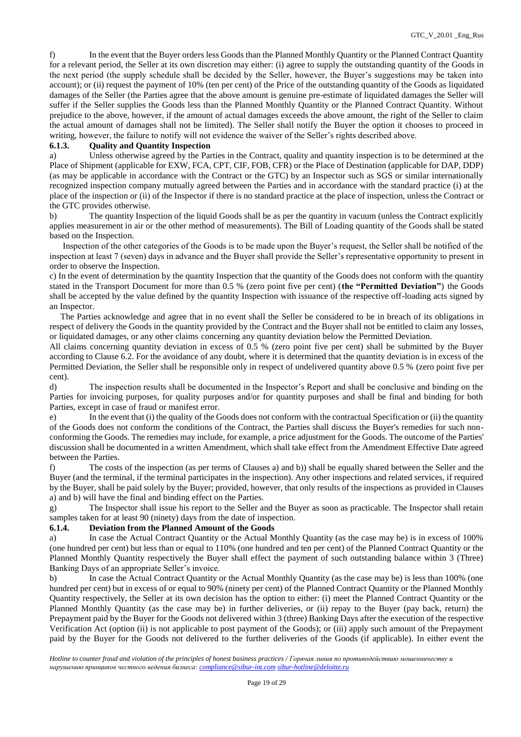f) In the event that the Buyer orders less Goods than the Planned Monthly Quantity or the Planned Contract Quantity for a relevant period, the Seller at its own discretion may either: (i) agree to supply the outstanding quantity of the Goods in the next period (the supply schedule shall be decided by the Seller, however, the Buyer's suggestions may be taken into account); or (ii) request the payment of 10% (ten per cent) of the Price of the outstanding quantity of the Goods as liquidated damages of the Seller (the Parties agree that the above amount is genuine pre-estimate of liquidated damages the Seller will suffer if the Seller supplies the Goods less than the Planned Monthly Quantity or the Planned Contract Quantity. Without prejudice to the above, however, if the amount of actual damages exceeds the above amount, the right of the Seller to claim the actual amount of damages shall not be limited). The Seller shall notify the Buyer the option it chooses to proceed in writing, however, the failure to notify will not evidence the waiver of the Seller's rights described above.

**6.1.3. Quality and Quantity Inspection**

a) Unless otherwise agreed by the Parties in the Contract, quality and quantity inspection is to be determined at the Place of Shipment (applicable for EXW, FCA, CPT, CIF, FOB, CFR) or the Place of Destination (applicable for DAP, DDP) (as may be applicable in accordance with the Contract or the GTC) by an Inspector such as SGS or similar internationally recognized inspection company mutually agreed between the Parties and in accordance with the standard practice (i) at the place of the inspection or (ii) of the Inspector if there is no standard practice at the place of inspection, unless the Contract or the GTC provides otherwise.

b) The quantity Inspection of the liquid Goods shall be as per the quantity in vacuum (unless the Contract explicitly applies measurement in air or the other method of measurements). The Bill of Loading quantity of the Goods shall be stated based on the Inspection.

Inspection of the other categories of the Goods is to be made upon the Buyer's request, the Seller shall be notified of the inspection at least 7 (seven) days in advance and the Buyer shall provide the Seller's representative opportunity to present in order to observe the Inspection.

c) In the event of determination by the quantity Inspection that the quantity of the Goods does not conform with the quantity stated in the Transport Document for more than 0.5 % (zero point five per cent) (**the "Permitted Deviation"**) the Goods shall be accepted by the value defined by the quantity Inspection with issuance of the respective off-loading acts signed by an Inspector.

The Parties acknowledge and agree that in no event shall the Seller be considered to be in breach of its obligations in respect of delivery the Goods in the quantity provided by the Contract and the Buyer shall not be entitled to claim any losses, or liquidated damages, or any other claims concerning any quantity deviation below the Permitted Deviation.

All claims concerning quantity deviation in excess of 0.5 % (zero point five per cent) shall be submitted by the Buyer according to Clause 6.2. For the avoidance of any doubt, where it is determined that the quantity deviation is in excess of the Permitted Deviation, the Seller shall be responsible only in respect of undelivered quantity above 0.5 % (zero point five per cent).

d) The inspection results shall be documented in the Inspector's Report and shall be conclusive and binding on the Parties for invoicing purposes, for quality purposes and/or for quantity purposes and shall be final and binding for both Parties, except in case of fraud or manifest error.

e) In the event that (i) the quality of the Goods does not conform with the contractual Specification or (ii) the quantity of the Goods does not conform the conditions of the Contract, the Parties shall discuss the Buyer's remedies for such non-conforming the Goods. The remedies may include, for example, a price adjustment for the Goods. The outcome of the Parties' discussion shall be documented in a written Amendment, which shall take effect from the Amendment Effective Date agreed between the Parties.

f) The costs of the inspection (as per terms of Clauses a) and b)) shall be equally shared between the Seller and the Buyer (and the terminal, if the terminal participates in the inspection). Any other inspections and related services, if required by the Buyer, shall be paid solely by the Buyer; provided, however, that only results of the inspections as provided in Clauses a) and b) will have the final and binding effect on the Parties.

g) The Inspector shall issue his report to the Seller and the Buyer as soon as practicable. The Inspector shall retain samples taken for at least 90 (ninety) days from the date of inspection.

**6.1.4. Deviation from the Planned Amount of the Goods**

a) In case the Actual Contract Quantity or the Actual Monthly Quantity (as the case may be) is in excess of 100% (one hundred per cent) but less than or equal to 110% (one hundred and ten per cent) of the Planned Contract Quantity or the Planned Monthly Quantity respectively the Buyer shall effect the payment of such outstanding balance within 3 (Three) Banking Days of an appropriate Seller's invoice.

b) In case the Actual Contract Quantity or the Actual Monthly Quantity (as the case may be) is less than 100% (one hundred per cent) but in excess of or equal to 90% (ninety per cent) of the Planned Contract Quantity or the Planned Monthly Quantity respectively, the Seller at its own decision has the option to either: (i) meet the Planned Contract Quantity or the Planned Monthly Quantity (as the case may be) in further deliveries, or (ii) repay to the Buyer (pay back, return) the Prepayment paid by the Buyer for the Goods not delivered within 3 (three) Banking Days after the execution of the respective Verification Act (option (ii) is not applicable to post payment of the Goods); or (iii) apply such amount of the Prepayment paid by the Buyer for the Goods not delivered to the further deliveries of the Goods (if applicable). In either event the

*Hotline to counter fraud and violation of the principles of honest business practices / Горячая линия по противодействию мошенничеству и нарушению принципов честного ведения бизнеса: compliance@sibur-int.com sibur-hotline@deloitte.ru*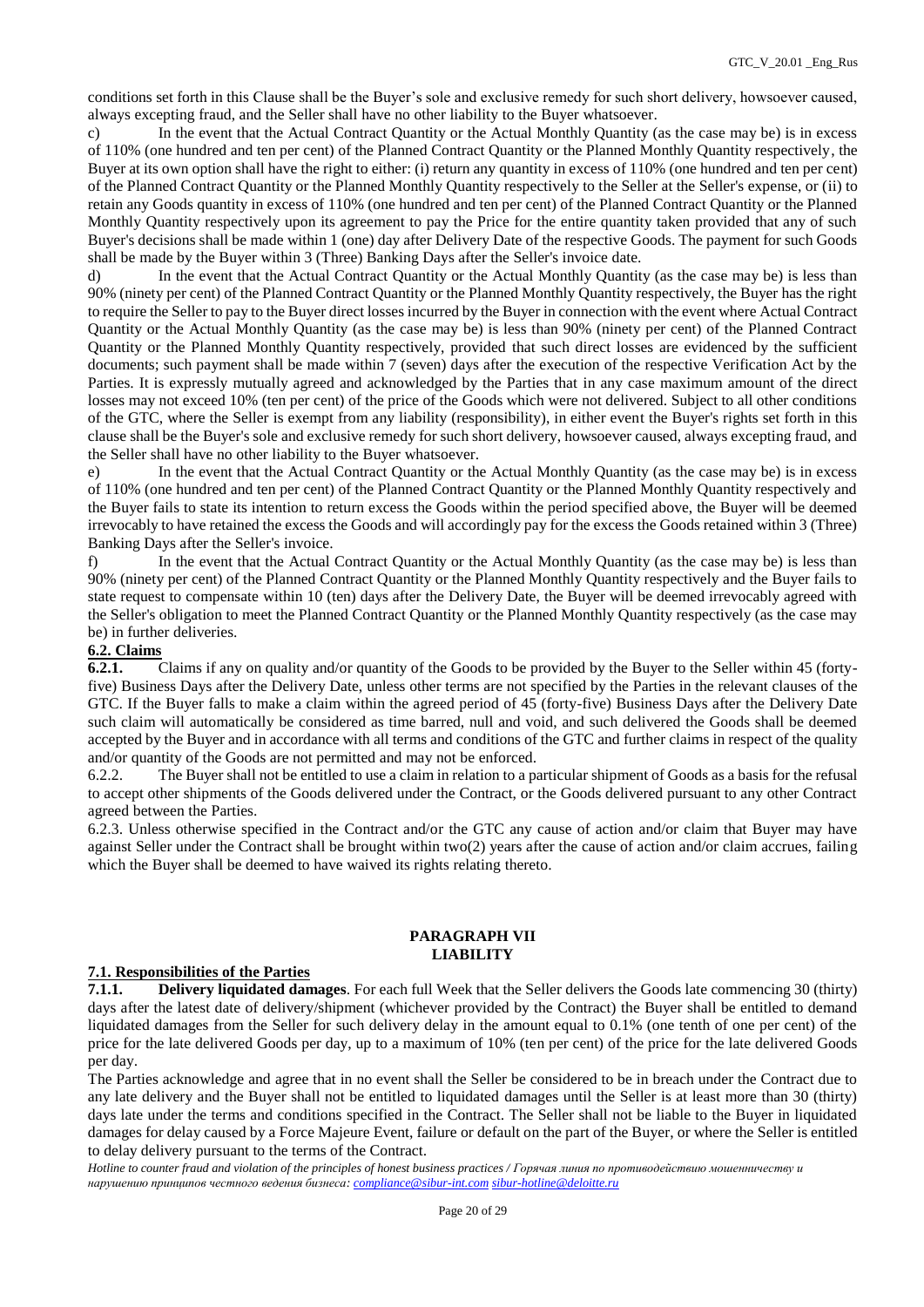conditions set forth in this Clause shall be the Buyer's sole and exclusive remedy for such short delivery, howsoever caused, always excepting fraud, and the Seller shall have no other liability to the Buyer whatsoever.

c) In the event that the Actual Contract Quantity or the Actual Monthly Quantity (as the case may be) is in excess of 110% (one hundred and ten per cent) of the Planned Contract Quantity or the Planned Monthly Quantity respectively, the Buyer at its own option shall have the right to either: (i) return any quantity in excess of 110% (one hundred and ten per cent) of the Planned Contract Quantity or the Planned Monthly Quantity respectively to the Seller at the Seller's expense, or (ii) to retain any Goods quantity in excess of 110% (one hundred and ten per cent) of the Planned Contract Quantity or the Planned Monthly Quantity respectively upon its agreement to pay the Price for the entire quantity taken provided that any of such Buyer's decisions shall be made within 1 (one) day after Delivery Date of the respective Goods. The payment for such Goods shall be made by the Buyer within 3 (Three) Banking Days after the Seller's invoice date.

d) In the event that the Actual Contract Quantity or the Actual Monthly Quantity (as the case may be) is less than 90% (ninety per cent) of the Planned Contract Quantity or the Planned Monthly Quantity respectively, the Buyer has the right to require the Seller to pay to the Buyer direct losses incurred by the Buyer in connection with the event where Actual Contract Quantity or the Actual Monthly Quantity (as the case may be) is less than 90% (ninety per cent) of the Planned Contract Quantity or the Planned Monthly Quantity respectively, provided that such direct losses are evidenced by the sufficient documents; such payment shall be made within 7 (seven) days after the execution of the respective Verification Act by the Parties. It is expressly mutually agreed and acknowledged by the Parties that in any case maximum amount of the direct losses may not exceed 10% (ten per cent) of the price of the Goods which were not delivered. Subject to all other conditions of the GTC, where the Seller is exempt from any liability (responsibility), in either event the Buyer's rights set forth in this clause shall be the Buyer's sole and exclusive remedy for such short delivery, howsoever caused, always excepting fraud, and the Seller shall have no other liability to the Buyer whatsoever.

e) In the event that the Actual Contract Quantity or the Actual Monthly Quantity (as the case may be) is in excess of 110% (one hundred and ten per cent) of the Planned Contract Quantity or the Planned Monthly Quantity respectively and the Buyer fails to state its intention to return excess the Goods within the period specified above, the Buyer will be deemed irrevocably to have retained the excess the Goods and will accordingly pay for the excess the Goods retained within 3 (Three) Banking Days after the Seller's invoice.

f) In the event that the Actual Contract Quantity or the Actual Monthly Quantity (as the case may be) is less than 90% (ninety per cent) of the Planned Contract Quantity or the Planned Monthly Quantity respectively and the Buyer fails to state request to compensate within 10 (ten) days after the Delivery Date, the Buyer will be deemed irrevocably agreed with the Seller's obligation to meet the Planned Contract Quantity or the Planned Monthly Quantity respectively (as the case may be) in further deliveries.

**6.2. Claims**

**6.2.1.** Claims if any on quality and/or quantity of the Goods to be provided by the Buyer to the Seller within 45 (forty-five) Business Days after the Delivery Date, unless other terms are not specified by the Parties in the relevant clauses of the GTC. If the Buyer falls to make a claim within the agreed period of 45 (forty-five) Business Days after the Delivery Date such claim will automatically be considered as time barred, null and void, and such delivered the Goods shall be deemed accepted by the Buyer and in accordance with all terms and conditions of the GTC and further claims in respect of the quality and/or quantity of the Goods are not permitted and may not be enforced.

6.2.2. The Buyer shall not be entitled to use a claim in relation to a particular shipment of Goods as a basis for the refusal to accept other shipments of the Goods delivered under the Contract, or the Goods delivered pursuant to any other Contract agreed between the Parties.

6.2.3. Unless otherwise specified in the Contract and/or the GTC any cause of action and/or claim that Buyer may have against Seller under the Contract shall be brought within two(2) years after the cause of action and/or claim accrues, failing which the Buyer shall be deemed to have waived its rights relating thereto.

## PARAGRAPH VII
## LIABILITY

**7.1. Responsibilities of the Parties**

**7.1.1. Delivery liquidated damages**. For each full Week that the Seller delivers the Goods late commencing 30 (thirty) days after the latest date of delivery/shipment (whichever provided by the Contract) the Buyer shall be entitled to demand liquidated damages from the Seller for such delivery delay in the amount equal to 0.1% (one tenth of one per cent) of the price for the late delivered Goods per day, up to a maximum of 10% (ten per cent) of the price for the late delivered Goods per day.

The Parties acknowledge and agree that in no event shall the Seller be considered to be in breach under the Contract due to any late delivery and the Buyer shall not be entitled to liquidated damages until the Seller is at least more than 30 (thirty) days late under the terms and conditions specified in the Contract. The Seller shall not be liable to the Buyer in liquidated damages for delay caused by a Force Majeure Event, failure or default on the part of the Buyer, or where the Seller is entitled to delay delivery pursuant to the terms of the Contract.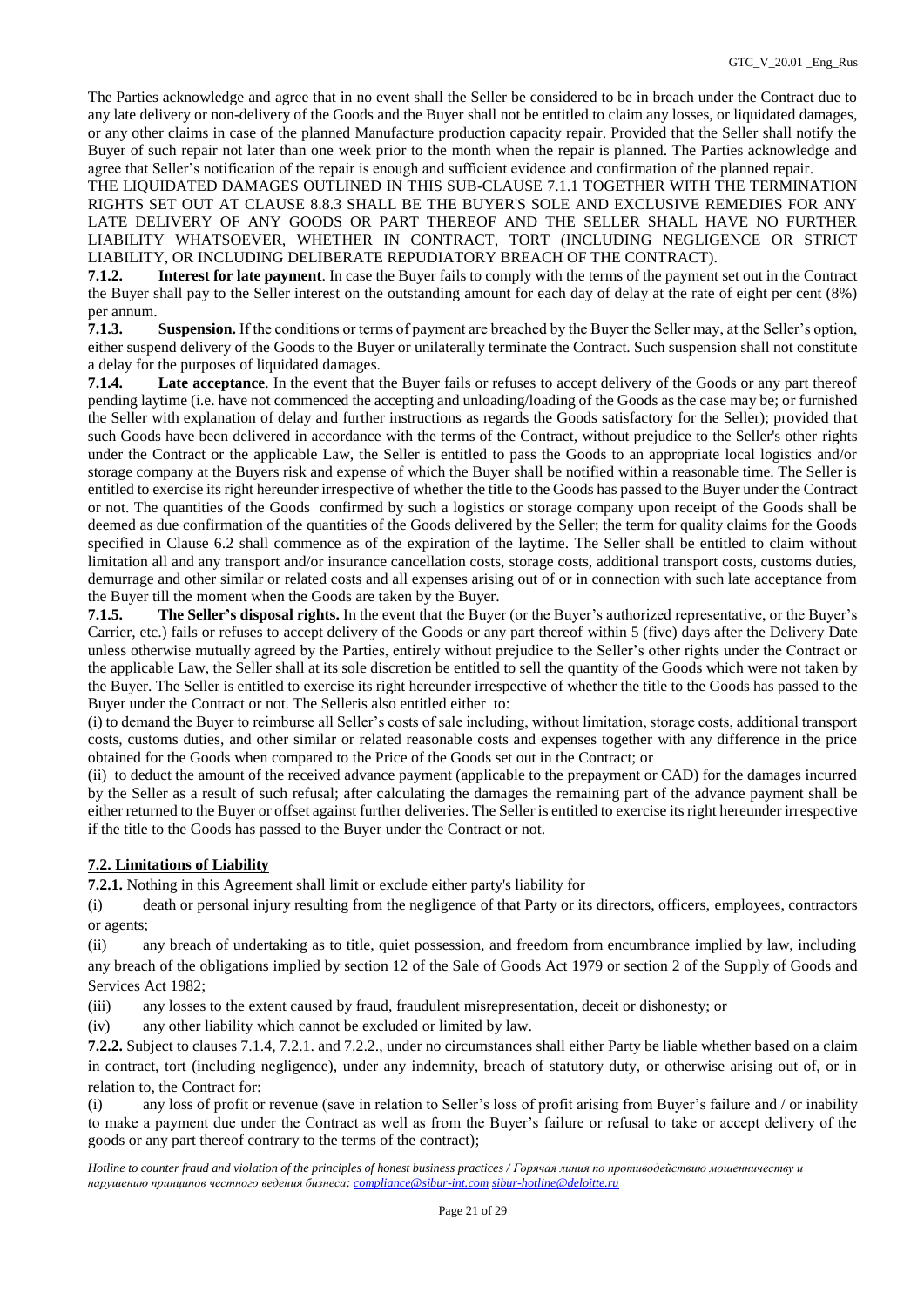The Parties acknowledge and agree that in no event shall the Seller be considered to be in breach under the Contract due to any late delivery or non-delivery of the Goods and the Buyer shall not be entitled to claim any losses, or liquidated damages, or any other claims in case of the planned Manufacture production capacity repair. Provided that the Seller shall notify the Buyer of such repair not later than one week prior to the month when the repair is planned. The Parties acknowledge and agree that Seller's notification of the repair is enough and sufficient evidence and confirmation of the planned repair.

THE LIQUIDATED DAMAGES OUTLINED IN THIS SUB-CLAUSE 7.1.1 TOGETHER WITH THE TERMINATION RIGHTS SET OUT AT CLAUSE 8.8.3 SHALL BE THE BUYER'S SOLE AND EXCLUSIVE REMEDIES FOR ANY LATE DELIVERY OF ANY GOODS OR PART THEREOF AND THE SELLER SHALL HAVE NO FURTHER LIABILITY WHATSOEVER, WHETHER IN CONTRACT, TORT (INCLUDING NEGLIGENCE OR STRICT LIABILITY, OR INCLUDING DELIBERATE REPUDIATORY BREACH OF THE CONTRACT).

**7.1.2. Interest for late payment**. In case the Buyer fails to comply with the terms of the payment set out in the Contract the Buyer shall pay to the Seller interest on the outstanding amount for each day of delay at the rate of eight per cent (8%) per annum.

**7.1.3. Suspension.** If the conditions or terms of payment are breached by the Buyer the Seller may, at the Seller's option, either suspend delivery of the Goods to the Buyer or unilaterally terminate the Contract. Such suspension shall not constitute a delay for the purposes of liquidated damages.

**7.1.4. Late acceptance**. In the event that the Buyer fails or refuses to accept delivery of the Goods or any part thereof pending laytime (i.e. have not commenced the accepting and unloading/loading of the Goods as the case may be; or furnished the Seller with explanation of delay and further instructions as regards the Goods satisfactory for the Seller); provided that such Goods have been delivered in accordance with the terms of the Contract, without prejudice to the Seller's other rights under the Contract or the applicable Law, the Seller is entitled to pass the Goods to an appropriate local logistics and/or storage company at the Buyers risk and expense of which the Buyer shall be notified within a reasonable time. The Seller is entitled to exercise its right hereunder irrespective of whether the title to the Goods has passed to the Buyer under the Contract or not. The quantities of the Goods confirmed by such a logistics or storage company upon receipt of the Goods shall be deemed as due confirmation of the quantities of the Goods delivered by the Seller; the term for quality claims for the Goods specified in Clause 6.2 shall commence as of the expiration of the laytime. The Seller shall be entitled to claim without limitation all and any transport and/or insurance cancellation costs, storage costs, additional transport costs, customs duties, demurrage and other similar or related costs and all expenses arising out of or in connection with such late acceptance from the Buyer till the moment when the Goods are taken by the Buyer.

**7.1.5. The Seller's disposal rights.** In the event that the Buyer (or the Buyer's authorized representative, or the Buyer's Carrier, etc.) fails or refuses to accept delivery of the Goods or any part thereof within 5 (five) days after the Delivery Date unless otherwise mutually agreed by the Parties, entirely without prejudice to the Seller's other rights under the Contract or the applicable Law, the Seller shall at its sole discretion be entitled to sell the quantity of the Goods which were not taken by the Buyer. The Seller is entitled to exercise its right hereunder irrespective of whether the title to the Goods has passed to the Buyer under the Contract or not. The Selleris also entitled either to:

(i) to demand the Buyer to reimburse all Seller's costs of sale including, without limitation, storage costs, additional transport costs, customs duties, and other similar or related reasonable costs and expenses together with any difference in the price obtained for the Goods when compared to the Price of the Goods set out in the Contract; or

(ii) to deduct the amount of the received advance payment (applicable to the prepayment or CAD) for the damages incurred by the Seller as a result of such refusal; after calculating the damages the remaining part of the advance payment shall be either returned to the Buyer or offset against further deliveries. The Seller is entitled to exercise its right hereunder irrespective if the title to the Goods has passed to the Buyer under the Contract or not.

**7.2. Limitations of Liability**

**7.2.1.** Nothing in this Agreement shall limit or exclude either party's liability for

(i) death or personal injury resulting from the negligence of that Party or its directors, officers, employees, contractors or agents;

(ii) any breach of undertaking as to title, quiet possession, and freedom from encumbrance implied by law, including any breach of the obligations implied by section 12 of the Sale of Goods Act 1979 or section 2 of the Supply of Goods and Services Act 1982;

(iii) any losses to the extent caused by fraud, fraudulent misrepresentation, deceit or dishonesty; or

(iv) any other liability which cannot be excluded or limited by law.

**7.2.2.** Subject to clauses 7.1.4, 7.2.1. and 7.2.2., under no circumstances shall either Party be liable whether based on a claim in contract, tort (including negligence), under any indemnity, breach of statutory duty, or otherwise arising out of, or in relation to, the Contract for:

(i) any loss of profit or revenue (save in relation to Seller's loss of profit arising from Buyer's failure and / or inability to make a payment due under the Contract as well as from the Buyer's failure or refusal to take or accept delivery of the goods or any part thereof contrary to the terms of the contract);

*Hotline to counter fraud and violation of the principles of honest business practices / Горячая линия по противодействию мошенничеству и нарушению принципов честного ведения бизнеса: compliance@sibur-int.com sibur-hotline@deloitte.ru*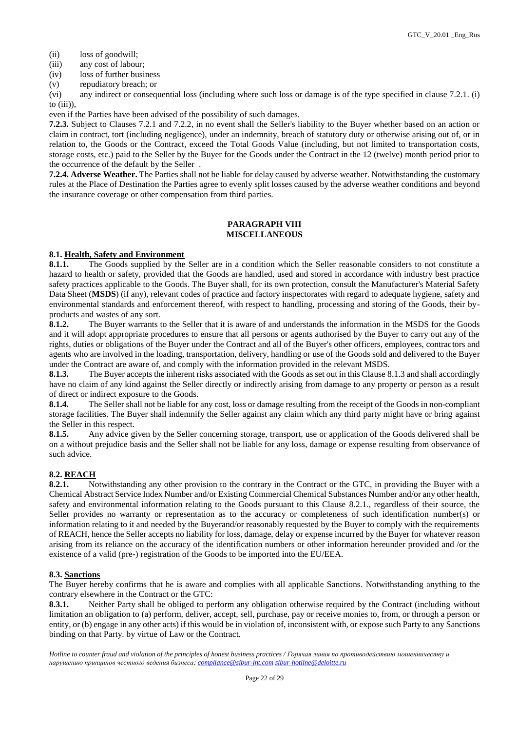(ii) loss of goodwill;
(iii) any cost of labour;
(iv) loss of further business
(v) repudiatory breach; or
(vi) any indirect or consequential loss (including where such loss or damage is of the type specified in clause 7.2.1. (i) to (iii)),

even if the Parties have been advised of the possibility of such damages.

**7.2.3.** Subject to Clauses 7.2.1 and 7.2.2, in no event shall the Seller's liability to the Buyer whether based on an action or claim in contract, tort (including negligence), under an indemnity, breach of statutory duty or otherwise arising out of, or in relation to, the Goods or the Contract, exceed the Total Goods Value (including, but not limited to transportation costs, storage costs, etc.) paid to the Seller by the Buyer for the Goods under the Contract in the 12 (twelve) month period prior to the occurrence of the default by the Seller .

**7.2.4. Adverse Weather.** The Parties shall not be liable for delay caused by adverse weather. Notwithstanding the customary rules at the Place of Destination the Parties agree to evenly split losses caused by the adverse weather conditions and beyond the insurance coverage or other compensation from third parties.

## PARAGRAPH VIII
## MISCELLANEOUS

### 8.1. Health, Safety and Environment

**8.1.1.** The Goods supplied by the Seller are in a condition which the Seller reasonable considers to not constitute a hazard to health or safety, provided that the Goods are handled, used and stored in accordance with industry best practice safety practices applicable to the Goods. The Buyer shall, for its own protection, consult the Manufacturer's Material Safety Data Sheet (**MSDS**) (if any), relevant codes of practice and factory inspectorates with regard to adequate hygiene, safety and environmental standards and enforcement thereof, with respect to handling, processing and storing of the Goods, their by-products and wastes of any sort.

**8.1.2.** The Buyer warrants to the Seller that it is aware of and understands the information in the MSDS for the Goods and it will adopt appropriate procedures to ensure that all persons or agents authorised by the Buyer to carry out any of the rights, duties or obligations of the Buyer under the Contract and all of the Buyer's other officers, employees, contractors and agents who are involved in the loading, transportation, delivery, handling or use of the Goods sold and delivered to the Buyer under the Contract are aware of, and comply with the information provided in the relevant MSDS.

**8.1.3.** The Buyer accepts the inherent risks associated with the Goods as set out in this Clause 8.1.3 and shall accordingly have no claim of any kind against the Seller directly or indirectly arising from damage to any property or person as a result of direct or indirect exposure to the Goods.

**8.1.4.** The Seller shall not be liable for any cost, loss or damage resulting from the receipt of the Goods in non-compliant storage facilities. The Buyer shall indemnify the Seller against any claim which any third party might have or bring against the Seller in this respect.

**8.1.5.** Any advice given by the Seller concerning storage, transport, use or application of the Goods delivered shall be on a without prejudice basis and the Seller shall not be liable for any loss, damage or expense resulting from observance of such advice.

### 8.2. REACH

**8.2.1.** Notwithstanding any other provision to the contrary in the Contract or the GTC, in providing the Buyer with a Chemical Abstract Service Index Number and/or Existing Commercial Chemical Substances Number and/or any other health, safety and environmental information relating to the Goods pursuant to this Clause 8.2.1., regardless of their source, the Seller provides no warranty or representation as to the accuracy or completeness of such identification number(s) or information relating to it and needed by the Buyerand/or reasonably requested by the Buyer to comply with the requirements of REACH, hence the Seller accepts no liability for loss, damage, delay or expense incurred by the Buyer for whatever reason arising from its reliance on the accuracy of the identification numbers or other information hereunder provided and /or the existence of a valid (pre-) registration of the Goods to be imported into the EU/EEA.

### 8.3. Sanctions

The Buyer hereby confirms that he is aware and complies with all applicable Sanctions. Notwithstanding anything to the contrary elsewhere in the Contract or the GTC:

**8.3.1.** Neither Party shall be obliged to perform any obligation otherwise required by the Contract (including without limitation an obligation to (a) perform, deliver, accept, sell, purchase, pay or receive monies to, from, or through a person or entity, or (b) engage in any other acts) if this would be in violation of, inconsistent with, or expose such Party to any Sanctions binding on that Party. by virtue of Law or the Contract.

*Hotline to counter fraud and violation of the principles of honest business practices / Горячая линия по противодействию мошенничеству и нарушению принципов честного ведения бизнеса: compliance@sibur-int.com sibur-hotline@deloitte.ru*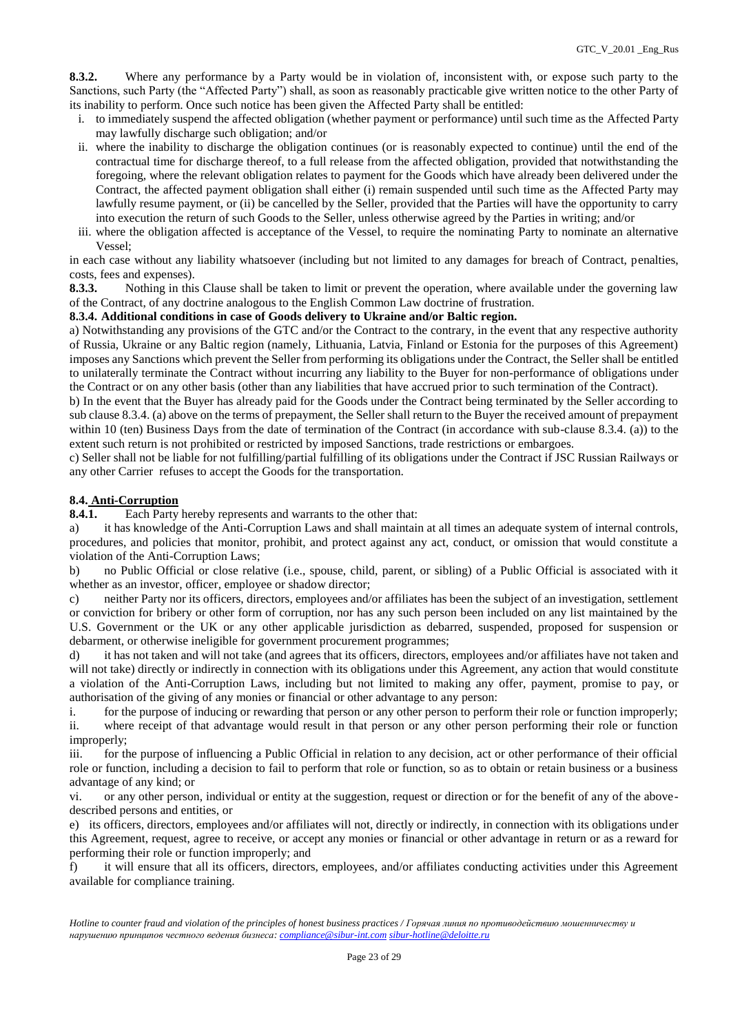**8.3.2.** Where any performance by a Party would be in violation of, inconsistent with, or expose such party to the Sanctions, such Party (the "Affected Party") shall, as soon as reasonably practicable give written notice to the other Party of its inability to perform. Once such notice has been given the Affected Party shall be entitled:

i. to immediately suspend the affected obligation (whether payment or performance) until such time as the Affected Party may lawfully discharge such obligation; and/or
ii. where the inability to discharge the obligation continues (or is reasonably expected to continue) until the end of the contractual time for discharge thereof, to a full release from the affected obligation, provided that notwithstanding the foregoing, where the relevant obligation relates to payment for the Goods which have already been delivered under the Contract, the affected payment obligation shall either (i) remain suspended until such time as the Affected Party may lawfully resume payment, or (ii) be cancelled by the Seller, provided that the Parties will have the opportunity to carry into execution the return of such Goods to the Seller, unless otherwise agreed by the Parties in writing; and/or
iii. where the obligation affected is acceptance of the Vessel, to require the nominating Party to nominate an alternative Vessel;

in each case without any liability whatsoever (including but not limited to any damages for breach of Contract, penalties, costs, fees and expenses).

**8.3.3.** Nothing in this Clause shall be taken to limit or prevent the operation, where available under the governing law of the Contract, of any doctrine analogous to the English Common Law doctrine of frustration.

**8.3.4. Additional conditions in case of Goods delivery to Ukraine and/or Baltic region.**

a) Notwithstanding any provisions of the GTC and/or the Contract to the contrary, in the event that any respective authority of Russia, Ukraine or any Baltic region (namely, Lithuania, Latvia, Finland or Estonia for the purposes of this Agreement) imposes any Sanctions which prevent the Seller from performing its obligations under the Contract, the Seller shall be entitled to unilaterally terminate the Contract without incurring any liability to the Buyer for non-performance of obligations under the Contract or on any other basis (other than any liabilities that have accrued prior to such termination of the Contract).

b) In the event that the Buyer has already paid for the Goods under the Contract being terminated by the Seller according to sub clause 8.3.4. (a) above on the terms of prepayment, the Seller shall return to the Buyer the received amount of prepayment within 10 (ten) Business Days from the date of termination of the Contract (in accordance with sub-clause 8.3.4. (a)) to the extent such return is not prohibited or restricted by imposed Sanctions, trade restrictions or embargoes.

c) Seller shall not be liable for not fulfilling/partial fulfilling of its obligations under the Contract if JSC Russian Railways or any other Carrier refuses to accept the Goods for the transportation.

**8.4. Anti-Corruption**

**8.4.1.** Each Party hereby represents and warrants to the other that:

a) it has knowledge of the Anti-Corruption Laws and shall maintain at all times an adequate system of internal controls, procedures, and policies that monitor, prohibit, and protect against any act, conduct, or omission that would constitute a violation of the Anti-Corruption Laws;

b) no Public Official or close relative (i.e., spouse, child, parent, or sibling) of a Public Official is associated with it whether as an investor, officer, employee or shadow director;

c) neither Party nor its officers, directors, employees and/or affiliates has been the subject of an investigation, settlement or conviction for bribery or other form of corruption, nor has any such person been included on any list maintained by the U.S. Government or the UK or any other applicable jurisdiction as debarred, suspended, proposed for suspension or debarment, or otherwise ineligible for government procurement programmes;

d) it has not taken and will not take (and agrees that its officers, directors, employees and/or affiliates have not taken and will not take) directly or indirectly in connection with its obligations under this Agreement, any action that would constitute a violation of the Anti-Corruption Laws, including but not limited to making any offer, payment, promise to pay, or authorisation of the giving of any monies or financial or other advantage to any person:

i. for the purpose of inducing or rewarding that person or any other person to perform their role or function improperly;

ii. where receipt of that advantage would result in that person or any other person performing their role or function improperly;

iii. for the purpose of influencing a Public Official in relation to any decision, act or other performance of their official role or function, including a decision to fail to perform that role or function, so as to obtain or retain business or a business advantage of any kind; or

vi. or any other person, individual or entity at the suggestion, request or direction or for the benefit of any of the above-described persons and entities, or

e) its officers, directors, employees and/or affiliates will not, directly or indirectly, in connection with its obligations under this Agreement, request, agree to receive, or accept any monies or financial or other advantage in return or as a reward for performing their role or function improperly; and

f) it will ensure that all its officers, directors, employees, and/or affiliates conducting activities under this Agreement available for compliance training.

*Hotline to counter fraud and violation of the principles of honest business practices / Горячая линия по противодействию мошенничеству и нарушению принципов честного ведения бизнеса: compliance@sibur-int.com sibur-hotline@deloitte.ru*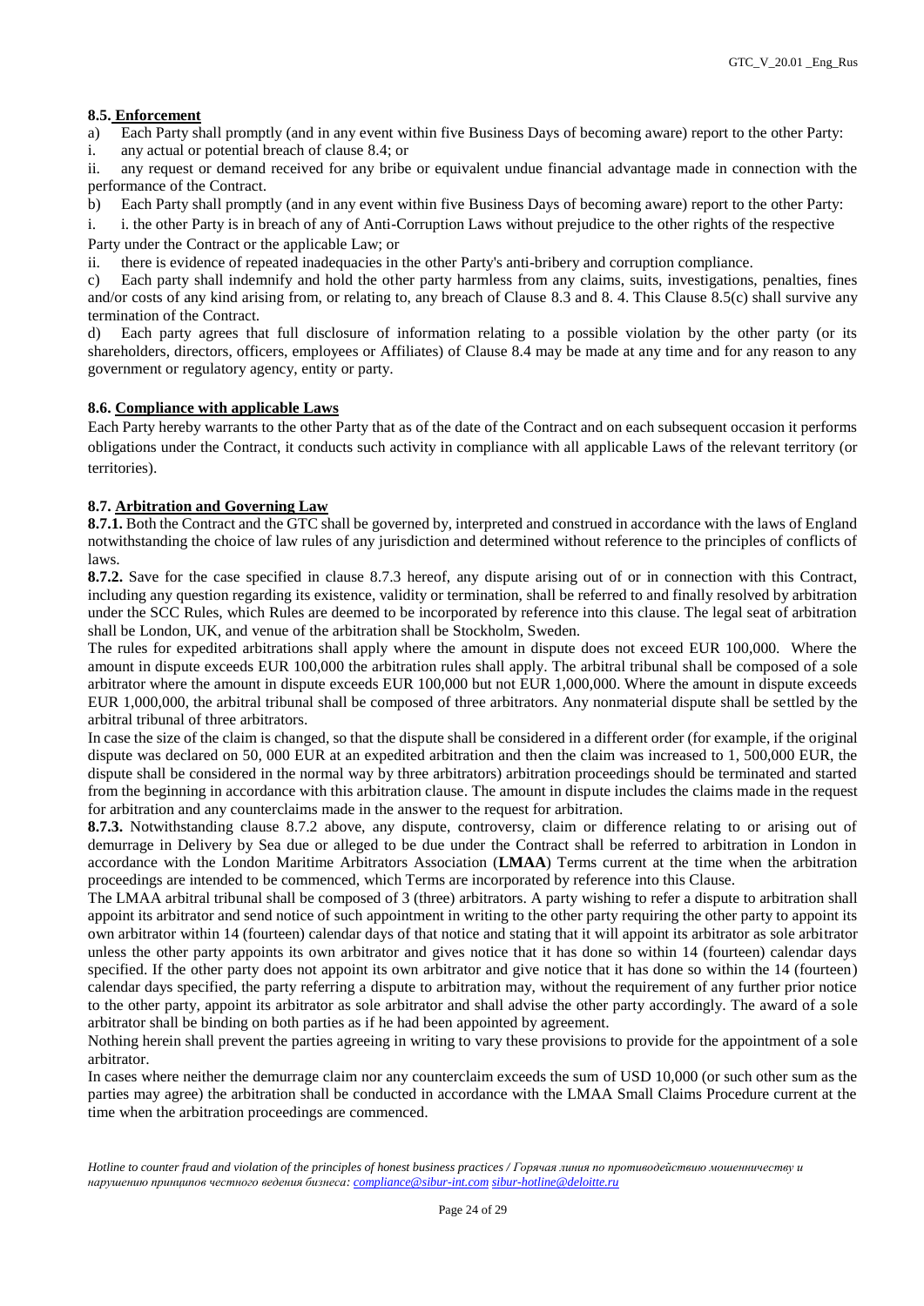**8.5. Enforcement**

a) Each Party shall promptly (and in any event within five Business Days of becoming aware) report to the other Party:

i. any actual or potential breach of clause 8.4; or

ii. any request or demand received for any bribe or equivalent undue financial advantage made in connection with the performance of the Contract.

b) Each Party shall promptly (and in any event within five Business Days of becoming aware) report to the other Party:

i. i. the other Party is in breach of any of Anti-Corruption Laws without prejudice to the other rights of the respective Party under the Contract or the applicable Law; or

ii. there is evidence of repeated inadequacies in the other Party's anti-bribery and corruption compliance.

c) Each party shall indemnify and hold the other party harmless from any claims, suits, investigations, penalties, fines and/or costs of any kind arising from, or relating to, any breach of Clause 8.3 and 8. 4. This Clause 8.5(c) shall survive any termination of the Contract.

d) Each party agrees that full disclosure of information relating to a possible violation by the other party (or its shareholders, directors, officers, employees or Affiliates) of Clause 8.4 may be made at any time and for any reason to any government or regulatory agency, entity or party.

**8.6. Compliance with applicable Laws**

Each Party hereby warrants to the other Party that as of the date of the Contract and on each subsequent occasion it performs obligations under the Contract, it conducts such activity in compliance with all applicable Laws of the relevant territory (or territories).

**8.7. Arbitration and Governing Law**

**8.7.1.** Both the Contract and the GTC shall be governed by, interpreted and construed in accordance with the laws of England notwithstanding the choice of law rules of any jurisdiction and determined without reference to the principles of conflicts of laws.

**8.7.2.** Save for the case specified in clause 8.7.3 hereof, any dispute arising out of or in connection with this Contract, including any question regarding its existence, validity or termination, shall be referred to and finally resolved by arbitration under the SCC Rules, which Rules are deemed to be incorporated by reference into this clause. The legal seat of arbitration shall be London, UK, and venue of the arbitration shall be Stockholm, Sweden.

The rules for expedited arbitrations shall apply where the amount in dispute does not exceed EUR 100,000. Where the amount in dispute exceeds EUR 100,000 the arbitration rules shall apply. The arbitral tribunal shall be composed of a sole arbitrator where the amount in dispute exceeds EUR 100,000 but not EUR 1,000,000. Where the amount in dispute exceeds EUR 1,000,000, the arbitral tribunal shall be composed of three arbitrators. Any nonmaterial dispute shall be settled by the arbitral tribunal of three arbitrators.

In case the size of the claim is changed, so that the dispute shall be considered in a different order (for example, if the original dispute was declared on 50, 000 EUR at an expedited arbitration and then the claim was increased to 1, 500,000 EUR, the dispute shall be considered in the normal way by three arbitrators) arbitration proceedings should be terminated and started from the beginning in accordance with this arbitration clause. The amount in dispute includes the claims made in the request for arbitration and any counterclaims made in the answer to the request for arbitration.

**8.7.3.** Notwithstanding clause 8.7.2 above, any dispute, controversy, claim or difference relating to or arising out of demurrage in Delivery by Sea due or alleged to be due under the Contract shall be referred to arbitration in London in accordance with the London Maritime Arbitrators Association (**LMAA**) Terms current at the time when the arbitration proceedings are intended to be commenced, which Terms are incorporated by reference into this Clause.

The LMAA arbitral tribunal shall be composed of 3 (three) arbitrators. A party wishing to refer a dispute to arbitration shall appoint its arbitrator and send notice of such appointment in writing to the other party requiring the other party to appoint its own arbitrator within 14 (fourteen) calendar days of that notice and stating that it will appoint its arbitrator as sole arbitrator unless the other party appoints its own arbitrator and gives notice that it has done so within 14 (fourteen) calendar days specified. If the other party does not appoint its own arbitrator and give notice that it has done so within the 14 (fourteen) calendar days specified, the party referring a dispute to arbitration may, without the requirement of any further prior notice to the other party, appoint its arbitrator as sole arbitrator and shall advise the other party accordingly. The award of a sole arbitrator shall be binding on both parties as if he had been appointed by agreement.

Nothing herein shall prevent the parties agreeing in writing to vary these provisions to provide for the appointment of a sole arbitrator.

In cases where neither the demurrage claim nor any counterclaim exceeds the sum of USD 10,000 (or such other sum as the parties may agree) the arbitration shall be conducted in accordance with the LMAA Small Claims Procedure current at the time when the arbitration proceedings are commenced.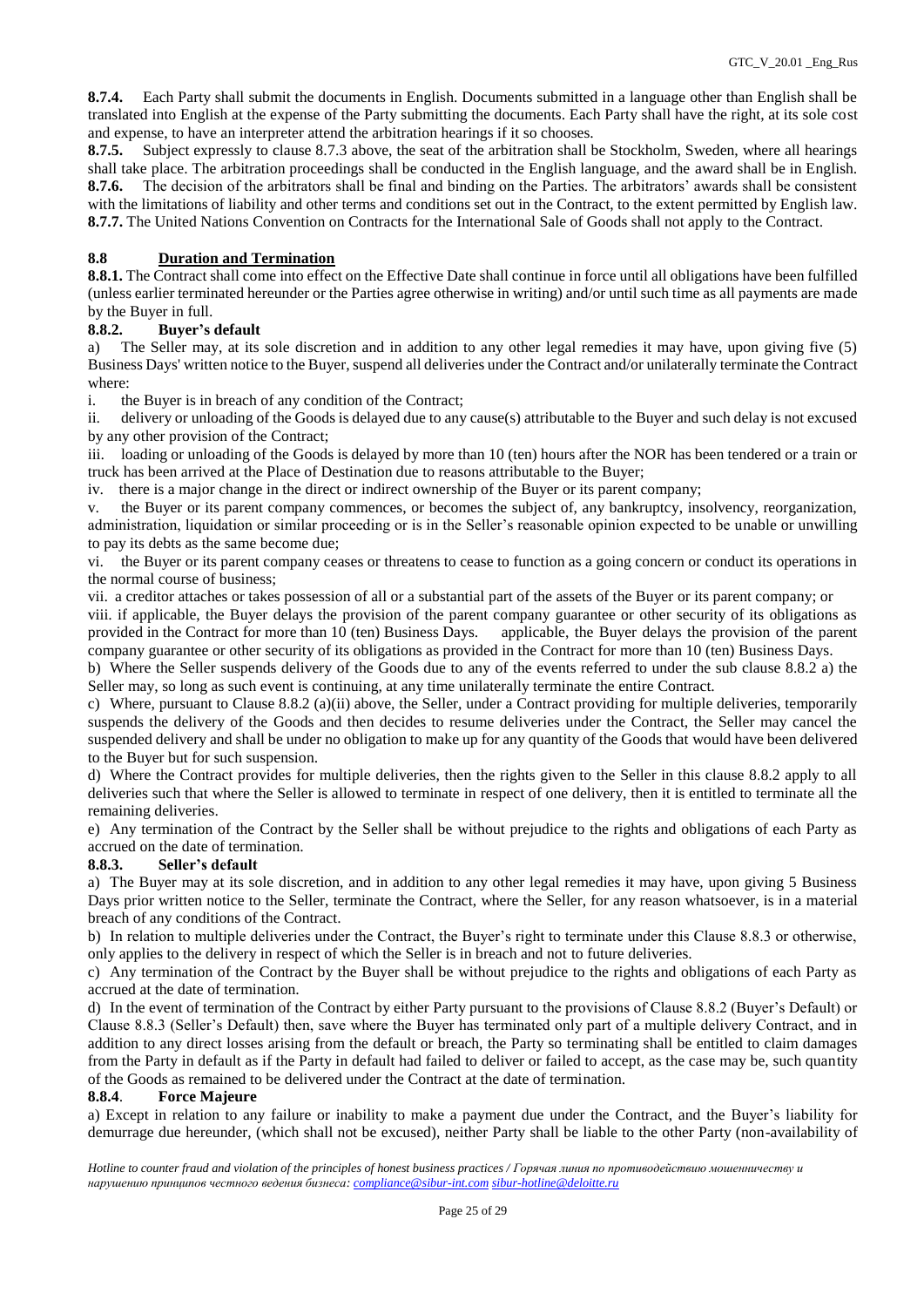**8.7.4.** Each Party shall submit the documents in English. Documents submitted in a language other than English shall be translated into English at the expense of the Party submitting the documents. Each Party shall have the right, at its sole cost and expense, to have an interpreter attend the arbitration hearings if it so chooses.

**8.7.5.** Subject expressly to clause 8.7.3 above, the seat of the arbitration shall be Stockholm, Sweden, where all hearings shall take place. The arbitration proceedings shall be conducted in the English language, and the award shall be in English.

**8.7.6.** The decision of the arbitrators shall be final and binding on the Parties. The arbitrators' awards shall be consistent with the limitations of liability and other terms and conditions set out in the Contract, to the extent permitted by English law.

**8.7.7.** The United Nations Convention on Contracts for the International Sale of Goods shall not apply to the Contract.

## 8.8 Duration and Termination

**8.8.1.** The Contract shall come into effect on the Effective Date shall continue in force until all obligations have been fulfilled (unless earlier terminated hereunder or the Parties agree otherwise in writing) and/or until such time as all payments are made by the Buyer in full.

### 8.8.2. Buyer's default

a) The Seller may, at its sole discretion and in addition to any other legal remedies it may have, upon giving five (5) Business Days' written notice to the Buyer, suspend all deliveries under the Contract and/or unilaterally terminate the Contract where:

i. the Buyer is in breach of any condition of the Contract;

ii. delivery or unloading of the Goods is delayed due to any cause(s) attributable to the Buyer and such delay is not excused by any other provision of the Contract;

iii. loading or unloading of the Goods is delayed by more than 10 (ten) hours after the NOR has been tendered or a train or truck has been arrived at the Place of Destination due to reasons attributable to the Buyer;

iv. there is a major change in the direct or indirect ownership of the Buyer or its parent company;

v. the Buyer or its parent company commences, or becomes the subject of, any bankruptcy, insolvency, reorganization, administration, liquidation or similar proceeding or is in the Seller's reasonable opinion expected to be unable or unwilling to pay its debts as the same become due;

vi. the Buyer or its parent company ceases or threatens to cease to function as a going concern or conduct its operations in the normal course of business;

vii. a creditor attaches or takes possession of all or a substantial part of the assets of the Buyer or its parent company; or

viii. if applicable, the Buyer delays the provision of the parent company guarantee or other security of its obligations as provided in the Contract for more than 10 (ten) Business Days. applicable, the Buyer delays the provision of the parent company guarantee or other security of its obligations as provided in the Contract for more than 10 (ten) Business Days.

b) Where the Seller suspends delivery of the Goods due to any of the events referred to under the sub clause 8.8.2 a) the Seller may, so long as such event is continuing, at any time unilaterally terminate the entire Contract.

c) Where, pursuant to Clause 8.8.2 (a)(ii) above, the Seller, under a Contract providing for multiple deliveries, temporarily suspends the delivery of the Goods and then decides to resume deliveries under the Contract, the Seller may cancel the suspended delivery and shall be under no obligation to make up for any quantity of the Goods that would have been delivered to the Buyer but for such suspension.

d) Where the Contract provides for multiple deliveries, then the rights given to the Seller in this clause 8.8.2 apply to all deliveries such that where the Seller is allowed to terminate in respect of one delivery, then it is entitled to terminate all the remaining deliveries.

e) Any termination of the Contract by the Seller shall be without prejudice to the rights and obligations of each Party as accrued on the date of termination.

### 8.8.3. Seller's default

a) The Buyer may at its sole discretion, and in addition to any other legal remedies it may have, upon giving 5 Business Days prior written notice to the Seller, terminate the Contract, where the Seller, for any reason whatsoever, is in a material breach of any conditions of the Contract.

b) In relation to multiple deliveries under the Contract, the Buyer's right to terminate under this Clause 8.8.3 or otherwise, only applies to the delivery in respect of which the Seller is in breach and not to future deliveries.

c) Any termination of the Contract by the Buyer shall be without prejudice to the rights and obligations of each Party as accrued at the date of termination.

d) In the event of termination of the Contract by either Party pursuant to the provisions of Clause 8.8.2 (Buyer's Default) or Clause 8.8.3 (Seller's Default) then, save where the Buyer has terminated only part of a multiple delivery Contract, and in addition to any direct losses arising from the default or breach, the Party so terminating shall be entitled to claim damages from the Party in default as if the Party in default had failed to deliver or failed to accept, as the case may be, such quantity of the Goods as remained to be delivered under the Contract at the date of termination.

### 8.8.4. Force Majeure

a) Except in relation to any failure or inability to make a payment due under the Contract, and the Buyer's liability for demurrage due hereunder, (which shall not be excused), neither Party shall be liable to the other Party (non-availability of

*Hotline to counter fraud and violation of the principles of honest business practices / Горячая линия по противодействию мошенничеству и нарушению принципов честного ведения бизнеса: compliance@sibur-int.com sibur-hotline@deloitte.ru*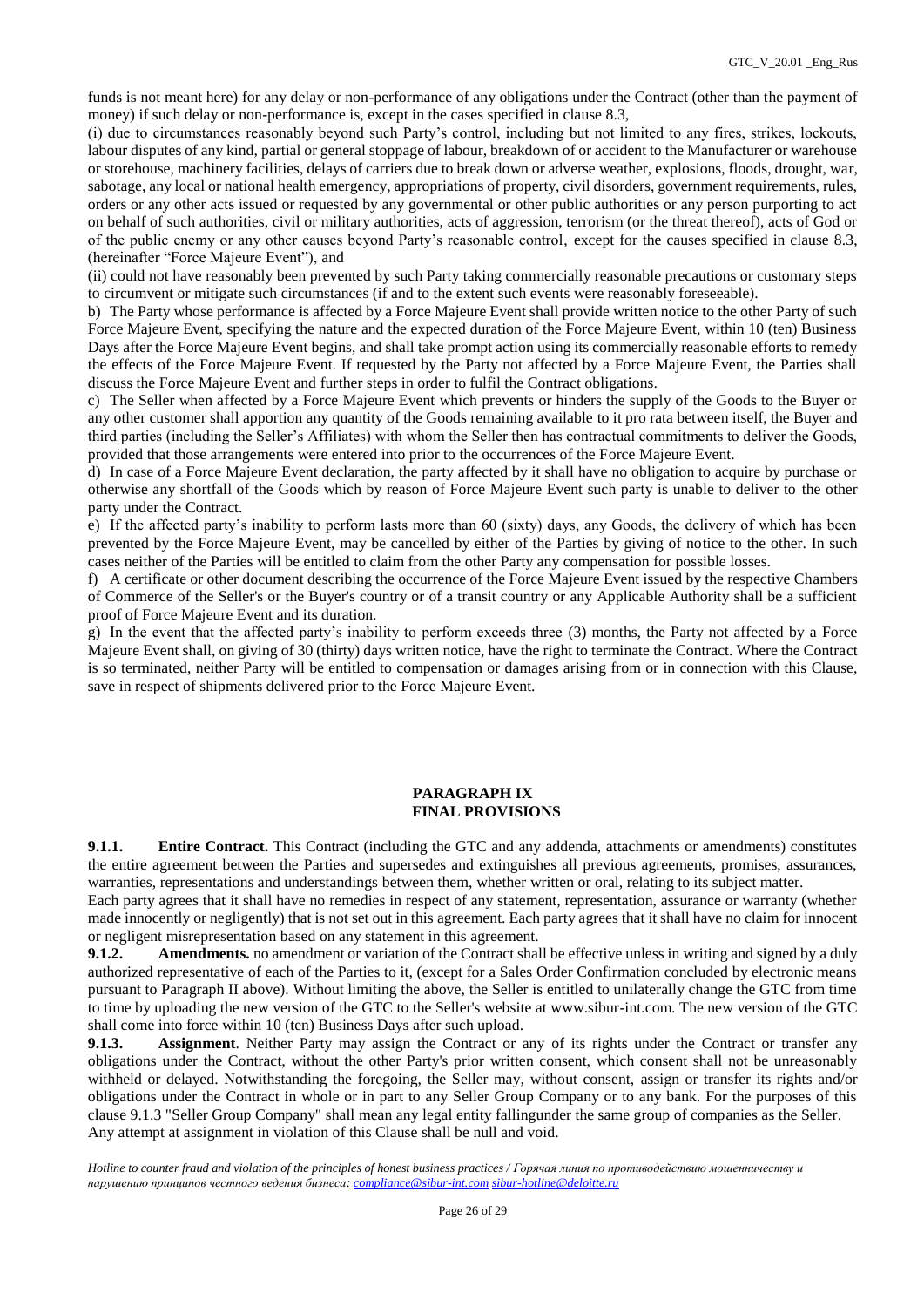funds is not meant here) for any delay or non-performance of any obligations under the Contract (other than the payment of money) if such delay or non-performance is, except in the cases specified in clause 8.3,

(i) due to circumstances reasonably beyond such Party's control, including but not limited to any fires, strikes, lockouts, labour disputes of any kind, partial or general stoppage of labour, breakdown of or accident to the Manufacturer or warehouse or storehouse, machinery facilities, delays of carriers due to break down or adverse weather, explosions, floods, drought, war, sabotage, any local or national health emergency, appropriations of property, civil disorders, government requirements, rules, orders or any other acts issued or requested by any governmental or other public authorities or any person purporting to act on behalf of such authorities, civil or military authorities, acts of aggression, terrorism (or the threat thereof), acts of God or of the public enemy or any other causes beyond Party's reasonable control, except for the causes specified in clause 8.3, (hereinafter "Force Majeure Event"), and

(ii) could not have reasonably been prevented by such Party taking commercially reasonable precautions or customary steps to circumvent or mitigate such circumstances (if and to the extent such events were reasonably foreseeable).

b) The Party whose performance is affected by a Force Majeure Event shall provide written notice to the other Party of such Force Majeure Event, specifying the nature and the expected duration of the Force Majeure Event, within 10 (ten) Business Days after the Force Majeure Event begins, and shall take prompt action using its commercially reasonable efforts to remedy the effects of the Force Majeure Event. If requested by the Party not affected by a Force Majeure Event, the Parties shall discuss the Force Majeure Event and further steps in order to fulfil the Contract obligations.

c) The Seller when affected by a Force Majeure Event which prevents or hinders the supply of the Goods to the Buyer or any other customer shall apportion any quantity of the Goods remaining available to it pro rata between itself, the Buyer and third parties (including the Seller's Affiliates) with whom the Seller then has contractual commitments to deliver the Goods, provided that those arrangements were entered into prior to the occurrences of the Force Majeure Event.

d) In case of a Force Majeure Event declaration, the party affected by it shall have no obligation to acquire by purchase or otherwise any shortfall of the Goods which by reason of Force Majeure Event such party is unable to deliver to the other party under the Contract.

e) If the affected party's inability to perform lasts more than 60 (sixty) days, any Goods, the delivery of which has been prevented by the Force Majeure Event, may be cancelled by either of the Parties by giving of notice to the other. In such cases neither of the Parties will be entitled to claim from the other Party any compensation for possible losses.

f) A certificate or other document describing the occurrence of the Force Majeure Event issued by the respective Chambers of Commerce of the Seller's or the Buyer's country or of a transit country or any Applicable Authority shall be a sufficient proof of Force Majeure Event and its duration.

g) In the event that the affected party's inability to perform exceeds three (3) months, the Party not affected by a Force Majeure Event shall, on giving of 30 (thirty) days written notice, have the right to terminate the Contract. Where the Contract is so terminated, neither Party will be entitled to compensation or damages arising from or in connection with this Clause, save in respect of shipments delivered prior to the Force Majeure Event.

## PARAGRAPH IX
## FINAL PROVISIONS

**9.1.1. Entire Contract.** This Contract (including the GTC and any addenda, attachments or amendments) constitutes the entire agreement between the Parties and supersedes and extinguishes all previous agreements, promises, assurances, warranties, representations and understandings between them, whether written or oral, relating to its subject matter.

Each party agrees that it shall have no remedies in respect of any statement, representation, assurance or warranty (whether made innocently or negligently) that is not set out in this agreement. Each party agrees that it shall have no claim for innocent or negligent misrepresentation based on any statement in this agreement.

**9.1.2. Amendments.** no amendment or variation of the Contract shall be effective unless in writing and signed by a duly authorized representative of each of the Parties to it, (except for a Sales Order Confirmation concluded by electronic means pursuant to Paragraph II above). Without limiting the above, the Seller is entitled to unilaterally change the GTC from time to time by uploading the new version of the GTC to the Seller's website at www.sibur-int.com. The new version of the GTC shall come into force within 10 (ten) Business Days after such upload.

**9.1.3. Assignment**. Neither Party may assign the Contract or any of its rights under the Contract or transfer any obligations under the Contract, without the other Party's prior written consent, which consent shall not be unreasonably withheld or delayed. Notwithstanding the foregoing, the Seller may, without consent, assign or transfer its rights and/or obligations under the Contract in whole or in part to any Seller Group Company or to any bank. For the purposes of this clause 9.1.3 "Seller Group Company" shall mean any legal entity fallingunder the same group of companies as the Seller.

Any attempt at assignment in violation of this Clause shall be null and void.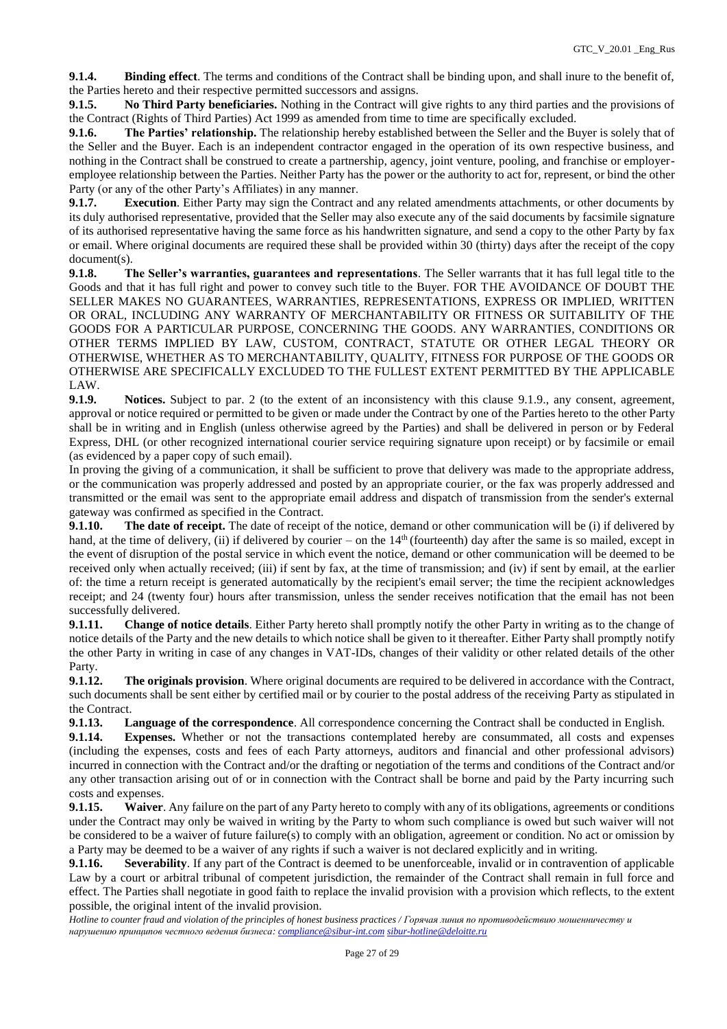**9.1.4. Binding effect**. The terms and conditions of the Contract shall be binding upon, and shall inure to the benefit of, the Parties hereto and their respective permitted successors and assigns.

**9.1.5. No Third Party beneficiaries.** Nothing in the Contract will give rights to any third parties and the provisions of the Contract (Rights of Third Parties) Act 1999 as amended from time to time are specifically excluded.

**9.1.6. The Parties' relationship.** The relationship hereby established between the Seller and the Buyer is solely that of the Seller and the Buyer. Each is an independent contractor engaged in the operation of its own respective business, and nothing in the Contract shall be construed to create a partnership, agency, joint venture, pooling, and franchise or employer-employee relationship between the Parties. Neither Party has the power or the authority to act for, represent, or bind the other Party (or any of the other Party's Affiliates) in any manner.

**9.1.7. Execution**. Either Party may sign the Contract and any related amendments attachments, or other documents by its duly authorised representative, provided that the Seller may also execute any of the said documents by facsimile signature of its authorised representative having the same force as his handwritten signature, and send a copy to the other Party by fax or email. Where original documents are required these shall be provided within 30 (thirty) days after the receipt of the copy document(s).

**9.1.8. The Seller's warranties, guarantees and representations**. The Seller warrants that it has full legal title to the Goods and that it has full right and power to convey such title to the Buyer. FOR THE AVOIDANCE OF DOUBT THE SELLER MAKES NO GUARANTEES, WARRANTIES, REPRESENTATIONS, EXPRESS OR IMPLIED, WRITTEN OR ORAL, INCLUDING ANY WARRANTY OF MERCHANTABILITY OR FITNESS OR SUITABILITY OF THE GOODS FOR A PARTICULAR PURPOSE, CONCERNING THE GOODS. ANY WARRANTIES, CONDITIONS OR OTHER TERMS IMPLIED BY LAW, CUSTOM, CONTRACT, STATUTE OR OTHER LEGAL THEORY OR OTHERWISE, WHETHER AS TO MERCHANTABILITY, QUALITY, FITNESS FOR PURPOSE OF THE GOODS OR OTHERWISE ARE SPECIFICALLY EXCLUDED TO THE FULLEST EXTENT PERMITTED BY THE APPLICABLE LAW.

**9.1.9. Notices.** Subject to par. 2 (to the extent of an inconsistency with this clause 9.1.9., any consent, agreement, approval or notice required or permitted to be given or made under the Contract by one of the Parties hereto to the other Party shall be in writing and in English (unless otherwise agreed by the Parties) and shall be delivered in person or by Federal Express, DHL (or other recognized international courier service requiring signature upon receipt) or by facsimile or email (as evidenced by a paper copy of such email).

In proving the giving of a communication, it shall be sufficient to prove that delivery was made to the appropriate address, or the communication was properly addressed and posted by an appropriate courier, or the fax was properly addressed and transmitted or the email was sent to the appropriate email address and dispatch of transmission from the sender's external gateway was confirmed as specified in the Contract.

**9.1.10. The date of receipt.** The date of receipt of the notice, demand or other communication will be (i) if delivered by hand, at the time of delivery, (ii) if delivered by courier – on the 14th (fourteenth) day after the same is so mailed, except in the event of disruption of the postal service in which event the notice, demand or other communication will be deemed to be received only when actually received; (iii) if sent by fax, at the time of transmission; and (iv) if sent by email, at the earlier of: the time a return receipt is generated automatically by the recipient's email server; the time the recipient acknowledges receipt; and 24 (twenty four) hours after transmission, unless the sender receives notification that the email has not been successfully delivered.

**9.1.11. Change of notice details**. Either Party hereto shall promptly notify the other Party in writing as to the change of notice details of the Party and the new details to which notice shall be given to it thereafter. Either Party shall promptly notify the other Party in writing in case of any changes in VAT-IDs, changes of their validity or other related details of the other Party.

**9.1.12. The originals provision**. Where original documents are required to be delivered in accordance with the Contract, such documents shall be sent either by certified mail or by courier to the postal address of the receiving Party as stipulated in the Contract.

**9.1.13. Language of the correspondence**. All correspondence concerning the Contract shall be conducted in English.

**9.1.14. Expenses.** Whether or not the transactions contemplated hereby are consummated, all costs and expenses (including the expenses, costs and fees of each Party attorneys, auditors and financial and other professional advisors) incurred in connection with the Contract and/or the drafting or negotiation of the terms and conditions of the Contract and/or any other transaction arising out of or in connection with the Contract shall be borne and paid by the Party incurring such costs and expenses.

**9.1.15. Waiver**. Any failure on the part of any Party hereto to comply with any of its obligations, agreements or conditions under the Contract may only be waived in writing by the Party to whom such compliance is owed but such waiver will not be considered to be a waiver of future failure(s) to comply with an obligation, agreement or condition. No act or omission by a Party may be deemed to be a waiver of any rights if such a waiver is not declared explicitly and in writing.

**9.1.16. Severability**. If any part of the Contract is deemed to be unenforceable, invalid or in contravention of applicable Law by a court or arbitral tribunal of competent jurisdiction, the remainder of the Contract shall remain in full force and effect. The Parties shall negotiate in good faith to replace the invalid provision with a provision which reflects, to the extent possible, the original intent of the invalid provision.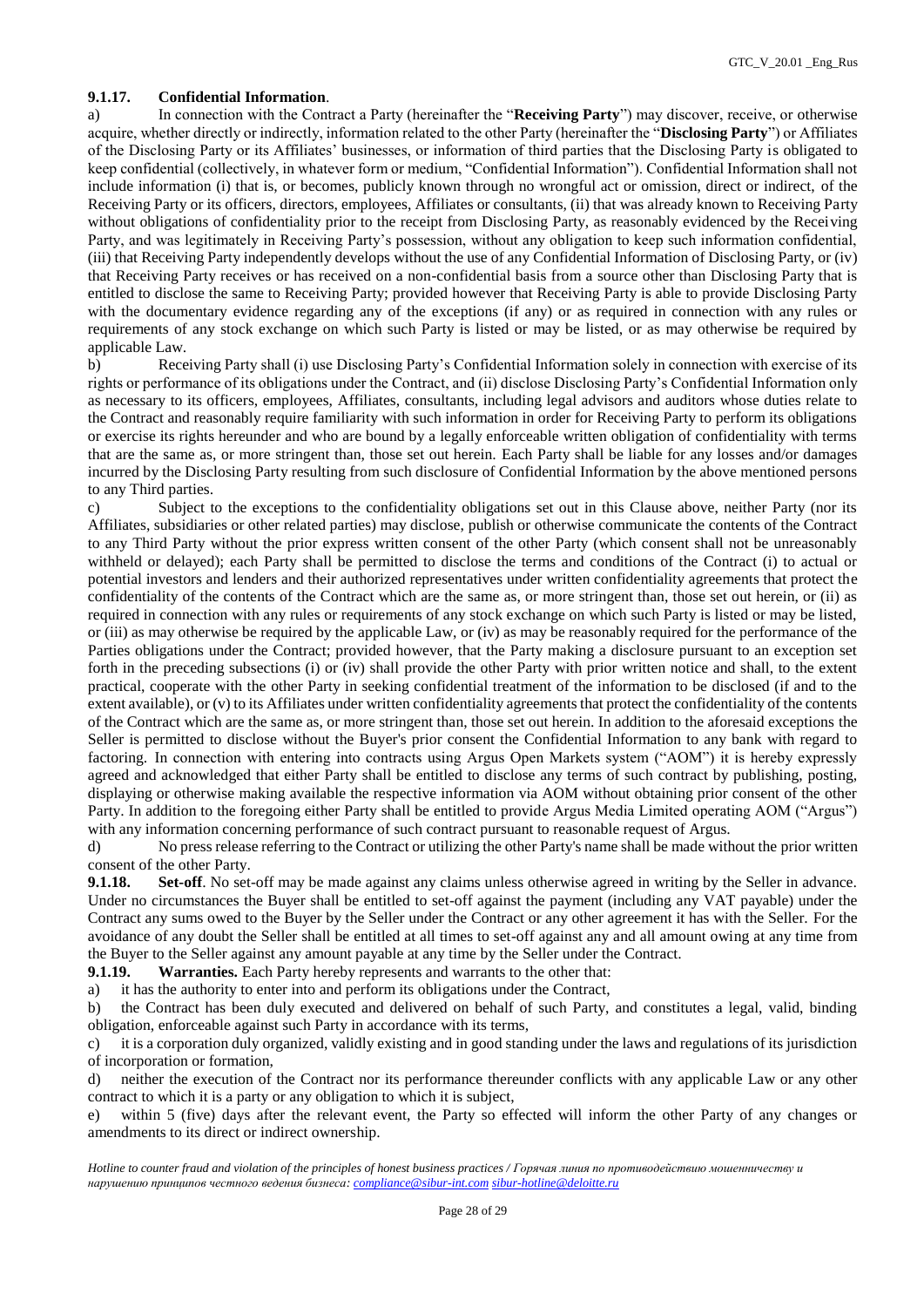**9.1.17. Confidential Information**.

a) In connection with the Contract a Party (hereinafter the "**Receiving Party**") may discover, receive, or otherwise acquire, whether directly or indirectly, information related to the other Party (hereinafter the "**Disclosing Party**") or Affiliates of the Disclosing Party or its Affiliates' businesses, or information of third parties that the Disclosing Party is obligated to keep confidential (collectively, in whatever form or medium, "Confidential Information"). Confidential Information shall not include information (i) that is, or becomes, publicly known through no wrongful act or omission, direct or indirect, of the Receiving Party or its officers, directors, employees, Affiliates or consultants, (ii) that was already known to Receiving Party without obligations of confidentiality prior to the receipt from Disclosing Party, as reasonably evidenced by the Receiving Party, and was legitimately in Receiving Party's possession, without any obligation to keep such information confidential, (iii) that Receiving Party independently develops without the use of any Confidential Information of Disclosing Party, or (iv) that Receiving Party receives or has received on a non-confidential basis from a source other than Disclosing Party that is entitled to disclose the same to Receiving Party; provided however that Receiving Party is able to provide Disclosing Party with the documentary evidence regarding any of the exceptions (if any) or as required in connection with any rules or requirements of any stock exchange on which such Party is listed or may be listed, or as may otherwise be required by applicable Law.

b) Receiving Party shall (i) use Disclosing Party's Confidential Information solely in connection with exercise of its rights or performance of its obligations under the Contract, and (ii) disclose Disclosing Party's Confidential Information only as necessary to its officers, employees, Affiliates, consultants, including legal advisors and auditors whose duties relate to the Contract and reasonably require familiarity with such information in order for Receiving Party to perform its obligations or exercise its rights hereunder and who are bound by a legally enforceable written obligation of confidentiality with terms that are the same as, or more stringent than, those set out herein. Each Party shall be liable for any losses and/or damages incurred by the Disclosing Party resulting from such disclosure of Confidential Information by the above mentioned persons to any Third parties.

c) Subject to the exceptions to the confidentiality obligations set out in this Clause above, neither Party (nor its Affiliates, subsidiaries or other related parties) may disclose, publish or otherwise communicate the contents of the Contract to any Third Party without the prior express written consent of the other Party (which consent shall not be unreasonably withheld or delayed); each Party shall be permitted to disclose the terms and conditions of the Contract (i) to actual or potential investors and lenders and their authorized representatives under written confidentiality agreements that protect the confidentiality of the contents of the Contract which are the same as, or more stringent than, those set out herein, or (ii) as required in connection with any rules or requirements of any stock exchange on which such Party is listed or may be listed, or (iii) as may otherwise be required by the applicable Law, or (iv) as may be reasonably required for the performance of the Parties obligations under the Contract; provided however, that the Party making a disclosure pursuant to an exception set forth in the preceding subsections (i) or (iv) shall provide the other Party with prior written notice and shall, to the extent practical, cooperate with the other Party in seeking confidential treatment of the information to be disclosed (if and to the extent available), or (v) to its Affiliates under written confidentiality agreements that protect the confidentiality of the contents of the Contract which are the same as, or more stringent than, those set out herein. In addition to the aforesaid exceptions the Seller is permitted to disclose without the Buyer's prior consent the Confidential Information to any bank with regard to factoring. In connection with entering into contracts using Argus Open Markets system ("AOM") it is hereby expressly agreed and acknowledged that either Party shall be entitled to disclose any terms of such contract by publishing, posting, displaying or otherwise making available the respective information via AOM without obtaining prior consent of the other Party. In addition to the foregoing either Party shall be entitled to provide Argus Media Limited operating AOM ("Argus") with any information concerning performance of such contract pursuant to reasonable request of Argus.

d) No press release referring to the Contract or utilizing the other Party's name shall be made without the prior written consent of the other Party.

**9.1.18. Set-off**. No set-off may be made against any claims unless otherwise agreed in writing by the Seller in advance. Under no circumstances the Buyer shall be entitled to set-off against the payment (including any VAT payable) under the Contract any sums owed to the Buyer by the Seller under the Contract or any other agreement it has with the Seller. For the avoidance of any doubt the Seller shall be entitled at all times to set-off against any and all amount owing at any time from the Buyer to the Seller against any amount payable at any time by the Seller under the Contract.

**9.1.19. Warranties.** Each Party hereby represents and warrants to the other that:

a) it has the authority to enter into and perform its obligations under the Contract,

b) the Contract has been duly executed and delivered on behalf of such Party, and constitutes a legal, valid, binding obligation, enforceable against such Party in accordance with its terms,

c) it is a corporation duly organized, validly existing and in good standing under the laws and regulations of its jurisdiction of incorporation or formation,

d) neither the execution of the Contract nor its performance thereunder conflicts with any applicable Law or any other contract to which it is a party or any obligation to which it is subject,

e) within 5 (five) days after the relevant event, the Party so effected will inform the other Party of any changes or amendments to its direct or indirect ownership.

*Hotline to counter fraud and violation of the principles of honest business practices / Горячая линия по противодействию мошенничеству и нарушению принципов честного ведения бизнеса: compliance@sibur-int.com sibur-hotline@deloitte.ru*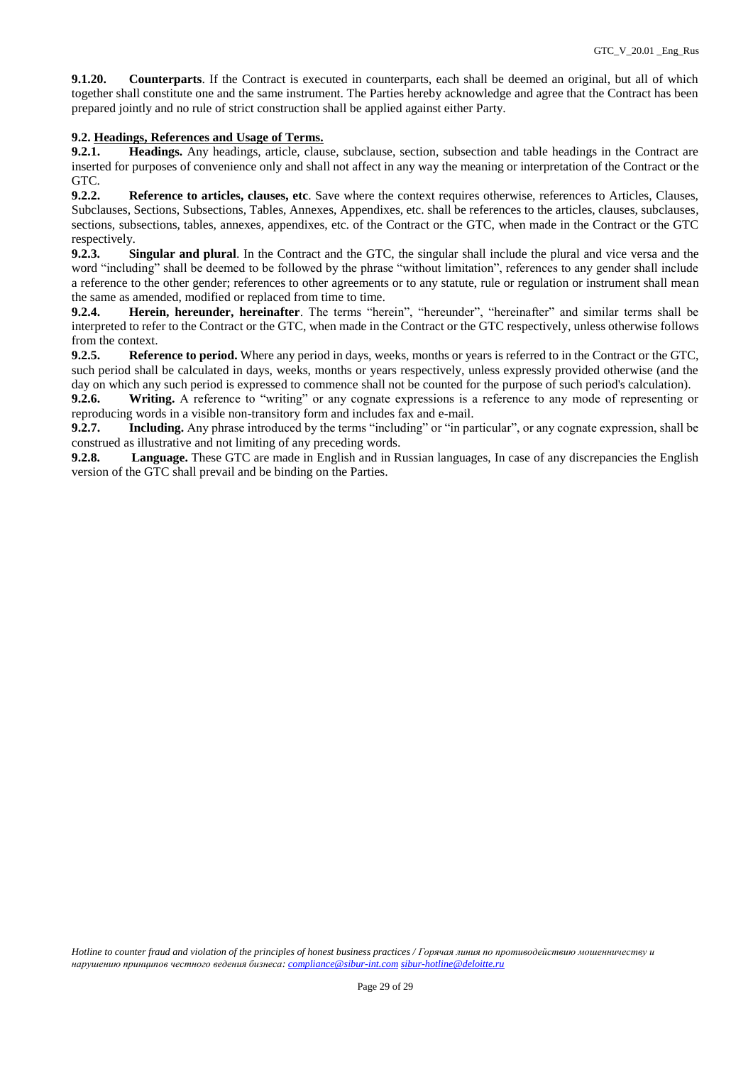**9.1.20. Counterparts**. If the Contract is executed in counterparts, each shall be deemed an original, but all of which together shall constitute one and the same instrument. The Parties hereby acknowledge and agree that the Contract has been prepared jointly and no rule of strict construction shall be applied against either Party.

**9.2. <u>Headings, References and Usage of Terms.</u>**

**9.2.1. Headings.** Any headings, article, clause, subclause, section, subsection and table headings in the Contract are inserted for purposes of convenience only and shall not affect in any way the meaning or interpretation of the Contract or the GTC.

**9.2.2. Reference to articles, clauses, etc**. Save where the context requires otherwise, references to Articles, Clauses, Subclauses, Sections, Subsections, Tables, Annexes, Appendixes, etc. shall be references to the articles, clauses, subclauses, sections, subsections, tables, annexes, appendixes, etc. of the Contract or the GTC, when made in the Contract or the GTC respectively.

**9.2.3. Singular and plural**. In the Contract and the GTC, the singular shall include the plural and vice versa and the word "including" shall be deemed to be followed by the phrase "without limitation", references to any gender shall include a reference to the other gender; references to other agreements or to any statute, rule or regulation or instrument shall mean the same as amended, modified or replaced from time to time.

**9.2.4. Herein, hereunder, hereinafter**. The terms "herein", "hereunder", "hereinafter" and similar terms shall be interpreted to refer to the Contract or the GTC, when made in the Contract or the GTC respectively, unless otherwise follows from the context.

**9.2.5. Reference to period.** Where any period in days, weeks, months or years is referred to in the Contract or the GTC, such period shall be calculated in days, weeks, months or years respectively, unless expressly provided otherwise (and the day on which any such period is expressed to commence shall not be counted for the purpose of such period's calculation).

**9.2.6. Writing.** A reference to "writing" or any cognate expressions is a reference to any mode of representing or reproducing words in a visible non-transitory form and includes fax and e-mail.

**9.2.7. Including.** Any phrase introduced by the terms "including" or "in particular", or any cognate expression, shall be construed as illustrative and not limiting of any preceding words.

**9.2.8. Language.** These GTC are made in English and in Russian languages, In case of any discrepancies the English version of the GTC shall prevail and be binding on the Parties.